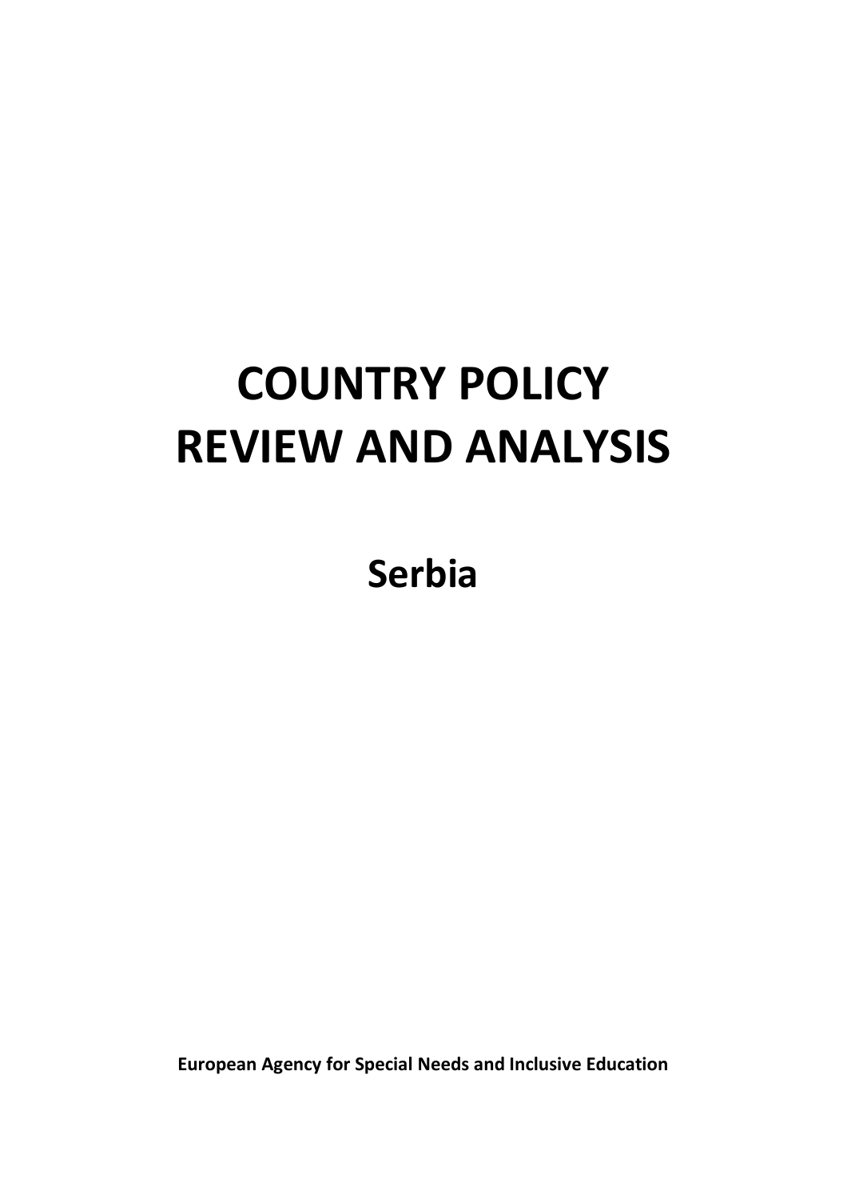# COUNTRY POLICY REVIEW AND ANALYSIS

## Serbia

**European Agency for Special Needs and Inclusive Education**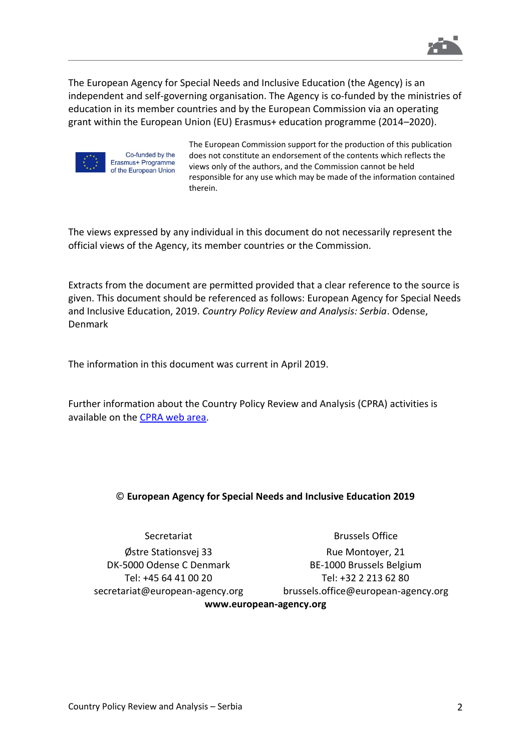The European Agency for Special Needs and Inclusive Education (the Agency) is an independent and self-governing organisation. The Agency is co-funded by the ministries of education in its member countries and by the European Commission via an operating grant within the European Union (EU) Erasmus+ education programme (2014–2020).

Co-funded by the Erasmus+ Programme of the European Union

The European Commission support for the production of this publication does not constitute an endorsement of the contents which reflects the views only of the authors, and the Commission cannot be held responsible for any use which may be made of the information contained therein.

The views expressed by any individual in this document do not necessarily represent the official views of the Agency, its member countries or the Commission.

Extracts from the document are permitted provided that a clear reference to the source is given. This document should be referenced as follows: European Agency for Special Needs and Inclusive Education, 2019. *Country Policy Review and Analysis: Serbia*. Odense, Denmark

The information in this document was current in April 2019.

Further information about the Country Policy Review and Analysis (CPRA) activities is available on the [CPRA web area](CPRA web area).

**© European Agency for Special Needs and Inclusive Education 2019**

Secretariat
Østre Stationsvej 33
DK-5000 Odense C Denmark
Tel: +45 64 41 00 20
secretariat@european-agency.org

Brussels Office
Rue Montoyer, 21
BE-1000 Brussels Belgium
Tel: +32 2 213 62 80
brussels.office@european-agency.org

**www.european-agency.org**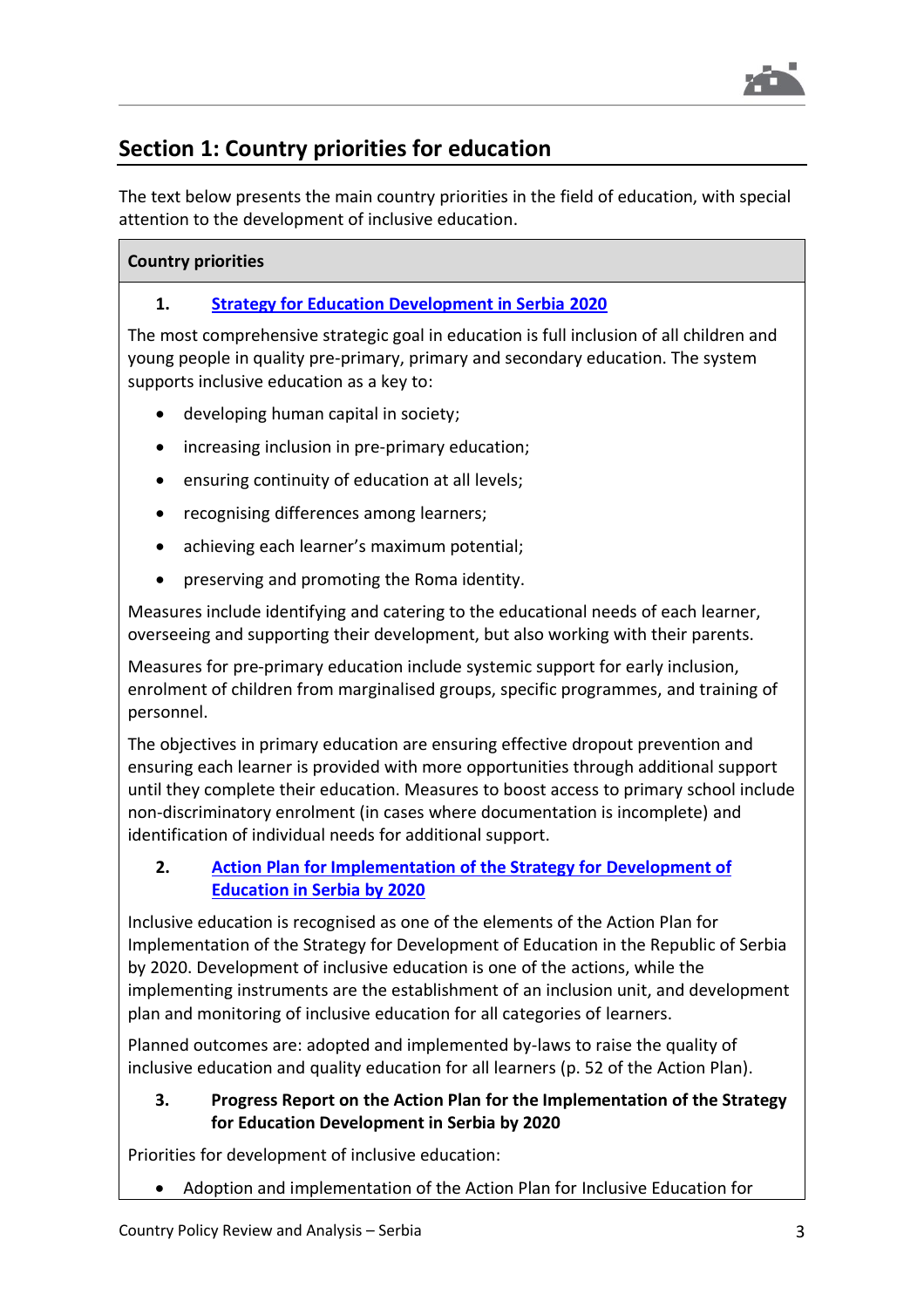## Section 1: Country priorities for education

The text below presents the main country priorities in the field of education, with special attention to the development of inclusive education.

**Country priorities**

1. **Strategy for Education Development in Serbia 2020**

The most comprehensive strategic goal in education is full inclusion of all children and young people in quality pre-primary, primary and secondary education. The system supports inclusive education as a key to:

- developing human capital in society;
- increasing inclusion in pre-primary education;
- ensuring continuity of education at all levels;
- recognising differences among learners;
- achieving each learner's maximum potential;
- preserving and promoting the Roma identity.

Measures include identifying and catering to the educational needs of each learner, overseeing and supporting their development, but also working with their parents.

Measures for pre-primary education include systemic support for early inclusion, enrolment of children from marginalised groups, specific programmes, and training of personnel.

The objectives in primary education are ensuring effective dropout prevention and ensuring each learner is provided with more opportunities through additional support until they complete their education. Measures to boost access to primary school include non-discriminatory enrolment (in cases where documentation is incomplete) and identification of individual needs for additional support.

2. **Action Plan for Implementation of the Strategy for Development of Education in Serbia by 2020**

Inclusive education is recognised as one of the elements of the Action Plan for Implementation of the Strategy for Development of Education in the Republic of Serbia by 2020. Development of inclusive education is one of the actions, while the implementing instruments are the establishment of an inclusion unit, and development plan and monitoring of inclusive education for all categories of learners.

Planned outcomes are: adopted and implemented by-laws to raise the quality of inclusive education and quality education for all learners (p. 52 of the Action Plan).

3. **Progress Report on the Action Plan for the Implementation of the Strategy for Education Development in Serbia by 2020**

Priorities for development of inclusive education:

- Adoption and implementation of the Action Plan for Inclusive Education for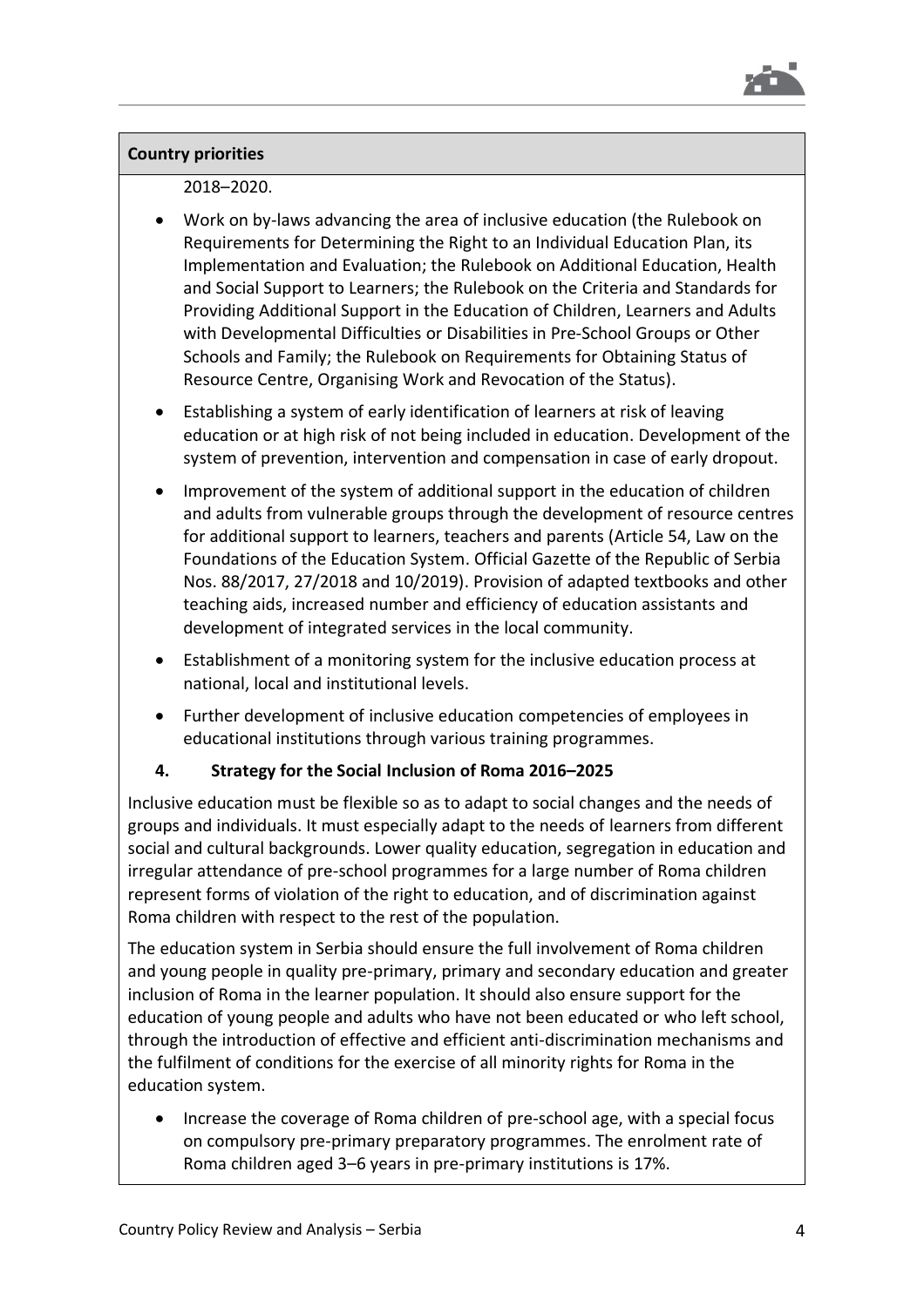**Country priorities**

2018–2020.

- Work on by-laws advancing the area of inclusive education (the Rulebook on Requirements for Determining the Right to an Individual Education Plan, its Implementation and Evaluation; the Rulebook on Additional Education, Health and Social Support to Learners; the Rulebook on the Criteria and Standards for Providing Additional Support in the Education of Children, Learners and Adults with Developmental Difficulties or Disabilities in Pre-School Groups or Other Schools and Family; the Rulebook on Requirements for Obtaining Status of Resource Centre, Organising Work and Revocation of the Status).
- Establishing a system of early identification of learners at risk of leaving education or at high risk of not being included in education. Development of the system of prevention, intervention and compensation in case of early dropout.
- Improvement of the system of additional support in the education of children and adults from vulnerable groups through the development of resource centres for additional support to learners, teachers and parents (Article 54, Law on the Foundations of the Education System. Official Gazette of the Republic of Serbia Nos. 88/2017, 27/2018 and 10/2019). Provision of adapted textbooks and other teaching aids, increased number and efficiency of education assistants and development of integrated services in the local community.
- Establishment of a monitoring system for the inclusive education process at national, local and institutional levels.
- Further development of inclusive education competencies of employees in educational institutions through various training programmes.

**4. Strategy for the Social Inclusion of Roma 2016–2025**

Inclusive education must be flexible so as to adapt to social changes and the needs of groups and individuals. It must especially adapt to the needs of learners from different social and cultural backgrounds. Lower quality education, segregation in education and irregular attendance of pre-school programmes for a large number of Roma children represent forms of violation of the right to education, and of discrimination against Roma children with respect to the rest of the population.

The education system in Serbia should ensure the full involvement of Roma children and young people in quality pre-primary, primary and secondary education and greater inclusion of Roma in the learner population. It should also ensure support for the education of young people and adults who have not been educated or who left school, through the introduction of effective and efficient anti-discrimination mechanisms and the fulfilment of conditions for the exercise of all minority rights for Roma in the education system.

- Increase the coverage of Roma children of pre-school age, with a special focus on compulsory pre-primary preparatory programmes. The enrolment rate of Roma children aged 3–6 years in pre-primary institutions is 17%.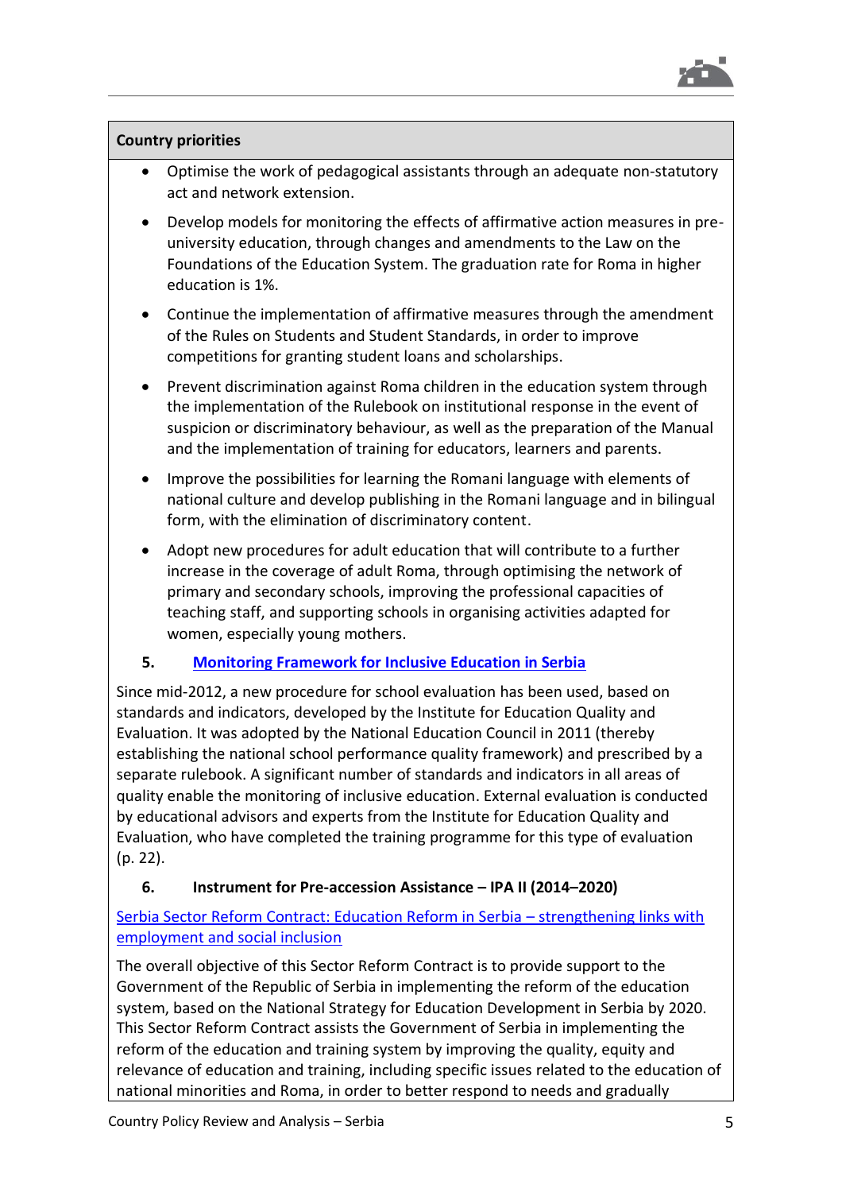**Country priorities**

- Optimise the work of pedagogical assistants through an adequate non-statutory act and network extension.
- Develop models for monitoring the effects of affirmative action measures in pre-university education, through changes and amendments to the Law on the Foundations of the Education System. The graduation rate for Roma in higher education is 1%.
- Continue the implementation of affirmative measures through the amendment of the Rules on Students and Student Standards, in order to improve competitions for granting student loans and scholarships.
- Prevent discrimination against Roma children in the education system through the implementation of the Rulebook on institutional response in the event of suspicion or discriminatory behaviour, as well as the preparation of the Manual and the implementation of training for educators, learners and parents.
- Improve the possibilities for learning the Romani language with elements of national culture and develop publishing in the Romani language and in bilingual form, with the elimination of discriminatory content.
- Adopt new procedures for adult education that will contribute to a further increase in the coverage of adult Roma, through optimising the network of primary and secondary schools, improving the professional capacities of teaching staff, and supporting schools in organising activities adapted for women, especially young mothers.

**5. Monitoring Framework for Inclusive Education in Serbia**

Since mid-2012, a new procedure for school evaluation has been used, based on standards and indicators, developed by the Institute for Education Quality and Evaluation. It was adopted by the National Education Council in 2011 (thereby establishing the national school performance quality framework) and prescribed by a separate rulebook. A significant number of standards and indicators in all areas of quality enable the monitoring of inclusive education. External evaluation is conducted by educational advisors and experts from the Institute for Education Quality and Evaluation, who have completed the training programme for this type of evaluation (p. 22).

**6. Instrument for Pre-accession Assistance – IPA II (2014–2020)**

Serbia Sector Reform Contract: Education Reform in Serbia – strengthening links with employment and social inclusion

The overall objective of this Sector Reform Contract is to provide support to the Government of the Republic of Serbia in implementing the reform of the education system, based on the National Strategy for Education Development in Serbia by 2020. This Sector Reform Contract assists the Government of Serbia in implementing the reform of the education and training system by improving the quality, equity and relevance of education and training, including specific issues related to the education of national minorities and Roma, in order to better respond to needs and gradually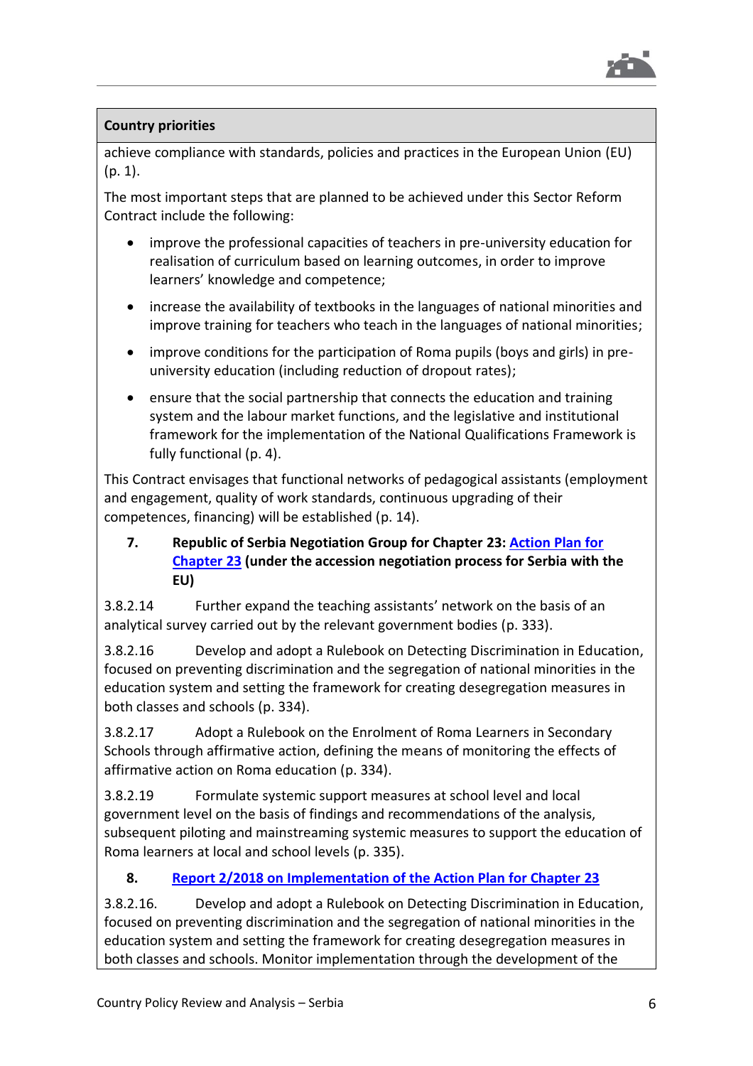| Country priorities |
| --- |
| achieve compliance with standards, policies and practices in the European Union (EU) (p. 1).<br><br>The most important steps that are planned to be achieved under this Sector Reform Contract include the following:<br><br>• improve the professional capacities of teachers in pre-university education for realisation of curriculum based on learning outcomes, in order to improve learners' knowledge and competence;<br>• increase the availability of textbooks in the languages of national minorities and improve training for teachers who teach in the languages of national minorities;<br>• improve conditions for the participation of Roma pupils (boys and girls) in pre-university education (including reduction of dropout rates);<br>• ensure that the social partnership that connects the education and training system and the labour market functions, and the legislative and institutional framework for the implementation of the National Qualifications Framework is fully functional (p. 4).<br><br>This Contract envisages that functional networks of pedagogical assistants (employment and engagement, quality of work standards, continuous upgrading of their competences, financing) will be established (p. 14).<br><br>**7. Republic of Serbia Negotiation Group for Chapter 23: Action Plan for Chapter 23 (under the accession negotiation process for Serbia with the EU)**<br><br>3.8.2.14 Further expand the teaching assistants' network on the basis of an analytical survey carried out by the relevant government bodies (p. 333).<br><br>3.8.2.16 Develop and adopt a Rulebook on Detecting Discrimination in Education, focused on preventing discrimination and the segregation of national minorities in the education system and setting the framework for creating desegregation measures in both classes and schools (p. 334).<br><br>3.8.2.17 Adopt a Rulebook on the Enrolment of Roma Learners in Secondary Schools through affirmative action, defining the means of monitoring the effects of affirmative action on Roma education (p. 334).<br><br>3.8.2.19 Formulate systemic support measures at school level and local government level on the basis of findings and recommendations of the analysis, subsequent piloting and mainstreaming systemic measures to support the education of Roma learners at local and school levels (p. 335).<br><br>**8. Report 2/2018 on Implementation of the Action Plan for Chapter 23**<br><br>3.8.2.16. Develop and adopt a Rulebook on Detecting Discrimination in Education, focused on preventing discrimination and the segregation of national minorities in the education system and setting the framework for creating desegregation measures in both classes and schools. Monitor implementation through the development of the |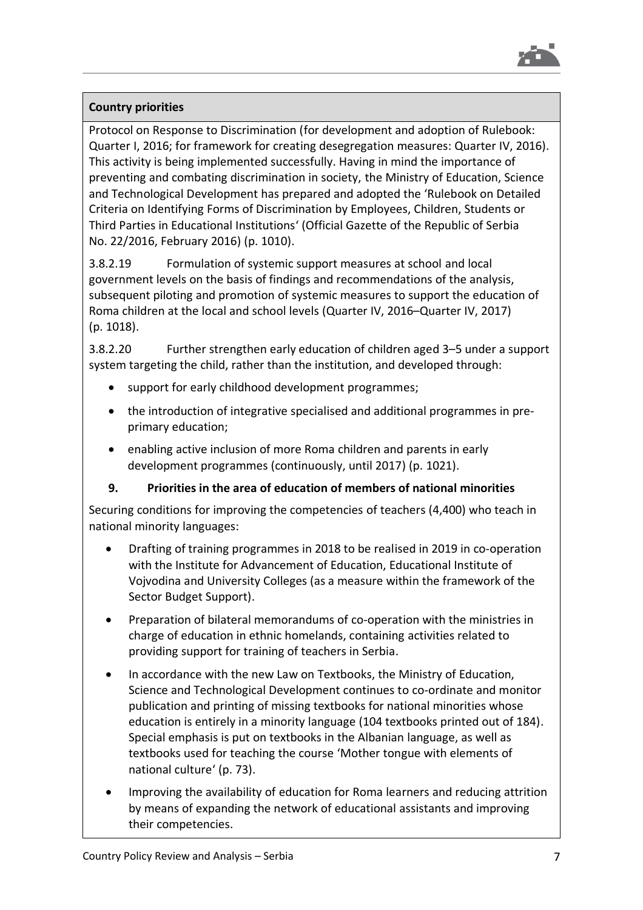**Country priorities**

Protocol on Response to Discrimination (for development and adoption of Rulebook: Quarter I, 2016; for framework for creating desegregation measures: Quarter IV, 2016). This activity is being implemented successfully. Having in mind the importance of preventing and combating discrimination in society, the Ministry of Education, Science and Technological Development has prepared and adopted the 'Rulebook on Detailed Criteria on Identifying Forms of Discrimination by Employees, Children, Students or Third Parties in Educational Institutions' (Official Gazette of the Republic of Serbia No. 22/2016, February 2016) (p. 1010).

3.8.2.19 Formulation of systemic support measures at school and local government levels on the basis of findings and recommendations of the analysis, subsequent piloting and promotion of systemic measures to support the education of Roma children at the local and school levels (Quarter IV, 2016–Quarter IV, 2017) (p. 1018).

3.8.2.20 Further strengthen early education of children aged 3–5 under a support system targeting the child, rather than the institution, and developed through:

- support for early childhood development programmes;
- the introduction of integrative specialised and additional programmes in pre-primary education;
- enabling active inclusion of more Roma children and parents in early development programmes (continuously, until 2017) (p. 1021).

**9. Priorities in the area of education of members of national minorities**

Securing conditions for improving the competencies of teachers (4,400) who teach in national minority languages:

- Drafting of training programmes in 2018 to be realised in 2019 in co-operation with the Institute for Advancement of Education, Educational Institute of Vojvodina and University Colleges (as a measure within the framework of the Sector Budget Support).
- Preparation of bilateral memorandums of co-operation with the ministries in charge of education in ethnic homelands, containing activities related to providing support for training of teachers in Serbia.
- In accordance with the new Law on Textbooks, the Ministry of Education, Science and Technological Development continues to co-ordinate and monitor publication and printing of missing textbooks for national minorities whose education is entirely in a minority language (104 textbooks printed out of 184). Special emphasis is put on textbooks in the Albanian language, as well as textbooks used for teaching the course 'Mother tongue with elements of national culture' (p. 73).
- Improving the availability of education for Roma learners and reducing attrition by means of expanding the network of educational assistants and improving their competencies.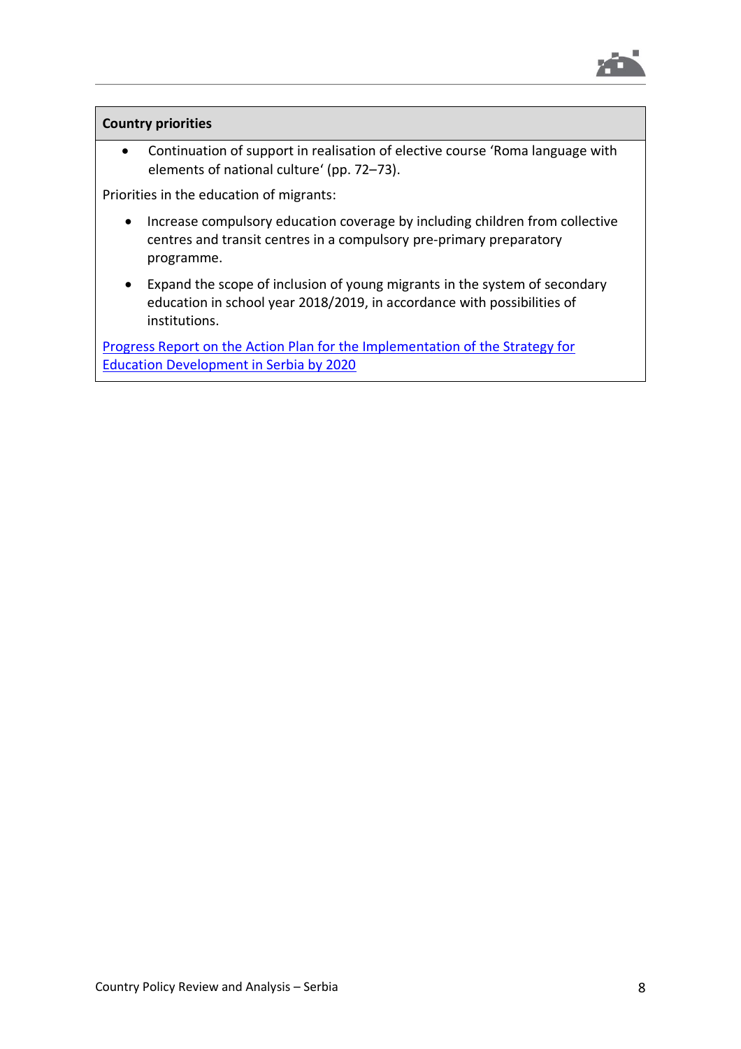**Country priorities**

- Continuation of support in realisation of elective course 'Roma language with elements of national culture' (pp. 72–73).

Priorities in the education of migrants:

- Increase compulsory education coverage by including children from collective centres and transit centres in a compulsory pre-primary preparatory programme.
- Expand the scope of inclusion of young migrants in the system of secondary education in school year 2018/2019, in accordance with possibilities of institutions.

Progress Report on the Action Plan for the Implementation of the Strategy for Education Development in Serbia by 2020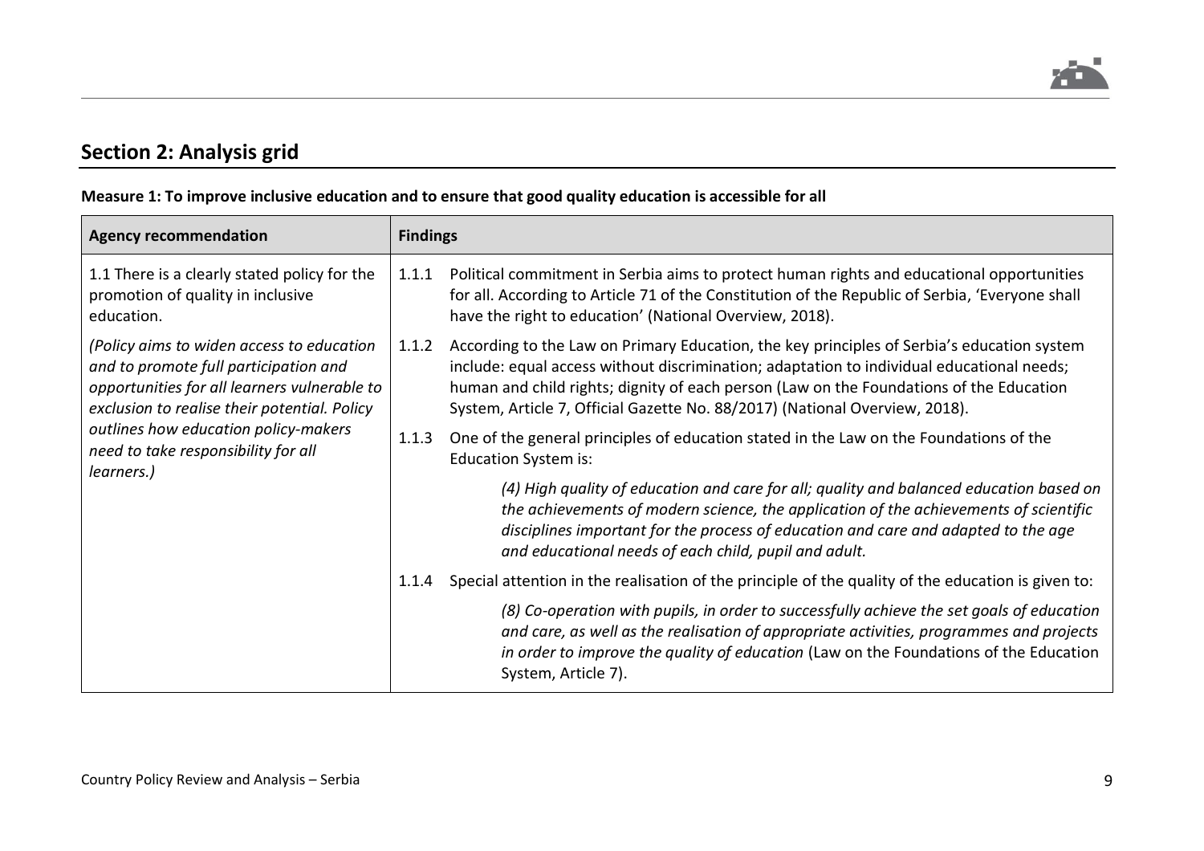## Section 2: Analysis grid

**Measure 1: To improve inclusive education and to ensure that good quality education is accessible for all**

| Agency recommendation | Findings |
|---|---|
| 1.1 There is a clearly stated policy for the promotion of quality in inclusive education.<br><br>*(Policy aims to widen access to education and to promote full participation and opportunities for all learners vulnerable to exclusion to realise their potential. Policy outlines how education policy-makers need to take responsibility for all learners.)* | 1.1.1 Political commitment in Serbia aims to protect human rights and educational opportunities for all. According to Article 71 of the Constitution of the Republic of Serbia, 'Everyone shall have the right to education' (National Overview, 2018).<br><br>1.1.2 According to the Law on Primary Education, the key principles of Serbia's education system include: equal access without discrimination; adaptation to individual educational needs; human and child rights; dignity of each person (Law on the Foundations of the Education System, Article 7, Official Gazette No. 88/2017) (National Overview, 2018).<br><br>1.1.3 One of the general principles of education stated in the Law on the Foundations of the Education System is:<br><br>*(4) High quality of education and care for all; quality and balanced education based on the achievements of modern science, the application of the achievements of scientific disciplines important for the process of education and care and adapted to the age and educational needs of each child, pupil and adult.*<br><br>1.1.4 Special attention in the realisation of the principle of the quality of the education is given to:<br><br>*(8) Co-operation with pupils, in order to successfully achieve the set goals of education and care, as well as the realisation of appropriate activities, programmes and projects in order to improve the quality of education* (Law on the Foundations of the Education System, Article 7). |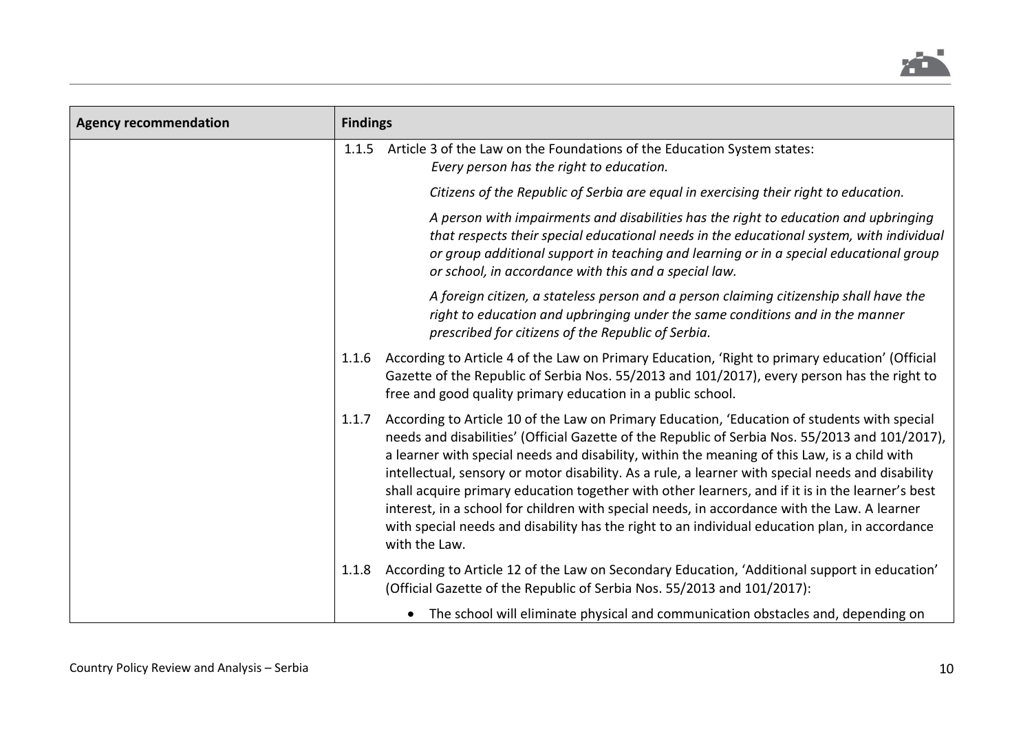| Agency recommendation | Findings |
|---|---|
| | 1.1.5 Article 3 of the Law on the Foundations of the Education System states:<br>*Every person has the right to education.*<br>*Citizens of the Republic of Serbia are equal in exercising their right to education.*<br>*A person with impairments and disabilities has the right to education and upbringing that respects their special educational needs in the educational system, with individual or group additional support in teaching and learning or in a special educational group or school, in accordance with this and a special law.*<br>*A foreign citizen, a stateless person and a person claiming citizenship shall have the right to education and upbringing under the same conditions and in the manner prescribed for citizens of the Republic of Serbia.* |
| | 1.1.6 According to Article 4 of the Law on Primary Education, 'Right to primary education' (Official Gazette of the Republic of Serbia Nos. 55/2013 and 101/2017), every person has the right to free and good quality primary education in a public school. |
| | 1.1.7 According to Article 10 of the Law on Primary Education, 'Education of students with special needs and disabilities' (Official Gazette of the Republic of Serbia Nos. 55/2013 and 101/2017), a learner with special needs and disability, within the meaning of this Law, is a child with intellectual, sensory or motor disability. As a rule, a learner with special needs and disability shall acquire primary education together with other learners, and if it is in the learner's best interest, in a school for children with special needs, in accordance with the Law. A learner with special needs and disability has the right to an individual education plan, in accordance with the Law. |
| | 1.1.8 According to Article 12 of the Law on Secondary Education, 'Additional support in education' (Official Gazette of the Republic of Serbia Nos. 55/2013 and 101/2017):<br>• The school will eliminate physical and communication obstacles and, depending on |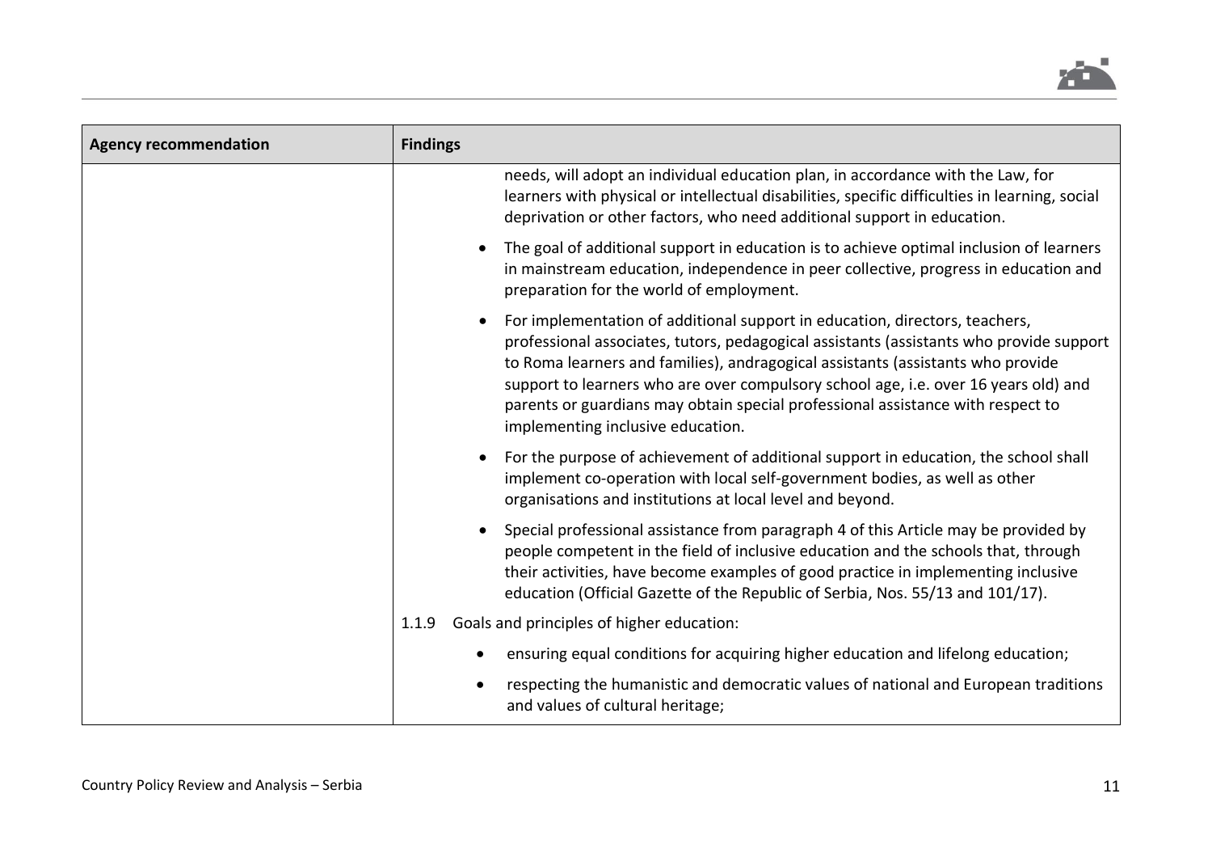| Agency recommendation | Findings |
|---|---|
| | needs, will adopt an individual education plan, in accordance with the Law, for learners with physical or intellectual disabilities, specific difficulties in learning, social deprivation or other factors, who need additional support in education.<br><br>• The goal of additional support in education is to achieve optimal inclusion of learners in mainstream education, independence in peer collective, progress in education and preparation for the world of employment.<br><br>• For implementation of additional support in education, directors, teachers, professional associates, tutors, pedagogical assistants (assistants who provide support to Roma learners and families), andragogical assistants (assistants who provide support to learners who are over compulsory school age, i.e. over 16 years old) and parents or guardians may obtain special professional assistance with respect to implementing inclusive education.<br><br>• For the purpose of achievement of additional support in education, the school shall implement co-operation with local self-government bodies, as well as other organisations and institutions at local level and beyond.<br><br>• Special professional assistance from paragraph 4 of this Article may be provided by people competent in the field of inclusive education and the schools that, through their activities, have become examples of good practice in implementing inclusive education (Official Gazette of the Republic of Serbia, Nos. 55/13 and 101/17).<br><br>1.1.9 Goals and principles of higher education:<br><br>• ensuring equal conditions for acquiring higher education and lifelong education;<br><br>• respecting the humanistic and democratic values of national and European traditions and values of cultural heritage; |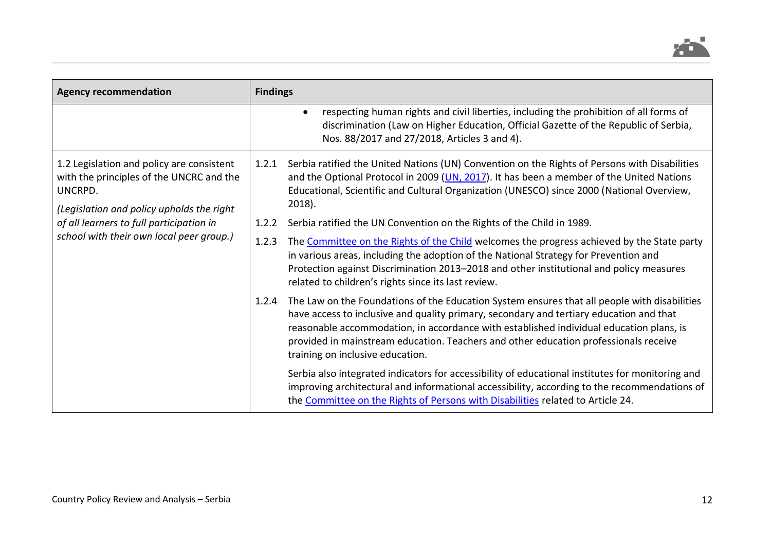| Agency recommendation | Findings |
| --- | --- |
| | • respecting human rights and civil liberties, including the prohibition of all forms of discrimination (Law on Higher Education, Official Gazette of the Republic of Serbia, Nos. 88/2017 and 27/2018, Articles 3 and 4). |
| 1.2 Legislation and policy are consistent with the principles of the UNCRC and the UNCRPD.<br><br>*(Legislation and policy upholds the right of all learners to full participation in school with their own local peer group.)* | 1.2.1 Serbia ratified the United Nations (UN) Convention on the Rights of Persons with Disabilities and the Optional Protocol in 2009 ([UN, 2017]()). It has been a member of the United Nations Educational, Scientific and Cultural Organization (UNESCO) since 2000 (National Overview, 2018).<br><br>1.2.2 Serbia ratified the UN Convention on the Rights of the Child in 1989.<br><br>1.2.3 The [Committee on the Rights of the Child]() welcomes the progress achieved by the State party in various areas, including the adoption of the National Strategy for Prevention and Protection against Discrimination 2013–2018 and other institutional and policy measures related to children's rights since its last review.<br><br>1.2.4 The Law on the Foundations of the Education System ensures that all people with disabilities have access to inclusive and quality primary, secondary and tertiary education and that reasonable accommodation, in accordance with established individual education plans, is provided in mainstream education. Teachers and other education professionals receive training on inclusive education.<br><br>Serbia also integrated indicators for accessibility of educational institutes for monitoring and improving architectural and informational accessibility, according to the recommendations of the [Committee on the Rights of Persons with Disabilities]() related to Article 24. |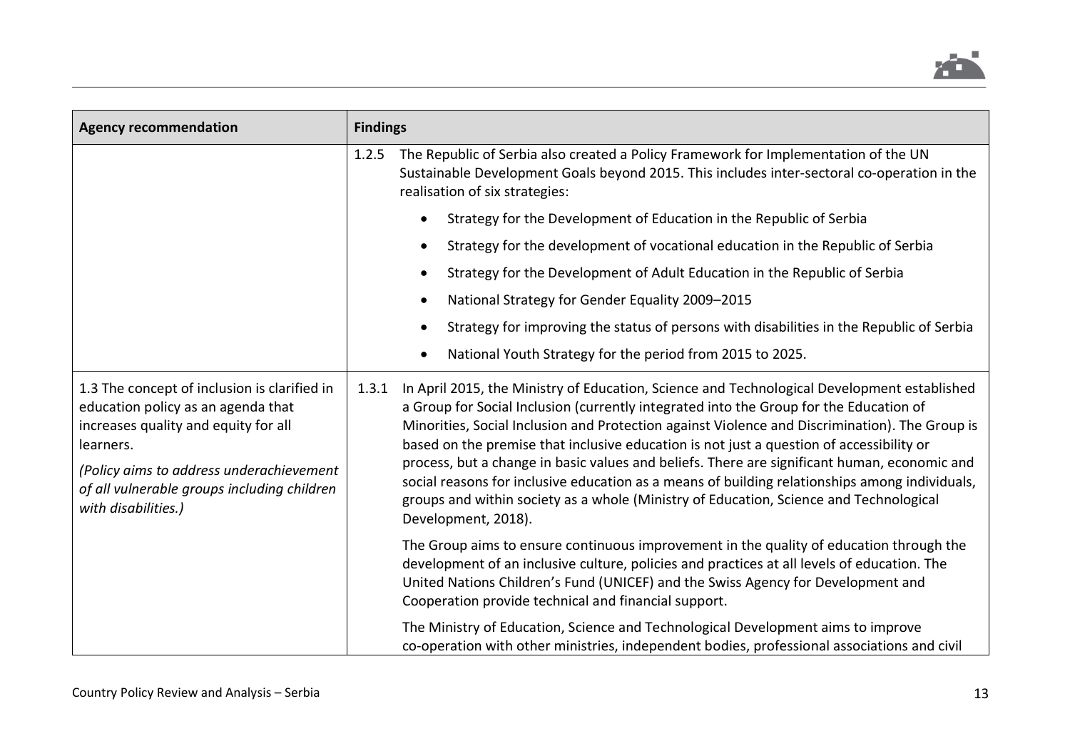| Agency recommendation | Findings |
|---|---|
| | 1.2.5 The Republic of Serbia also created a Policy Framework for Implementation of the UN Sustainable Development Goals beyond 2015. This includes inter-sectoral co-operation in the realisation of six strategies:<br>• Strategy for the Development of Education in the Republic of Serbia<br>• Strategy for the development of vocational education in the Republic of Serbia<br>• Strategy for the Development of Adult Education in the Republic of Serbia<br>• National Strategy for Gender Equality 2009–2015<br>• Strategy for improving the status of persons with disabilities in the Republic of Serbia<br>• National Youth Strategy for the period from 2015 to 2025. |
| 1.3 The concept of inclusion is clarified in education policy as an agenda that increases quality and equity for all learners.<br>*(Policy aims to address underachievement of all vulnerable groups including children with disabilities.)* | 1.3.1 In April 2015, the Ministry of Education, Science and Technological Development established a Group for Social Inclusion (currently integrated into the Group for the Education of Minorities, Social Inclusion and Protection against Violence and Discrimination). The Group is based on the premise that inclusive education is not just a question of accessibility or process, but a change in basic values and beliefs. There are significant human, economic and social reasons for inclusive education as a means of building relationships among individuals, groups and within society as a whole (Ministry of Education, Science and Technological Development, 2018).<br>The Group aims to ensure continuous improvement in the quality of education through the development of an inclusive culture, policies and practices at all levels of education. The United Nations Children's Fund (UNICEF) and the Swiss Agency for Development and Cooperation provide technical and financial support.<br>The Ministry of Education, Science and Technological Development aims to improve co-operation with other ministries, independent bodies, professional associations and civil |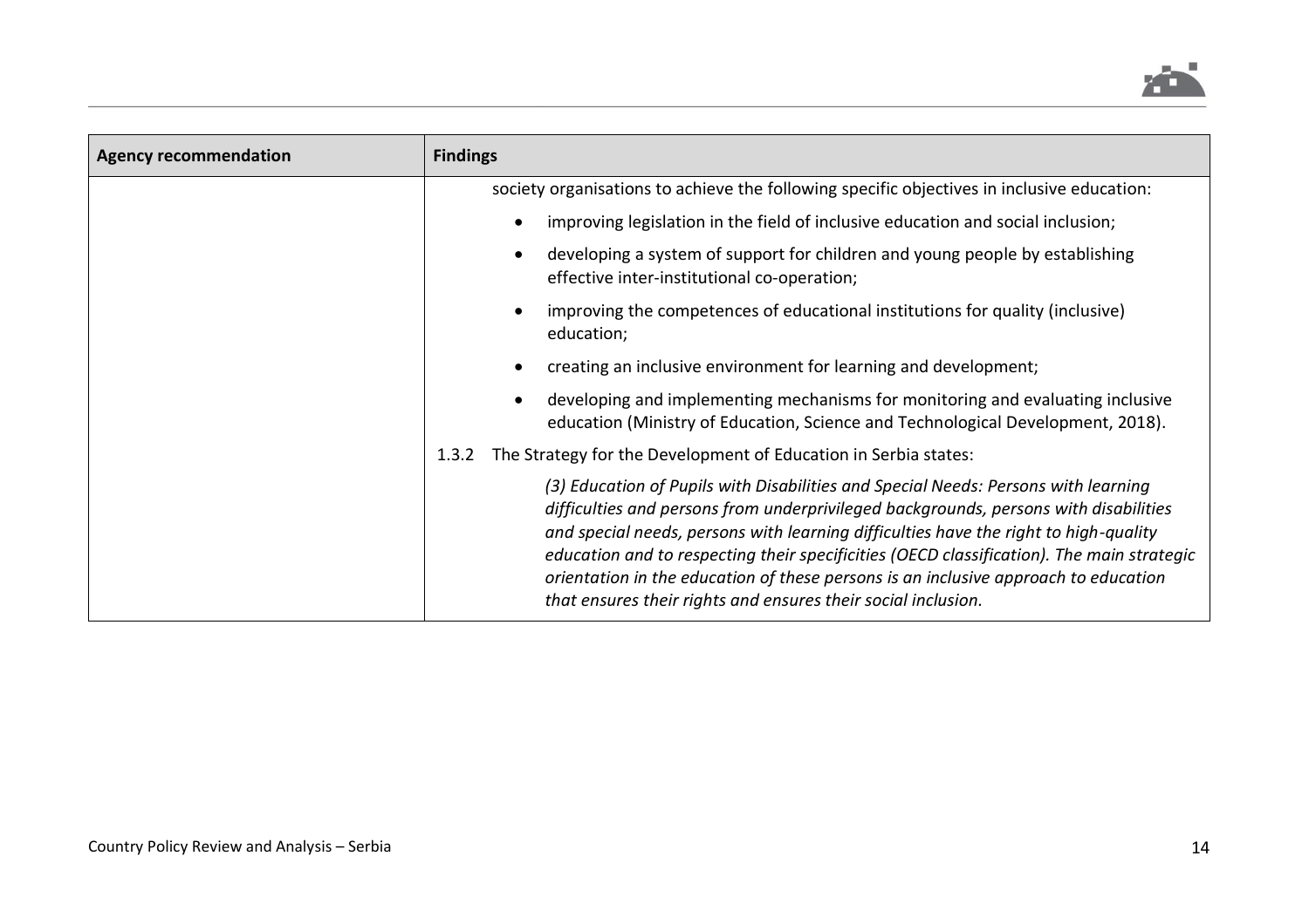| Agency recommendation | Findings |
|---|---|
| | society organisations to achieve the following specific objectives in inclusive education:<br>• improving legislation in the field of inclusive education and social inclusion;<br>• developing a system of support for children and young people by establishing effective inter-institutional co-operation;<br>• improving the competences of educational institutions for quality (inclusive) education;<br>• creating an inclusive environment for learning and development;<br>• developing and implementing mechanisms for monitoring and evaluating inclusive education (Ministry of Education, Science and Technological Development, 2018).<br>1.3.2 The Strategy for the Development of Education in Serbia states:<br>*(3) Education of Pupils with Disabilities and Special Needs: Persons with learning difficulties and persons from underprivileged backgrounds, persons with disabilities and special needs, persons with learning difficulties have the right to high-quality education and to respecting their specificities (OECD classification). The main strategic orientation in the education of these persons is an inclusive approach to education that ensures their rights and ensures their social inclusion.* |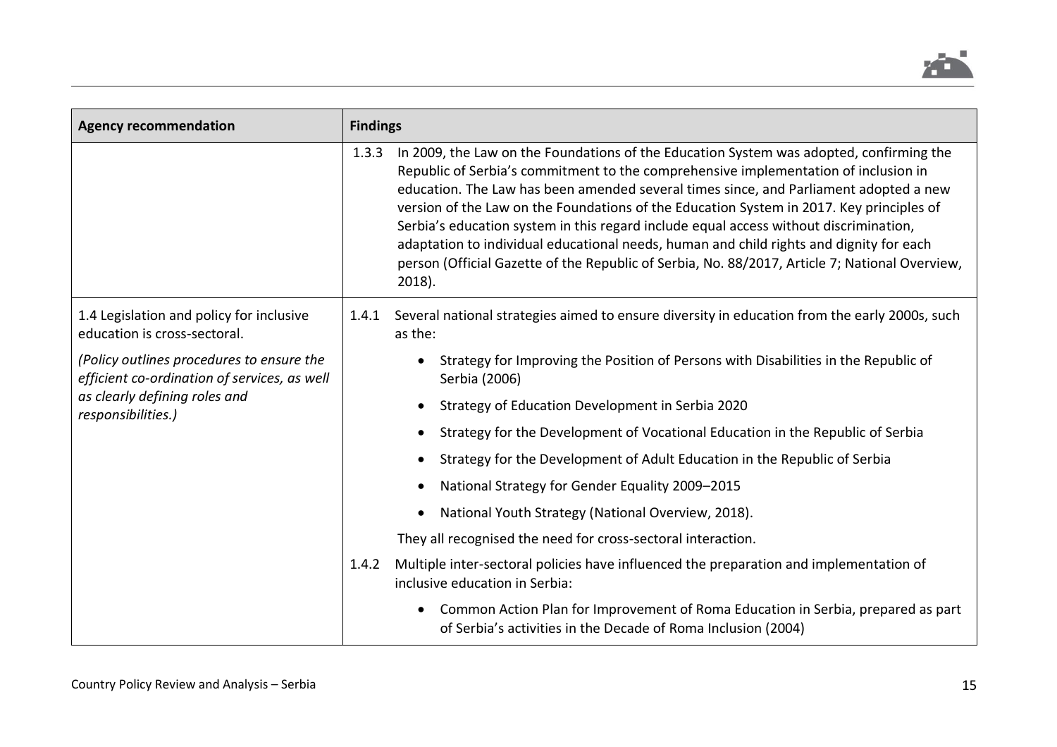| Agency recommendation | Findings |
|---|---|
| | 1.3.3 In 2009, the Law on the Foundations of the Education System was adopted, confirming the Republic of Serbia's commitment to the comprehensive implementation of inclusion in education. The Law has been amended several times since, and Parliament adopted a new version of the Law on the Foundations of the Education System in 2017. Key principles of Serbia's education system in this regard include equal access without discrimination, adaptation to individual educational needs, human and child rights and dignity for each person (Official Gazette of the Republic of Serbia, No. 88/2017, Article 7; National Overview, 2018). |
| 1.4 Legislation and policy for inclusive education is cross-sectoral.<br><br>*(Policy outlines procedures to ensure the efficient co-ordination of services, as well as clearly defining roles and responsibilities.)* | 1.4.1 Several national strategies aimed to ensure diversity in education from the early 2000s, such as the:<br>• Strategy for Improving the Position of Persons with Disabilities in the Republic of Serbia (2006)<br>• Strategy of Education Development in Serbia 2020<br>• Strategy for the Development of Vocational Education in the Republic of Serbia<br>• Strategy for the Development of Adult Education in the Republic of Serbia<br>• National Strategy for Gender Equality 2009–2015<br>• National Youth Strategy (National Overview, 2018).<br>They all recognised the need for cross-sectoral interaction.<br><br>1.4.2 Multiple inter-sectoral policies have influenced the preparation and implementation of inclusive education in Serbia:<br>• Common Action Plan for Improvement of Roma Education in Serbia, prepared as part of Serbia's activities in the Decade of Roma Inclusion (2004) |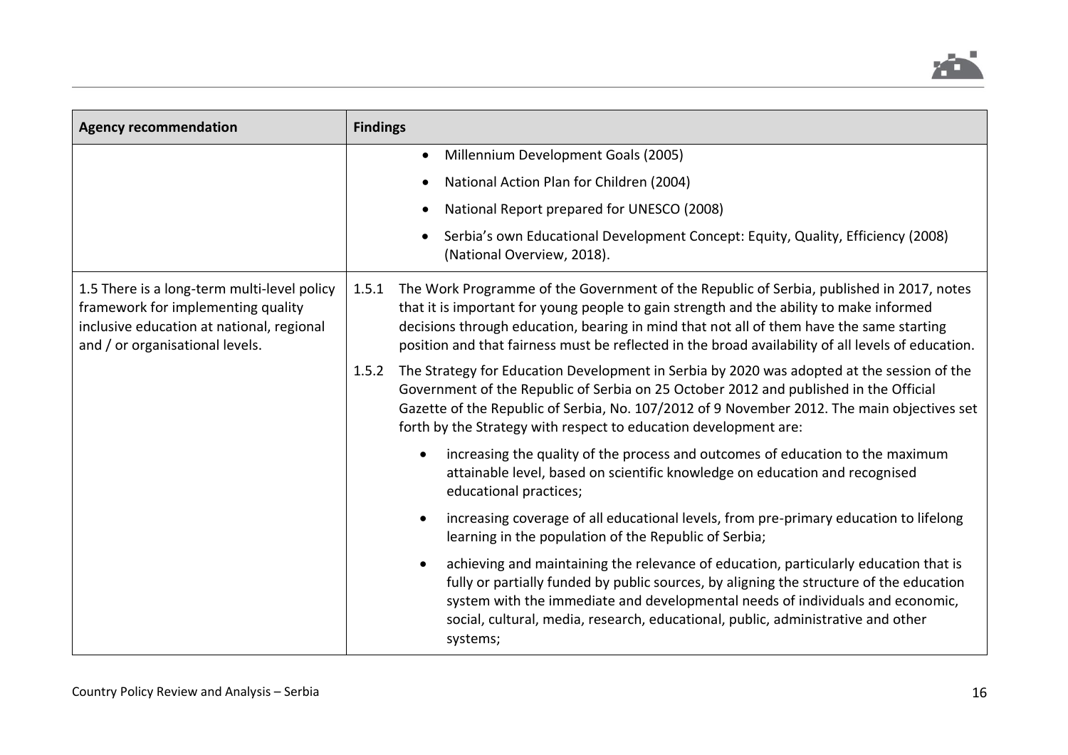| Agency recommendation | Findings |
|---|---|
| | • Millennium Development Goals (2005)<br>• National Action Plan for Children (2004)<br>• National Report prepared for UNESCO (2008)<br>• Serbia's own Educational Development Concept: Equity, Quality, Efficiency (2008) (National Overview, 2018). |
| 1.5 There is a long-term multi-level policy framework for implementing quality inclusive education at national, regional and / or organisational levels. | 1.5.1 The Work Programme of the Government of the Republic of Serbia, published in 2017, notes that it is important for young people to gain strength and the ability to make informed decisions through education, bearing in mind that not all of them have the same starting position and that fairness must be reflected in the broad availability of all levels of education.<br>1.5.2 The Strategy for Education Development in Serbia by 2020 was adopted at the session of the Government of the Republic of Serbia on 25 October 2012 and published in the Official Gazette of the Republic of Serbia, No. 107/2012 of 9 November 2012. The main objectives set forth by the Strategy with respect to education development are:<br>• increasing the quality of the process and outcomes of education to the maximum attainable level, based on scientific knowledge on education and recognised educational practices;<br>• increasing coverage of all educational levels, from pre-primary education to lifelong learning in the population of the Republic of Serbia;<br>• achieving and maintaining the relevance of education, particularly education that is fully or partially funded by public sources, by aligning the structure of the education system with the immediate and developmental needs of individuals and economic, social, cultural, media, research, educational, public, administrative and other systems; |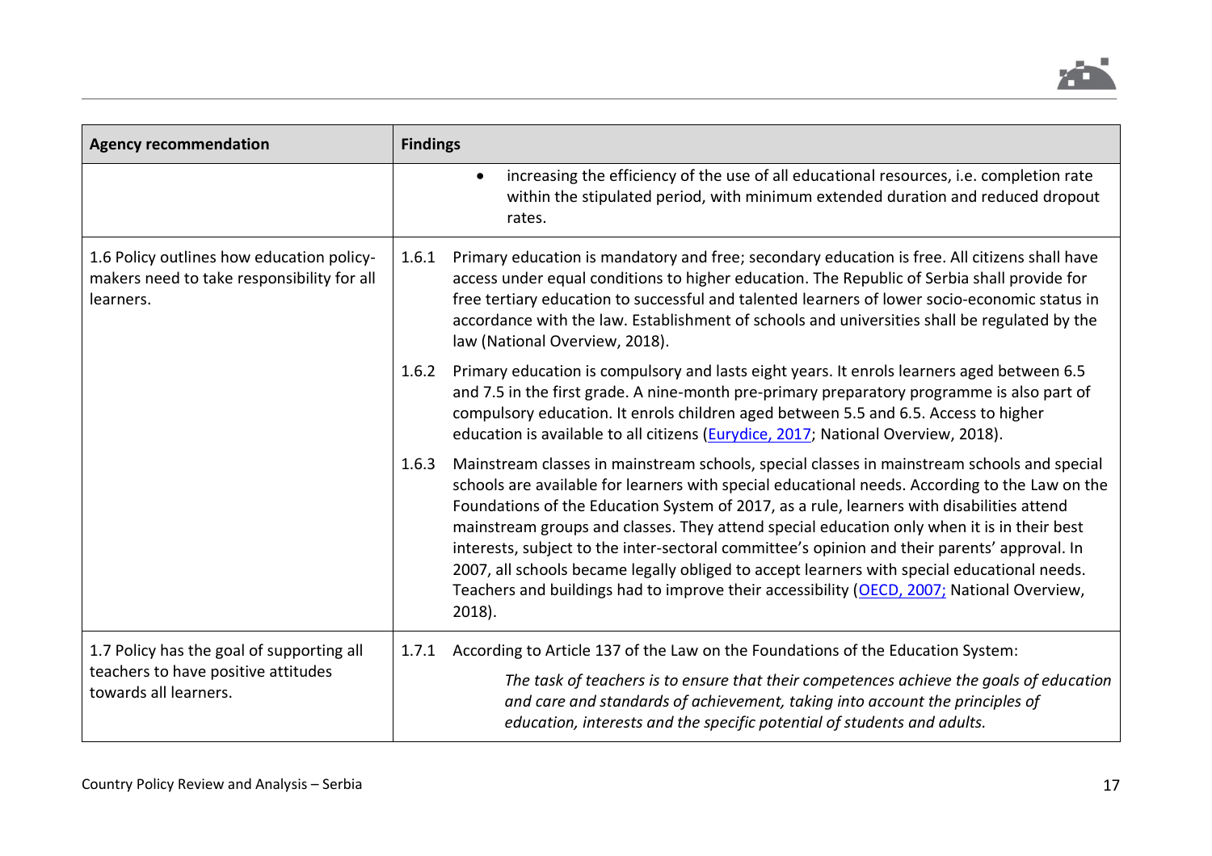| Agency recommendation | Findings |
|---|---|
| | • increasing the efficiency of the use of all educational resources, i.e. completion rate within the stipulated period, with minimum extended duration and reduced dropout rates. |
| 1.6 Policy outlines how education policy-makers need to take responsibility for all learners. | 1.6.1 Primary education is mandatory and free; secondary education is free. All citizens shall have access under equal conditions to higher education. The Republic of Serbia shall provide for free tertiary education to successful and talented learners of lower socio-economic status in accordance with the law. Establishment of schools and universities shall be regulated by the law (National Overview, 2018).<br><br>1.6.2 Primary education is compulsory and lasts eight years. It enrols learners aged between 6.5 and 7.5 in the first grade. A nine-month pre-primary preparatory programme is also part of compulsory education. It enrols children aged between 5.5 and 6.5. Access to higher education is available to all citizens ([Eurydice, 2017](); National Overview, 2018).<br><br>1.6.3 Mainstream classes in mainstream schools, special classes in mainstream schools and special schools are available for learners with special educational needs. According to the Law on the Foundations of the Education System of 2017, as a rule, learners with disabilities attend mainstream groups and classes. They attend special education only when it is in their best interests, subject to the inter-sectoral committee's opinion and their parents' approval. In 2007, all schools became legally obliged to accept learners with special educational needs. Teachers and buildings had to improve their accessibility ([OECD, 2007;]() National Overview, 2018). |
| 1.7 Policy has the goal of supporting all teachers to have positive attitudes towards all learners. | 1.7.1 According to Article 137 of the Law on the Foundations of the Education System:<br><br>*The task of teachers is to ensure that their competences achieve the goals of education and care and standards of achievement, taking into account the principles of education, interests and the specific potential of students and adults.* |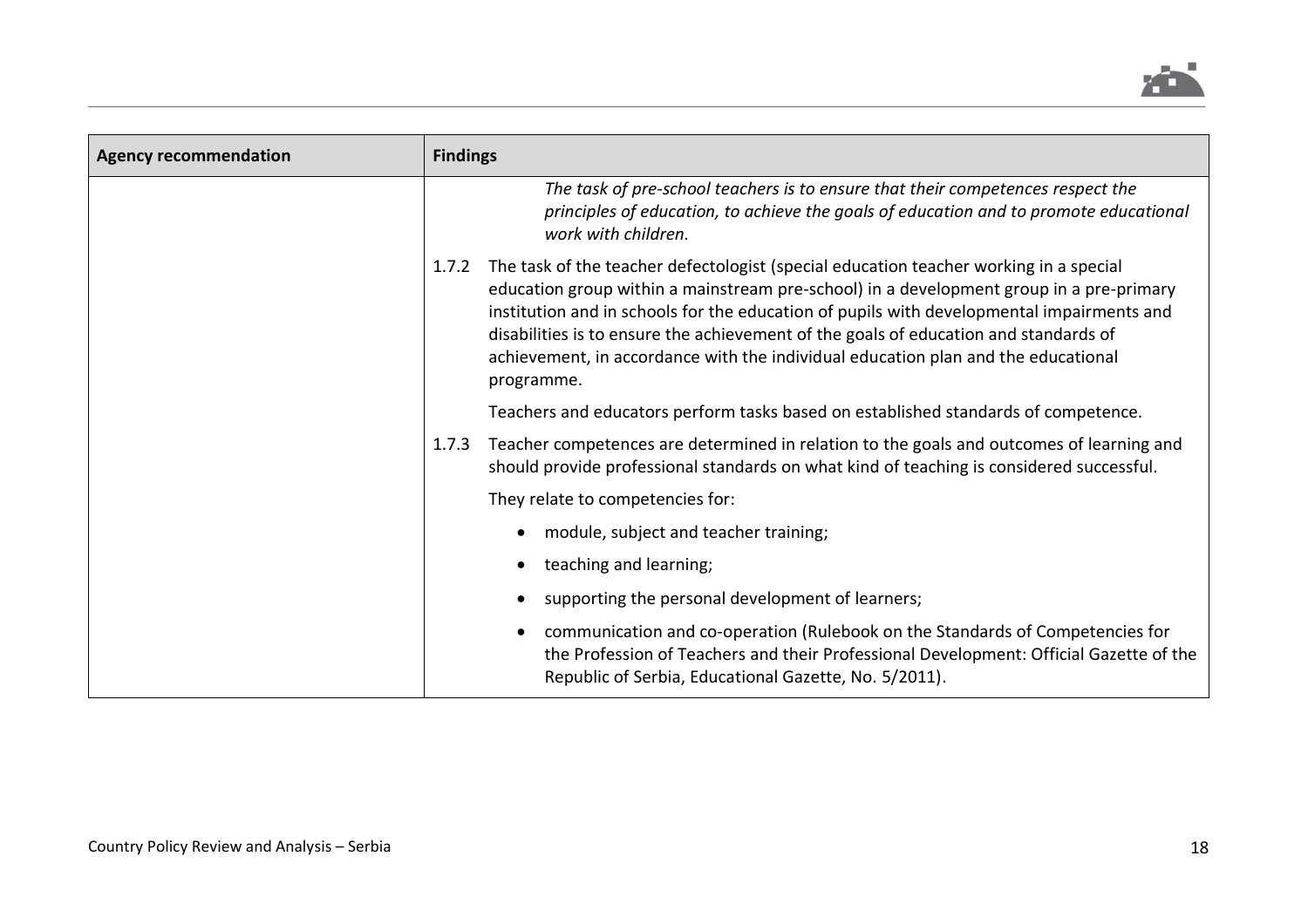| Agency recommendation | Findings |
|---|---|
| | *The task of pre-school teachers is to ensure that their competences respect the principles of education, to achieve the goals of education and to promote educational work with children.*<br><br>1.7.2 The task of the teacher defectologist (special education teacher working in a special education group within a mainstream pre-school) in a development group in a pre-primary institution and in schools for the education of pupils with developmental impairments and disabilities is to ensure the achievement of the goals of education and standards of achievement, in accordance with the individual education plan and the educational programme.<br><br>Teachers and educators perform tasks based on established standards of competence.<br><br>1.7.3 Teacher competences are determined in relation to the goals and outcomes of learning and should provide professional standards on what kind of teaching is considered successful.<br><br>They relate to competencies for:<br><br>• module, subject and teacher training;<br>• teaching and learning;<br>• supporting the personal development of learners;<br>• communication and co-operation (Rulebook on the Standards of Competencies for the Profession of Teachers and their Professional Development: Official Gazette of the Republic of Serbia, Educational Gazette, No. 5/2011). |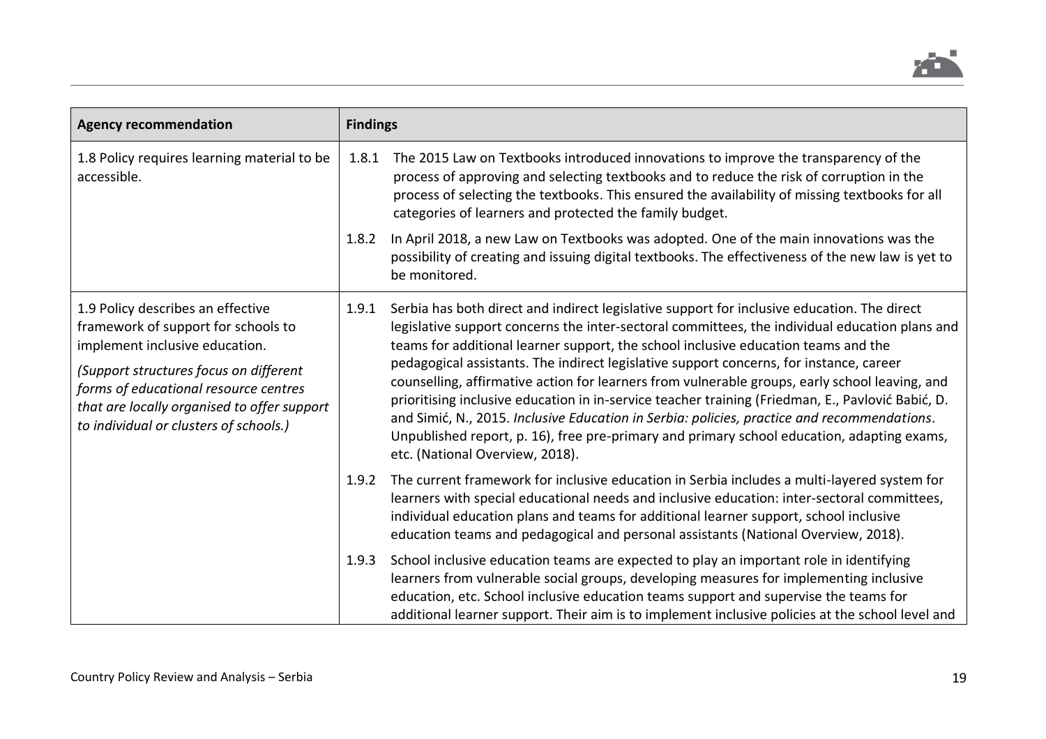| Agency recommendation | Findings |
| --- | --- |
| 1.8 Policy requires learning material to be accessible. | 1.8.1 The 2015 Law on Textbooks introduced innovations to improve the transparency of the process of approving and selecting textbooks and to reduce the risk of corruption in the process of selecting the textbooks. This ensured the availability of missing textbooks for all categories of learners and protected the family budget.<br><br>1.8.2 In April 2018, a new Law on Textbooks was adopted. One of the main innovations was the possibility of creating and issuing digital textbooks. The effectiveness of the new law is yet to be monitored. |
| 1.9 Policy describes an effective framework of support for schools to implement inclusive education.<br><br>*(Support structures focus on different forms of educational resource centres that are locally organised to offer support to individual or clusters of schools.)* | 1.9.1 Serbia has both direct and indirect legislative support for inclusive education. The direct legislative support concerns the inter-sectoral committees, the individual education plans and teams for additional learner support, the school inclusive education teams and the pedagogical assistants. The indirect legislative support concerns, for instance, career counselling, affirmative action for learners from vulnerable groups, early school leaving, and prioritising inclusive education in in-service teacher training (Friedman, E., Pavlović Babić, D. and Simić, N., 2015. *Inclusive Education in Serbia: policies, practice and recommendations*. Unpublished report, p. 16), free pre-primary and primary school education, adapting exams, etc. (National Overview, 2018).<br><br>1.9.2 The current framework for inclusive education in Serbia includes a multi-layered system for learners with special educational needs and inclusive education: inter-sectoral committees, individual education plans and teams for additional learner support, school inclusive education teams and pedagogical and personal assistants (National Overview, 2018).<br><br>1.9.3 School inclusive education teams are expected to play an important role in identifying learners from vulnerable social groups, developing measures for implementing inclusive education, etc. School inclusive education teams support and supervise the teams for additional learner support. Their aim is to implement inclusive policies at the school level and |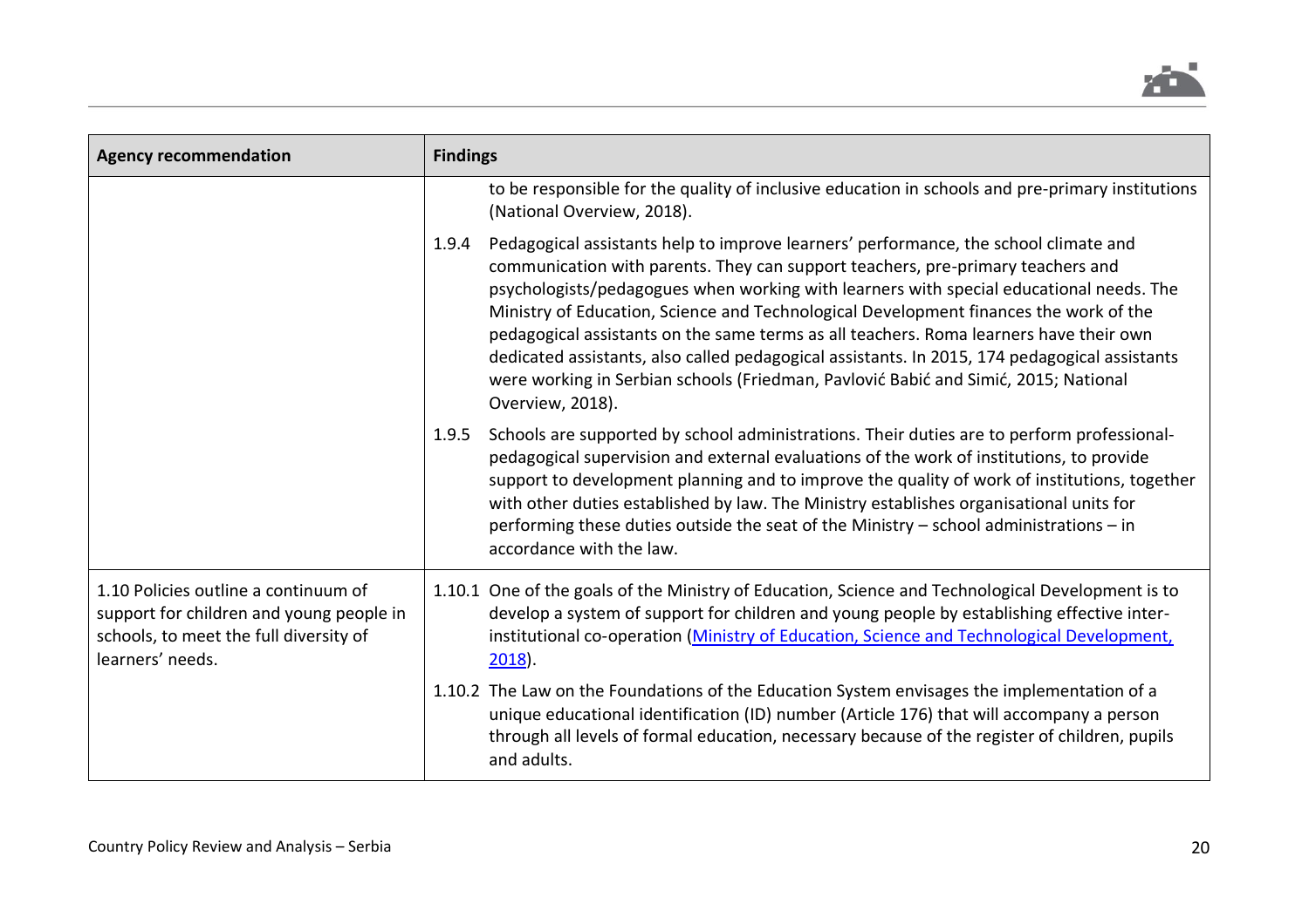| Agency recommendation | Findings |
|---|---|
| | to be responsible for the quality of inclusive education in schools and pre-primary institutions (National Overview, 2018). |
| | 1.9.4 Pedagogical assistants help to improve learners' performance, the school climate and communication with parents. They can support teachers, pre-primary teachers and psychologists/pedagogues when working with learners with special educational needs. The Ministry of Education, Science and Technological Development finances the work of the pedagogical assistants on the same terms as all teachers. Roma learners have their own dedicated assistants, also called pedagogical assistants. In 2015, 174 pedagogical assistants were working in Serbian schools (Friedman, Pavlović Babić and Simić, 2015; National Overview, 2018). |
| | 1.9.5 Schools are supported by school administrations. Their duties are to perform professional-pedagogical supervision and external evaluations of the work of institutions, to provide support to development planning and to improve the quality of work of institutions, together with other duties established by law. The Ministry establishes organisational units for performing these duties outside the seat of the Ministry – school administrations – in accordance with the law. |
| 1.10 Policies outline a continuum of support for children and young people in schools, to meet the full diversity of learners' needs. | 1.10.1 One of the goals of the Ministry of Education, Science and Technological Development is to develop a system of support for children and young people by establishing effective inter-institutional co-operation (Ministry of Education, Science and Technological Development, 2018). |
| | 1.10.2 The Law on the Foundations of the Education System envisages the implementation of a unique educational identification (ID) number (Article 176) that will accompany a person through all levels of formal education, necessary because of the register of children, pupils and adults. |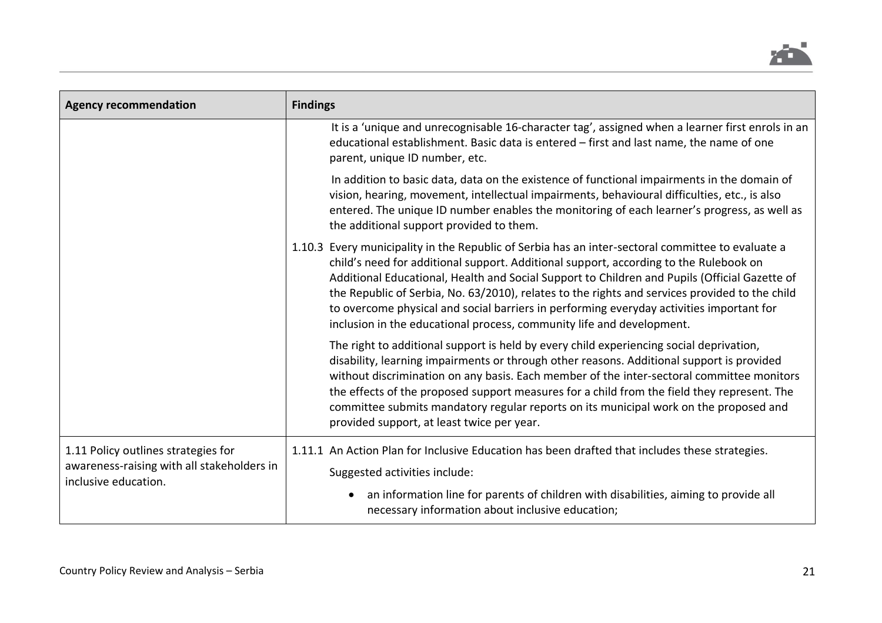| Agency recommendation | Findings |
|---|---|
| | It is a 'unique and unrecognisable 16-character tag', assigned when a learner first enrols in an educational establishment. Basic data is entered – first and last name, the name of one parent, unique ID number, etc.<br><br>In addition to basic data, data on the existence of functional impairments in the domain of vision, hearing, movement, intellectual impairments, behavioural difficulties, etc., is also entered. The unique ID number enables the monitoring of each learner's progress, as well as the additional support provided to them.<br><br>1.10.3 Every municipality in the Republic of Serbia has an inter-sectoral committee to evaluate a child's need for additional support. Additional support, according to the Rulebook on Additional Educational, Health and Social Support to Children and Pupils (Official Gazette of the Republic of Serbia, No. 63/2010), relates to the rights and services provided to the child to overcome physical and social barriers in performing everyday activities important for inclusion in the educational process, community life and development.<br><br>The right to additional support is held by every child experiencing social deprivation, disability, learning impairments or through other reasons. Additional support is provided without discrimination on any basis. Each member of the inter-sectoral committee monitors the effects of the proposed support measures for a child from the field they represent. The committee submits mandatory regular reports on its municipal work on the proposed and provided support, at least twice per year. |
| 1.11 Policy outlines strategies for awareness-raising with all stakeholders in inclusive education. | 1.11.1 An Action Plan for Inclusive Education has been drafted that includes these strategies.<br><br>Suggested activities include:<br><br>• an information line for parents of children with disabilities, aiming to provide all necessary information about inclusive education; |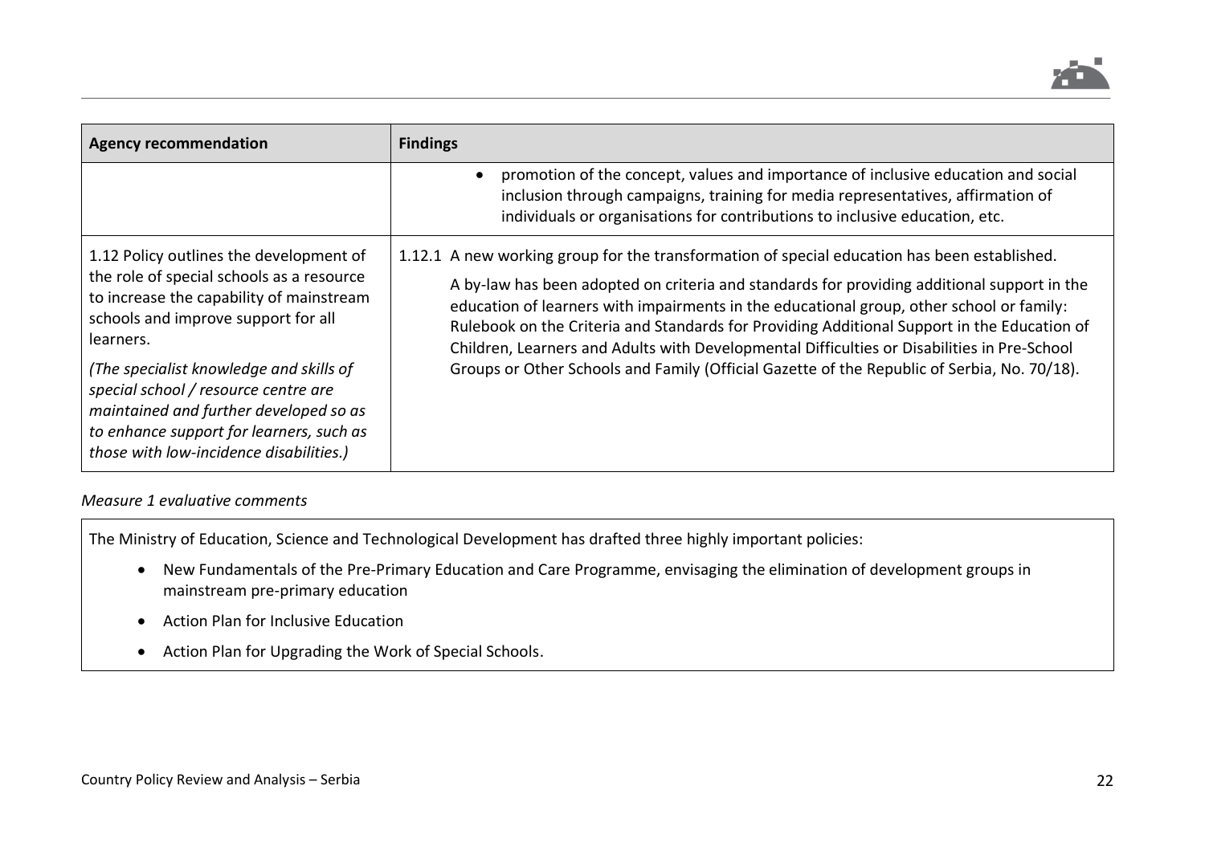| Agency recommendation | Findings |
|---|---|
| | • promotion of the concept, values and importance of inclusive education and social inclusion through campaigns, training for media representatives, affirmation of individuals or organisations for contributions to inclusive education, etc. |
| 1.12 Policy outlines the development of the role of special schools as a resource to increase the capability of mainstream schools and improve support for all learners. *(The specialist knowledge and skills of special school / resource centre are maintained and further developed so as to enhance support for learners, such as those with low-incidence disabilities.)* | 1.12.1 A new working group for the transformation of special education has been established. A by-law has been adopted on criteria and standards for providing additional support in the education of learners with impairments in the educational group, other school or family: Rulebook on the Criteria and Standards for Providing Additional Support in the Education of Children, Learners and Adults with Developmental Difficulties or Disabilities in Pre-School Groups or Other Schools and Family (Official Gazette of the Republic of Serbia, No. 70/18). |

*Measure 1 evaluative comments*

The Ministry of Education, Science and Technological Development has drafted three highly important policies:

- New Fundamentals of the Pre-Primary Education and Care Programme, envisaging the elimination of development groups in mainstream pre-primary education
- Action Plan for Inclusive Education
- Action Plan for Upgrading the Work of Special Schools.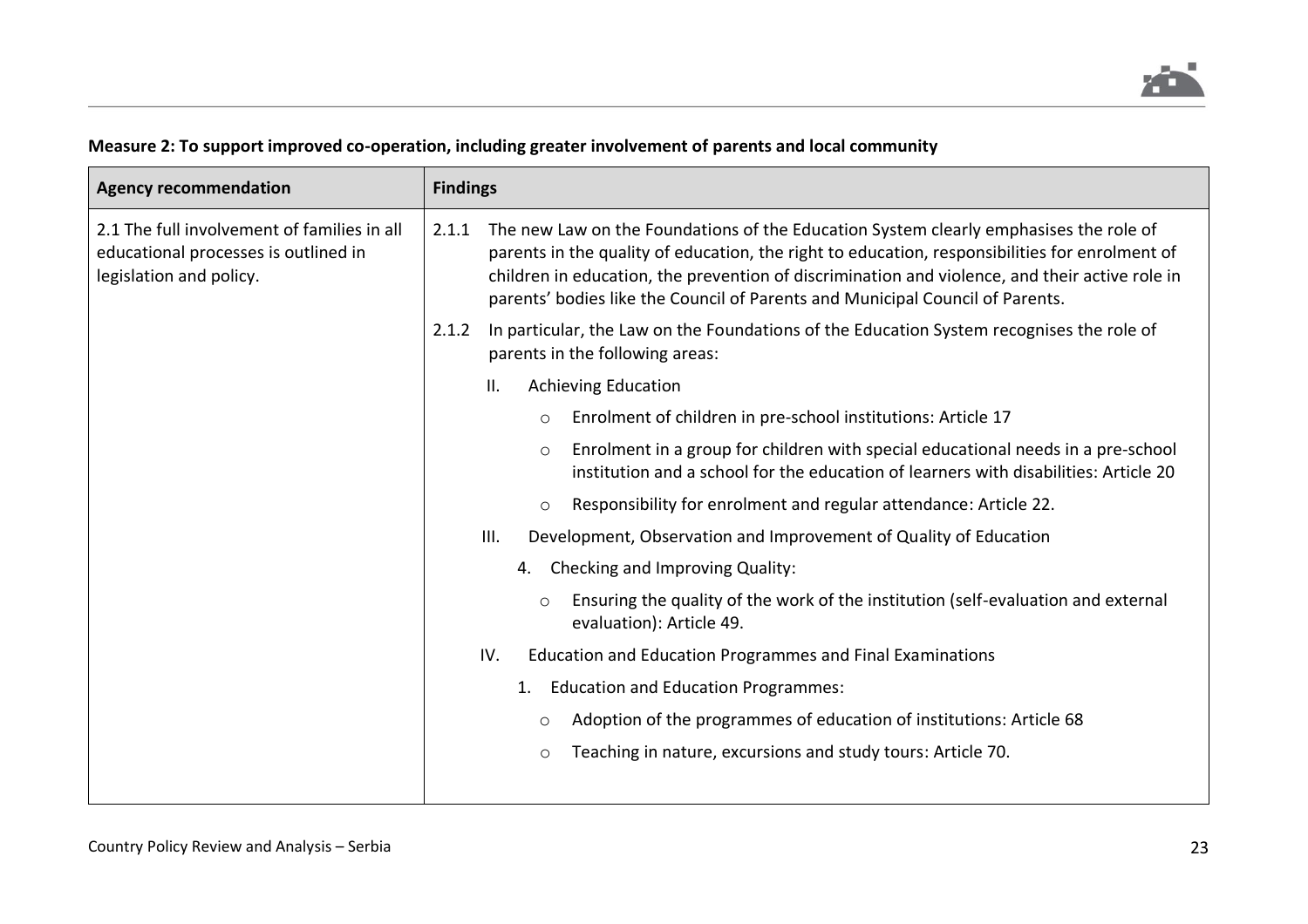**Measure 2: To support improved co-operation, including greater involvement of parents and local community**

| Agency recommendation | Findings |
|---|---|
| 2.1 The full involvement of families in all educational processes is outlined in legislation and policy. | 2.1.1 The new Law on the Foundations of the Education System clearly emphasises the role of parents in the quality of education, the right to education, responsibilities for enrolment of children in education, the prevention of discrimination and violence, and their active role in parents' bodies like the Council of Parents and Municipal Council of Parents.<br><br>2.1.2 In particular, the Law on the Foundations of the Education System recognises the role of parents in the following areas:<br><br>II. Achieving Education<br>- Enrolment of children in pre-school institutions: Article 17<br>- Enrolment in a group for children with special educational needs in a pre-school institution and a school for the education of learners with disabilities: Article 20<br>- Responsibility for enrolment and regular attendance: Article 22.<br><br>III. Development, Observation and Improvement of Quality of Education<br>4. Checking and Improving Quality:<br>- Ensuring the quality of the work of the institution (self-evaluation and external evaluation): Article 49.<br><br>IV. Education and Education Programmes and Final Examinations<br>1. Education and Education Programmes:<br>- Adoption of the programmes of education of institutions: Article 68<br>- Teaching in nature, excursions and study tours: Article 70. |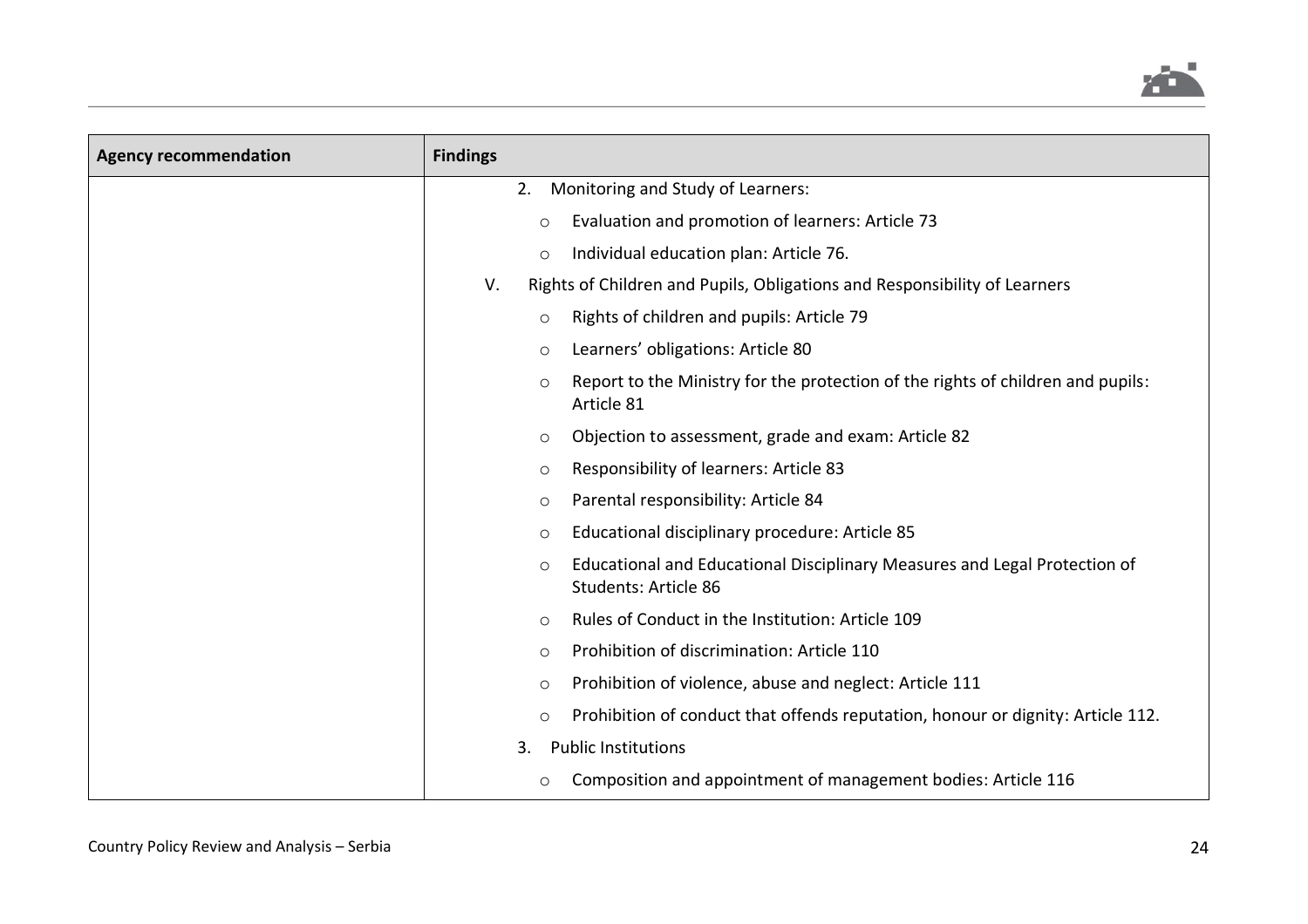| Agency recommendation | Findings |
|---|---|
| | 2. Monitoring and Study of Learners:<br>○ Evaluation and promotion of learners: Article 73<br>○ Individual education plan: Article 76.<br>V. Rights of Children and Pupils, Obligations and Responsibility of Learners<br>○ Rights of children and pupils: Article 79<br>○ Learners' obligations: Article 80<br>○ Report to the Ministry for the protection of the rights of children and pupils: Article 81<br>○ Objection to assessment, grade and exam: Article 82<br>○ Responsibility of learners: Article 83<br>○ Parental responsibility: Article 84<br>○ Educational disciplinary procedure: Article 85<br>○ Educational and Educational Disciplinary Measures and Legal Protection of Students: Article 86<br>○ Rules of Conduct in the Institution: Article 109<br>○ Prohibition of discrimination: Article 110<br>○ Prohibition of violence, abuse and neglect: Article 111<br>○ Prohibition of conduct that offends reputation, honour or dignity: Article 112.<br>3. Public Institutions<br>○ Composition and appointment of management bodies: Article 116 |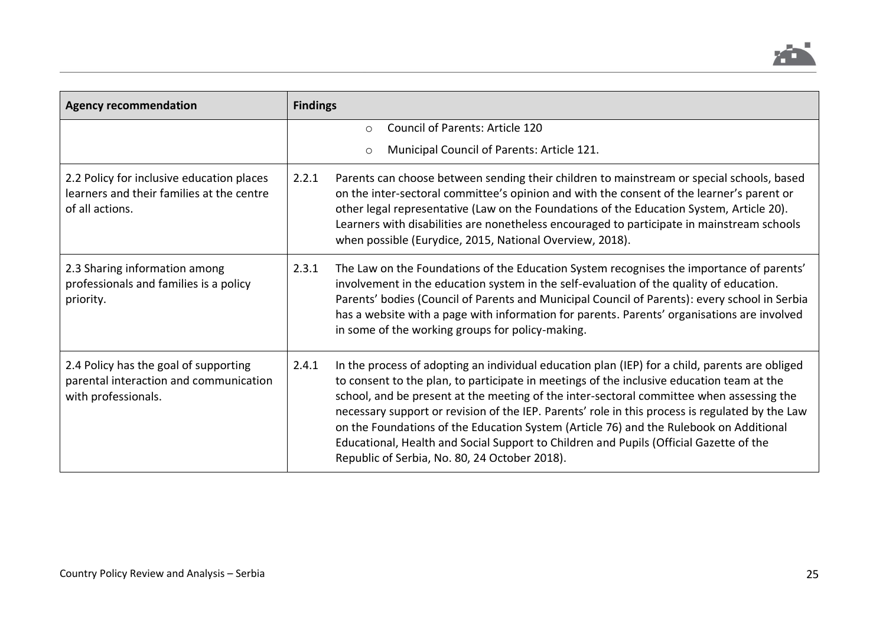| Agency recommendation | Findings |
|---|---|
| | ○ Council of Parents: Article 120<br>○ Municipal Council of Parents: Article 121. |
| 2.2 Policy for inclusive education places learners and their families at the centre of all actions. | 2.2.1 Parents can choose between sending their children to mainstream or special schools, based on the inter-sectoral committee's opinion and with the consent of the learner's parent or other legal representative (Law on the Foundations of the Education System, Article 20). Learners with disabilities are nonetheless encouraged to participate in mainstream schools when possible (Eurydice, 2015, National Overview, 2018). |
| 2.3 Sharing information among professionals and families is a policy priority. | 2.3.1 The Law on the Foundations of the Education System recognises the importance of parents' involvement in the education system in the self-evaluation of the quality of education. Parents' bodies (Council of Parents and Municipal Council of Parents): every school in Serbia has a website with a page with information for parents. Parents' organisations are involved in some of the working groups for policy-making. |
| 2.4 Policy has the goal of supporting parental interaction and communication with professionals. | 2.4.1 In the process of adopting an individual education plan (IEP) for a child, parents are obliged to consent to the plan, to participate in meetings of the inclusive education team at the school, and be present at the meeting of the inter-sectoral committee when assessing the necessary support or revision of the IEP. Parents' role in this process is regulated by the Law on the Foundations of the Education System (Article 76) and the Rulebook on Additional Educational, Health and Social Support to Children and Pupils (Official Gazette of the Republic of Serbia, No. 80, 24 October 2018). |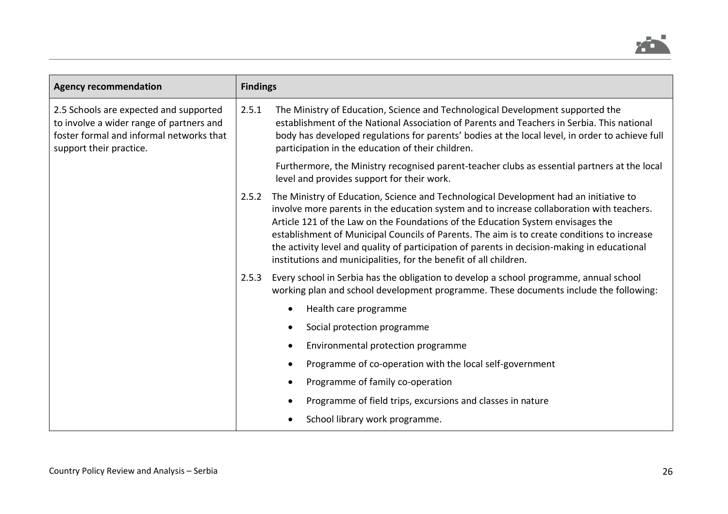| Agency recommendation | Findings |
|---|---|
| 2.5 Schools are expected and supported to involve a wider range of partners and foster formal and informal networks that support their practice. | 2.5.1 The Ministry of Education, Science and Technological Development supported the establishment of the National Association of Parents and Teachers in Serbia. This national body has developed regulations for parents' bodies at the local level, in order to achieve full participation in the education of their children.<br><br>Furthermore, the Ministry recognised parent-teacher clubs as essential partners at the local level and provides support for their work.<br><br>2.5.2 The Ministry of Education, Science and Technological Development had an initiative to involve more parents in the education system and to increase collaboration with teachers. Article 121 of the Law on the Foundations of the Education System envisages the establishment of Municipal Councils of Parents. The aim is to create conditions to increase the activity level and quality of participation of parents in decision-making in educational institutions and municipalities, for the benefit of all children.<br><br>2.5.3 Every school in Serbia has the obligation to develop a school programme, annual school working plan and school development programme. These documents include the following:<br><br>• Health care programme<br>• Social protection programme<br>• Environmental protection programme<br>• Programme of co-operation with the local self-government<br>• Programme of family co-operation<br>• Programme of field trips, excursions and classes in nature<br>• School library work programme. |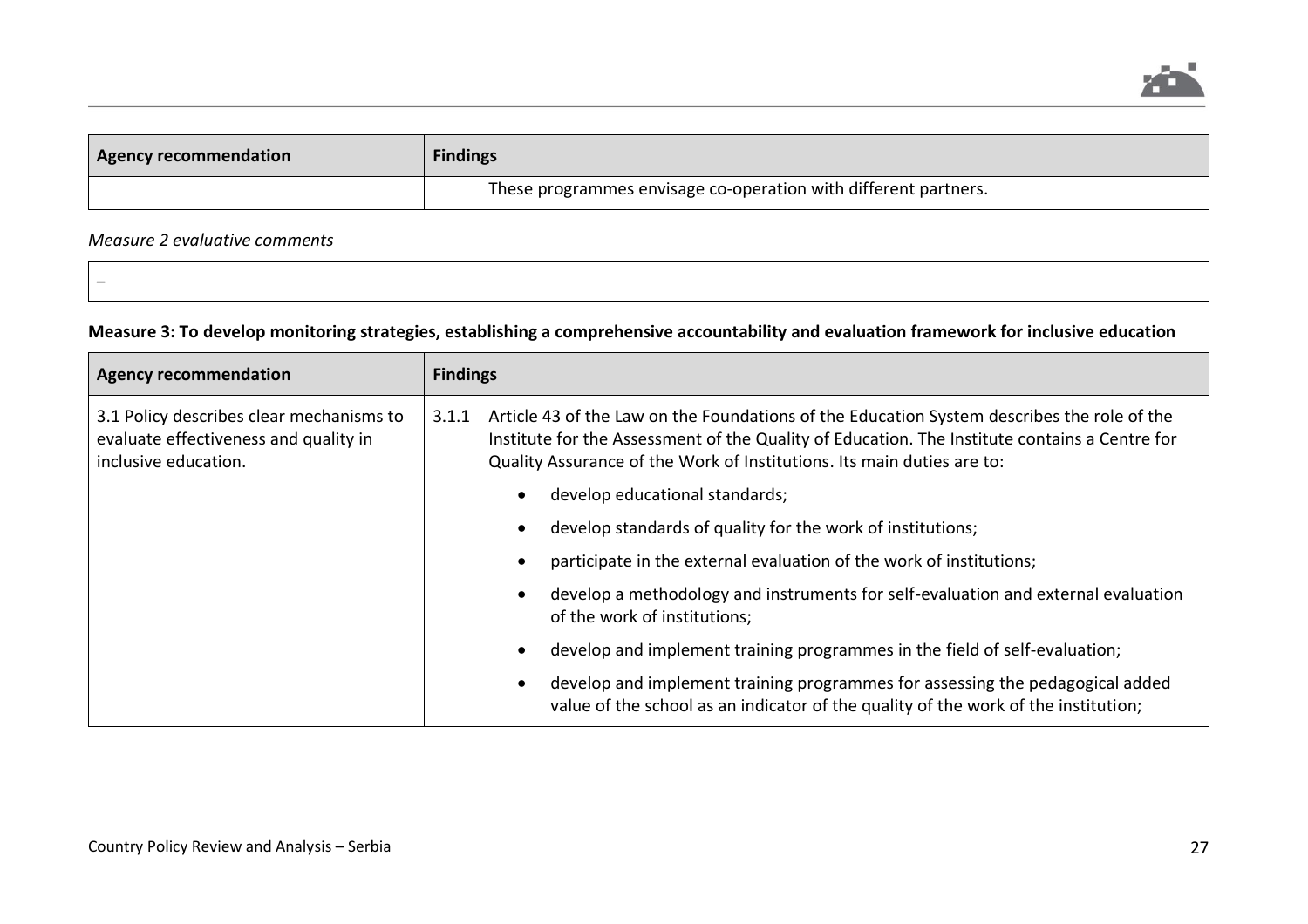| Agency recommendation | Findings |
|---|---|
| | These programmes envisage co-operation with different partners. |

*Measure 2 evaluative comments*

| – |
|---|

**Measure 3: To develop monitoring strategies, establishing a comprehensive accountability and evaluation framework for inclusive education**

| Agency recommendation | Findings |
|---|---|
| 3.1 Policy describes clear mechanisms to evaluate effectiveness and quality in inclusive education. | 3.1.1 Article 43 of the Law on the Foundations of the Education System describes the role of the Institute for the Assessment of the Quality of Education. The Institute contains a Centre for Quality Assurance of the Work of Institutions. Its main duties are to:<br>• develop educational standards;<br>• develop standards of quality for the work of institutions;<br>• participate in the external evaluation of the work of institutions;<br>• develop a methodology and instruments for self-evaluation and external evaluation of the work of institutions;<br>• develop and implement training programmes in the field of self-evaluation;<br>• develop and implement training programmes for assessing the pedagogical added value of the school as an indicator of the quality of the work of the institution; |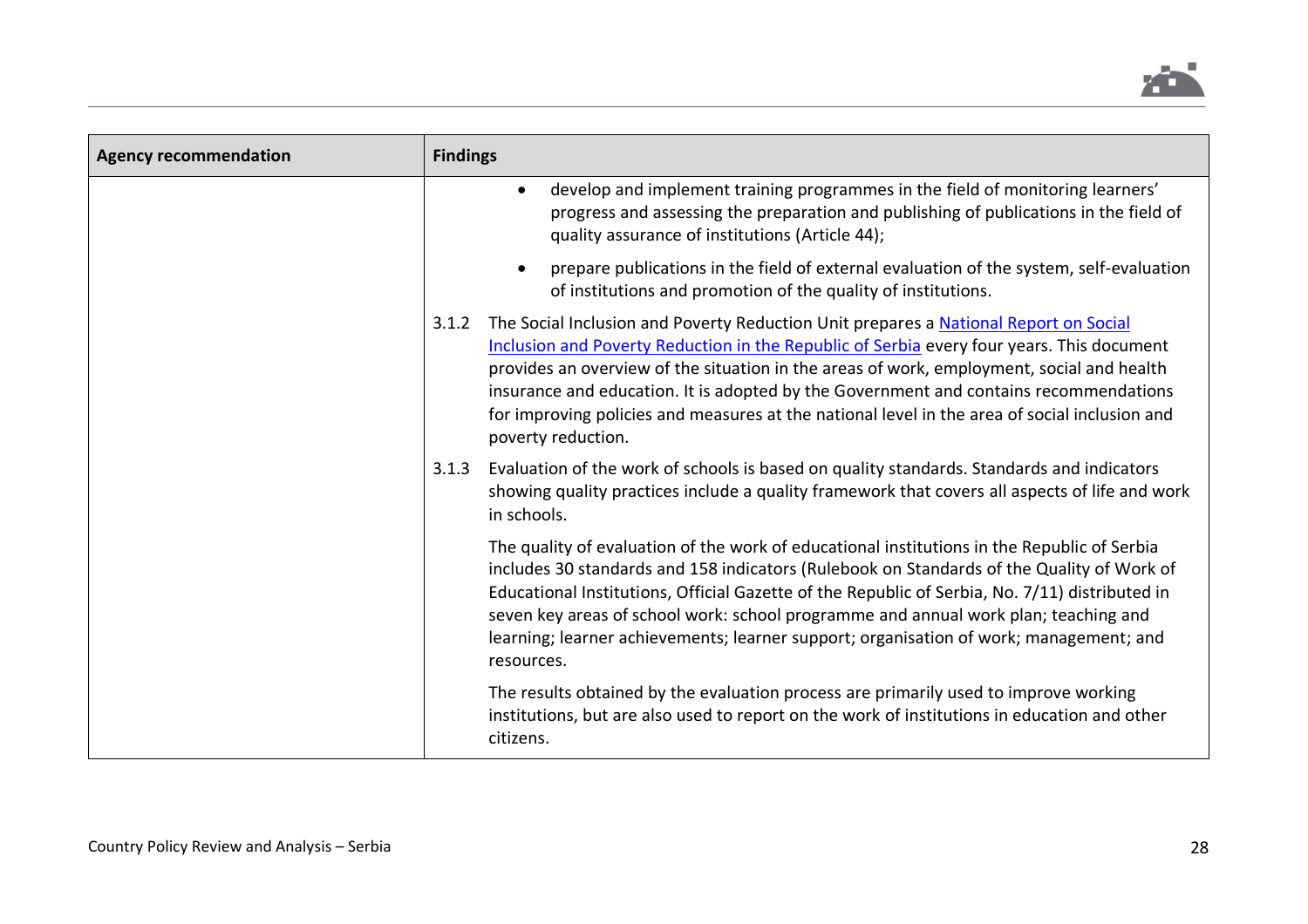| Agency recommendation | Findings |
| --- | --- |
| | • develop and implement training programmes in the field of monitoring learners' progress and assessing the preparation and publishing of publications in the field of quality assurance of institutions (Article 44);<br><br>• prepare publications in the field of external evaluation of the system, self-evaluation of institutions and promotion of the quality of institutions.<br><br>3.1.2 The Social Inclusion and Poverty Reduction Unit prepares a [National Report on Social Inclusion and Poverty Reduction in the Republic of Serbia]() every four years. This document provides an overview of the situation in the areas of work, employment, social and health insurance and education. It is adopted by the Government and contains recommendations for improving policies and measures at the national level in the area of social inclusion and poverty reduction.<br><br>3.1.3 Evaluation of the work of schools is based on quality standards. Standards and indicators showing quality practices include a quality framework that covers all aspects of life and work in schools.<br><br>The quality of evaluation of the work of educational institutions in the Republic of Serbia includes 30 standards and 158 indicators (Rulebook on Standards of the Quality of Work of Educational Institutions, Official Gazette of the Republic of Serbia, No. 7/11) distributed in seven key areas of school work: school programme and annual work plan; teaching and learning; learner achievements; learner support; organisation of work; management; and resources.<br><br>The results obtained by the evaluation process are primarily used to improve working institutions, but are also used to report on the work of institutions in education and other citizens. |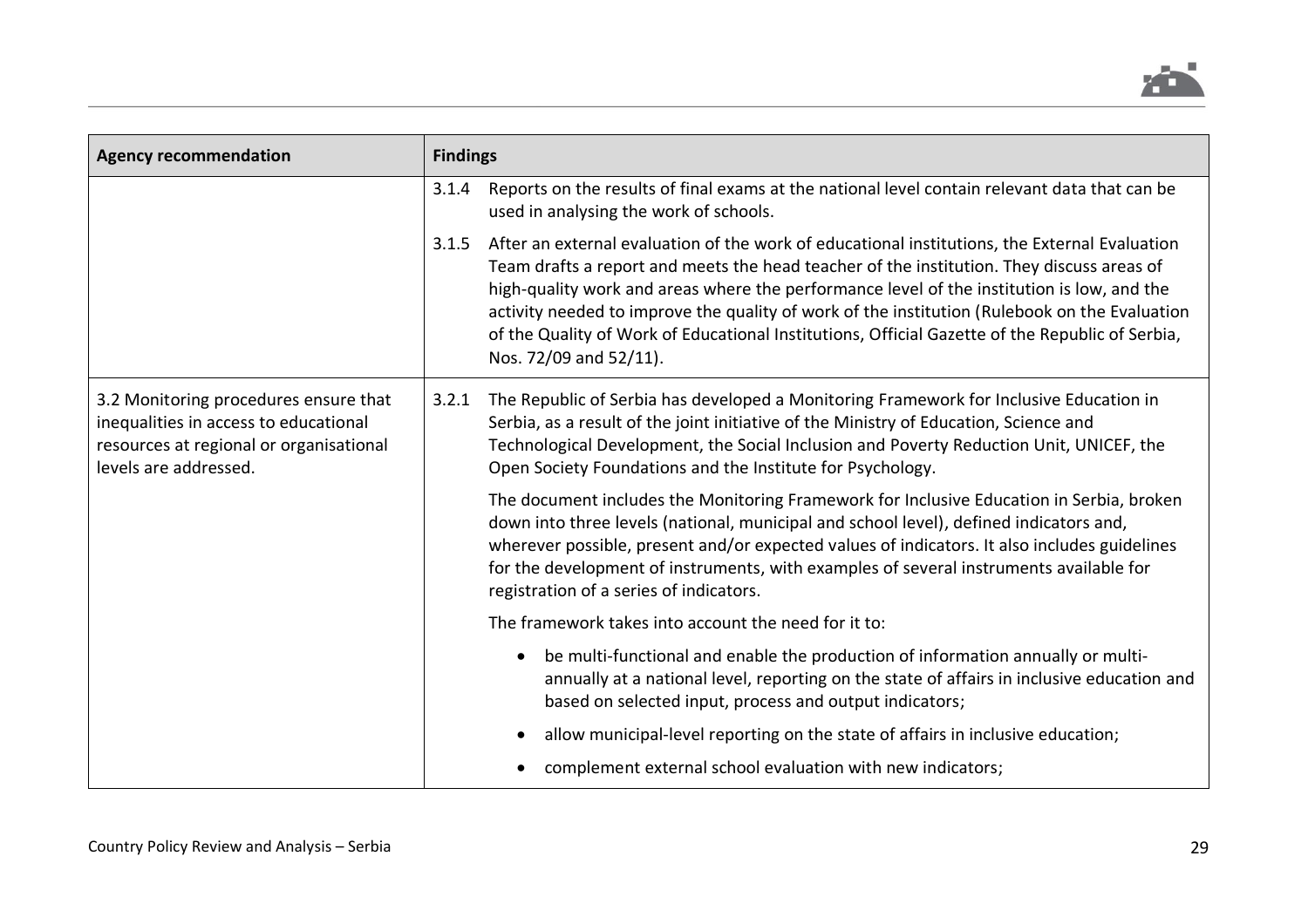| Agency recommendation | Findings |
|---|---|
| | 3.1.4 Reports on the results of final exams at the national level contain relevant data that can be used in analysing the work of schools.<br><br>3.1.5 After an external evaluation of the work of educational institutions, the External Evaluation Team drafts a report and meets the head teacher of the institution. They discuss areas of high-quality work and areas where the performance level of the institution is low, and the activity needed to improve the quality of work of the institution (Rulebook on the Evaluation of the Quality of Work of Educational Institutions, Official Gazette of the Republic of Serbia, Nos. 72/09 and 52/11). |
| 3.2 Monitoring procedures ensure that inequalities in access to educational resources at regional or organisational levels are addressed. | 3.2.1 The Republic of Serbia has developed a Monitoring Framework for Inclusive Education in Serbia, as a result of the joint initiative of the Ministry of Education, Science and Technological Development, the Social Inclusion and Poverty Reduction Unit, UNICEF, the Open Society Foundations and the Institute for Psychology.<br><br>The document includes the Monitoring Framework for Inclusive Education in Serbia, broken down into three levels (national, municipal and school level), defined indicators and, wherever possible, present and/or expected values of indicators. It also includes guidelines for the development of instruments, with examples of several instruments available for registration of a series of indicators.<br><br>The framework takes into account the need for it to:<br><br>• be multi-functional and enable the production of information annually or multi-annually at a national level, reporting on the state of affairs in inclusive education and based on selected input, process and output indicators;<br><br>• allow municipal-level reporting on the state of affairs in inclusive education;<br><br>• complement external school evaluation with new indicators; |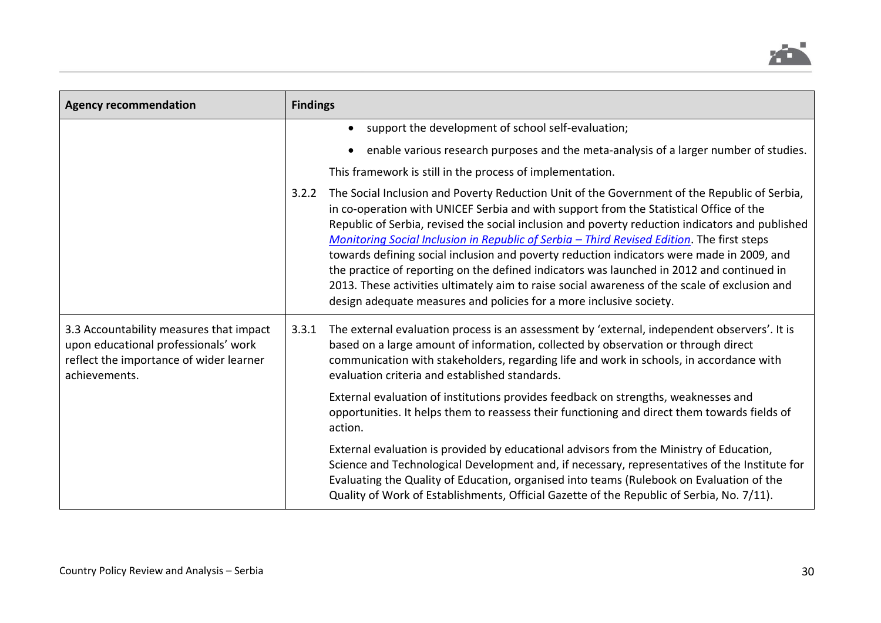| Agency recommendation | Findings |
|---|---|
| | • support the development of school self-evaluation;<br>• enable various research purposes and the meta-analysis of a larger number of studies.<br>This framework is still in the process of implementation.<br>3.2.2 The Social Inclusion and Poverty Reduction Unit of the Government of the Republic of Serbia, in co-operation with UNICEF Serbia and with support from the Statistical Office of the Republic of Serbia, revised the social inclusion and poverty reduction indicators and published *Monitoring Social Inclusion in Republic of Serbia – Third Revised Edition*. The first steps towards defining social inclusion and poverty reduction indicators were made in 2009, and the practice of reporting on the defined indicators was launched in 2012 and continued in 2013. These activities ultimately aim to raise social awareness of the scale of exclusion and design adequate measures and policies for a more inclusive society. |
| 3.3 Accountability measures that impact upon educational professionals' work reflect the importance of wider learner achievements. | 3.3.1 The external evaluation process is an assessment by 'external, independent observers'. It is based on a large amount of information, collected by observation or through direct communication with stakeholders, regarding life and work in schools, in accordance with evaluation criteria and established standards.<br>External evaluation of institutions provides feedback on strengths, weaknesses and opportunities. It helps them to reassess their functioning and direct them towards fields of action.<br>External evaluation is provided by educational advisors from the Ministry of Education, Science and Technological Development and, if necessary, representatives of the Institute for Evaluating the Quality of Education, organised into teams (Rulebook on Evaluation of the Quality of Work of Establishments, Official Gazette of the Republic of Serbia, No. 7/11). |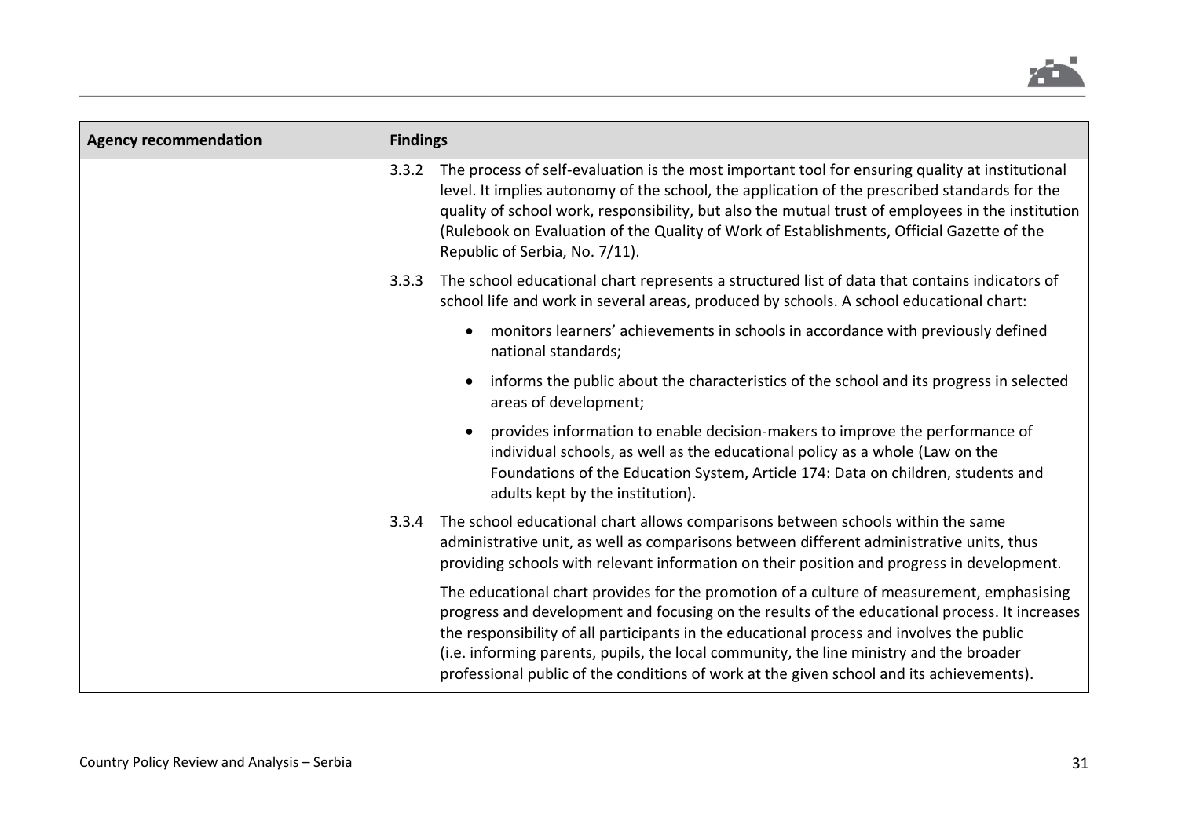| Agency recommendation | Findings |
|---|---|
| | 3.3.2 The process of self-evaluation is the most important tool for ensuring quality at institutional level. It implies autonomy of the school, the application of the prescribed standards for the quality of school work, responsibility, but also the mutual trust of employees in the institution (Rulebook on Evaluation of the Quality of Work of Establishments, Official Gazette of the Republic of Serbia, No. 7/11). |
| | 3.3.3 The school educational chart represents a structured list of data that contains indicators of school life and work in several areas, produced by schools. A school educational chart:<br>• monitors learners' achievements in schools in accordance with previously defined national standards;<br>• informs the public about the characteristics of the school and its progress in selected areas of development;<br>• provides information to enable decision-makers to improve the performance of individual schools, as well as the educational policy as a whole (Law on the Foundations of the Education System, Article 174: Data on children, students and adults kept by the institution). |
| | 3.3.4 The school educational chart allows comparisons between schools within the same administrative unit, as well as comparisons between different administrative units, thus providing schools with relevant information on their position and progress in development.<br><br>The educational chart provides for the promotion of a culture of measurement, emphasising progress and development and focusing on the results of the educational process. It increases the responsibility of all participants in the educational process and involves the public (i.e. informing parents, pupils, the local community, the line ministry and the broader professional public of the conditions of work at the given school and its achievements). |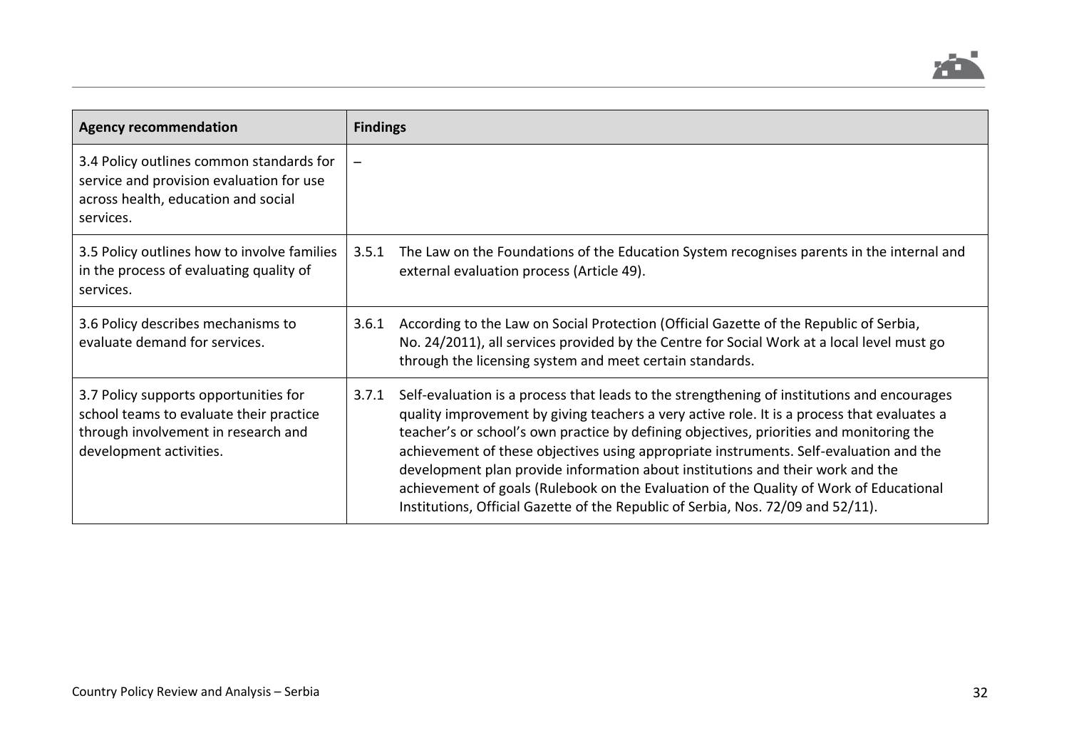| Agency recommendation | Findings |
|---|---|
| 3.4 Policy outlines common standards for service and provision evaluation for use across health, education and social services. | – |
| 3.5 Policy outlines how to involve families in the process of evaluating quality of services. | 3.5.1 The Law on the Foundations of the Education System recognises parents in the internal and external evaluation process (Article 49). |
| 3.6 Policy describes mechanisms to evaluate demand for services. | 3.6.1 According to the Law on Social Protection (Official Gazette of the Republic of Serbia, No. 24/2011), all services provided by the Centre for Social Work at a local level must go through the licensing system and meet certain standards. |
| 3.7 Policy supports opportunities for school teams to evaluate their practice through involvement in research and development activities. | 3.7.1 Self-evaluation is a process that leads to the strengthening of institutions and encourages quality improvement by giving teachers a very active role. It is a process that evaluates a teacher's or school's own practice by defining objectives, priorities and monitoring the achievement of these objectives using appropriate instruments. Self-evaluation and the development plan provide information about institutions and their work and the achievement of goals (Rulebook on the Evaluation of the Quality of Work of Educational Institutions, Official Gazette of the Republic of Serbia, Nos. 72/09 and 52/11). |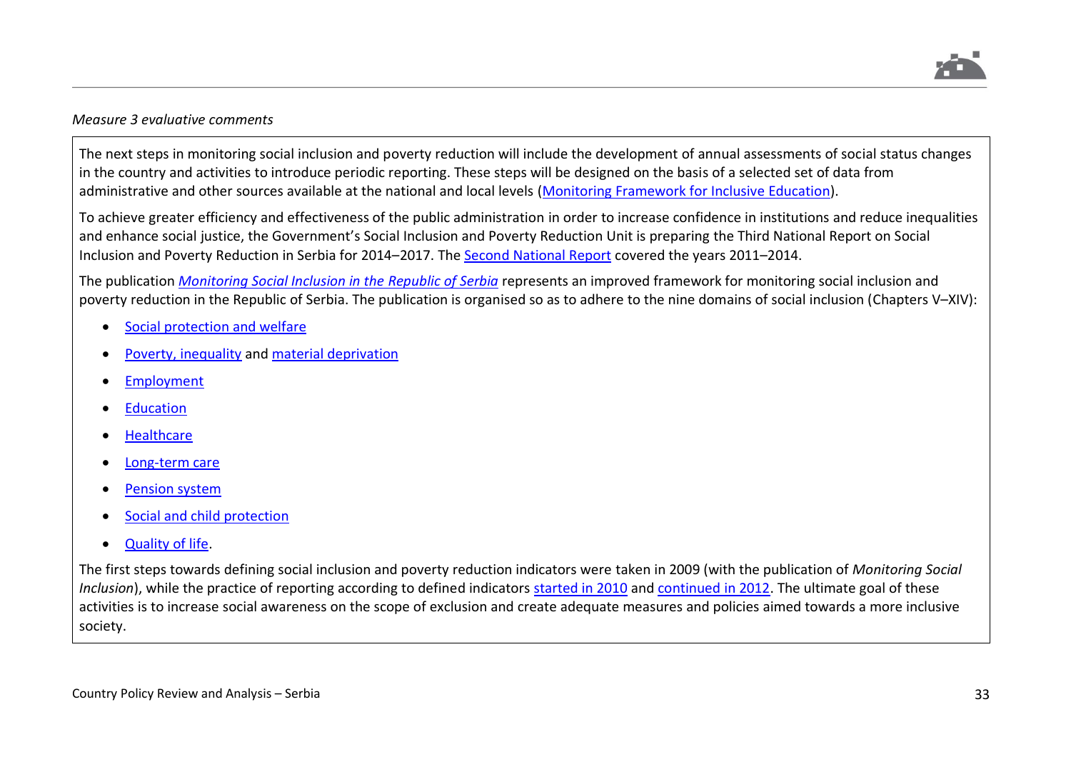*Measure 3 evaluative comments*

The next steps in monitoring social inclusion and poverty reduction will include the development of annual assessments of social status changes in the country and activities to introduce periodic reporting. These steps will be designed on the basis of a selected set of data from administrative and other sources available at the national and local levels (Monitoring Framework for Inclusive Education).

To achieve greater efficiency and effectiveness of the public administration in order to increase confidence in institutions and reduce inequalities and enhance social justice, the Government's Social Inclusion and Poverty Reduction Unit is preparing the Third National Report on Social Inclusion and Poverty Reduction in Serbia for 2014–2017. The Second National Report covered the years 2011–2014.

The publication *Monitoring Social Inclusion in the Republic of Serbia* represents an improved framework for monitoring social inclusion and poverty reduction in the Republic of Serbia. The publication is organised so as to adhere to the nine domains of social inclusion (Chapters V–XIV):

- Social protection and welfare
- Poverty, inequality and material deprivation
- Employment
- Education
- Healthcare
- Long-term care
- Pension system
- Social and child protection
- Quality of life.

The first steps towards defining social inclusion and poverty reduction indicators were taken in 2009 (with the publication of *Monitoring Social Inclusion*), while the practice of reporting according to defined indicators started in 2010 and continued in 2012. The ultimate goal of these activities is to increase social awareness on the scope of exclusion and create adequate measures and policies aimed towards a more inclusive society.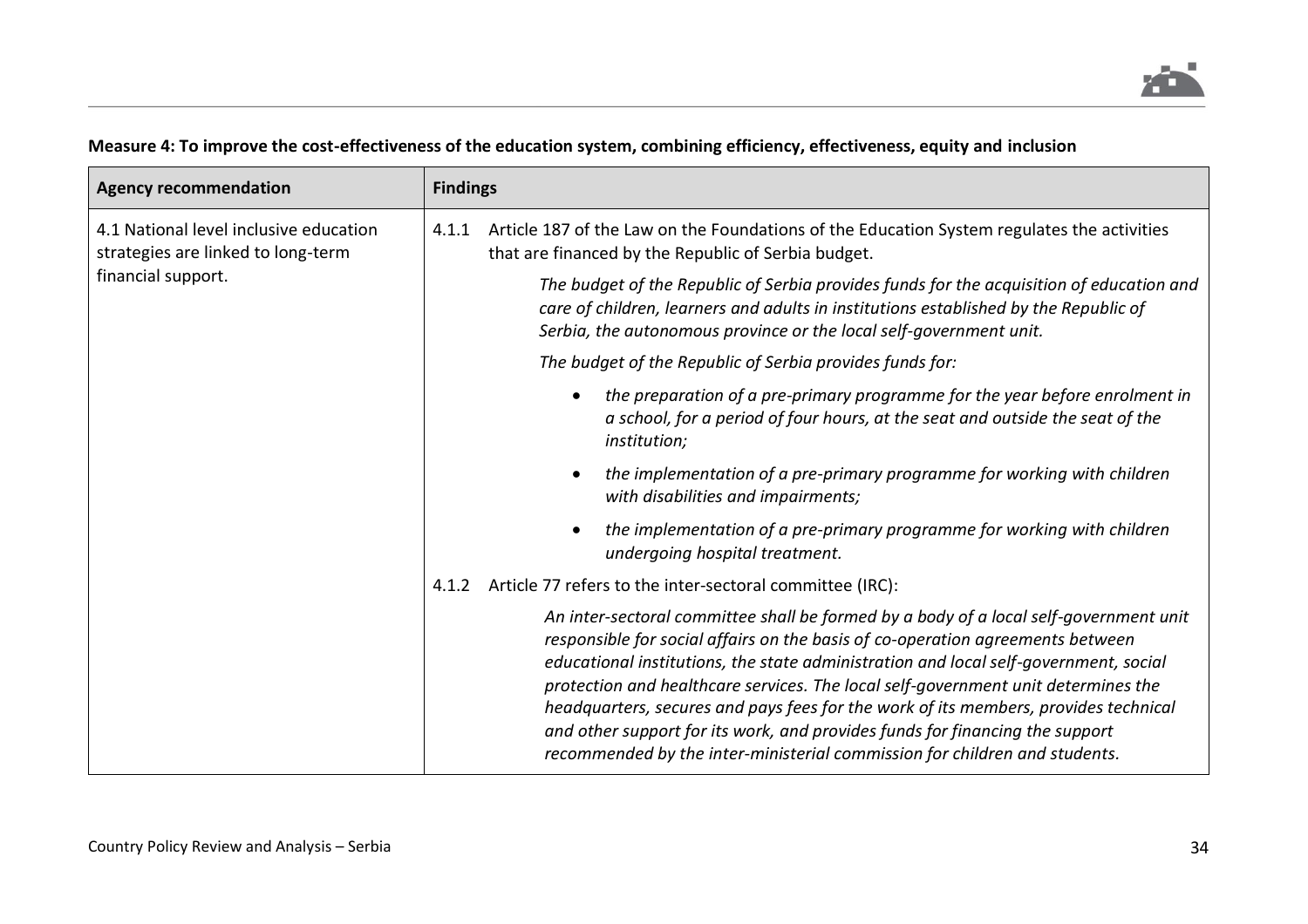**Measure 4: To improve the cost-effectiveness of the education system, combining efficiency, effectiveness, equity and inclusion**

| Agency recommendation | Findings |
| --- | --- |
| 4.1 National level inclusive education strategies are linked to long-term financial support. | 4.1.1 Article 187 of the Law on the Foundations of the Education System regulates the activities that are financed by the Republic of Serbia budget.<br><br>*The budget of the Republic of Serbia provides funds for the acquisition of education and care of children, learners and adults in institutions established by the Republic of Serbia, the autonomous province or the local self-government unit.*<br><br>*The budget of the Republic of Serbia provides funds for:*<br><br>• *the preparation of a pre-primary programme for the year before enrolment in a school, for a period of four hours, at the seat and outside the seat of the institution;*<br>• *the implementation of a pre-primary programme for working with children with disabilities and impairments;*<br>• *the implementation of a pre-primary programme for working with children undergoing hospital treatment.*<br><br>4.1.2 Article 77 refers to the inter-sectoral committee (IRC):<br><br>*An inter-sectoral committee shall be formed by a body of a local self-government unit responsible for social affairs on the basis of co-operation agreements between educational institutions, the state administration and local self-government, social protection and healthcare services. The local self-government unit determines the headquarters, secures and pays fees for the work of its members, provides technical and other support for its work, and provides funds for financing the support recommended by the inter-ministerial commission for children and students.* |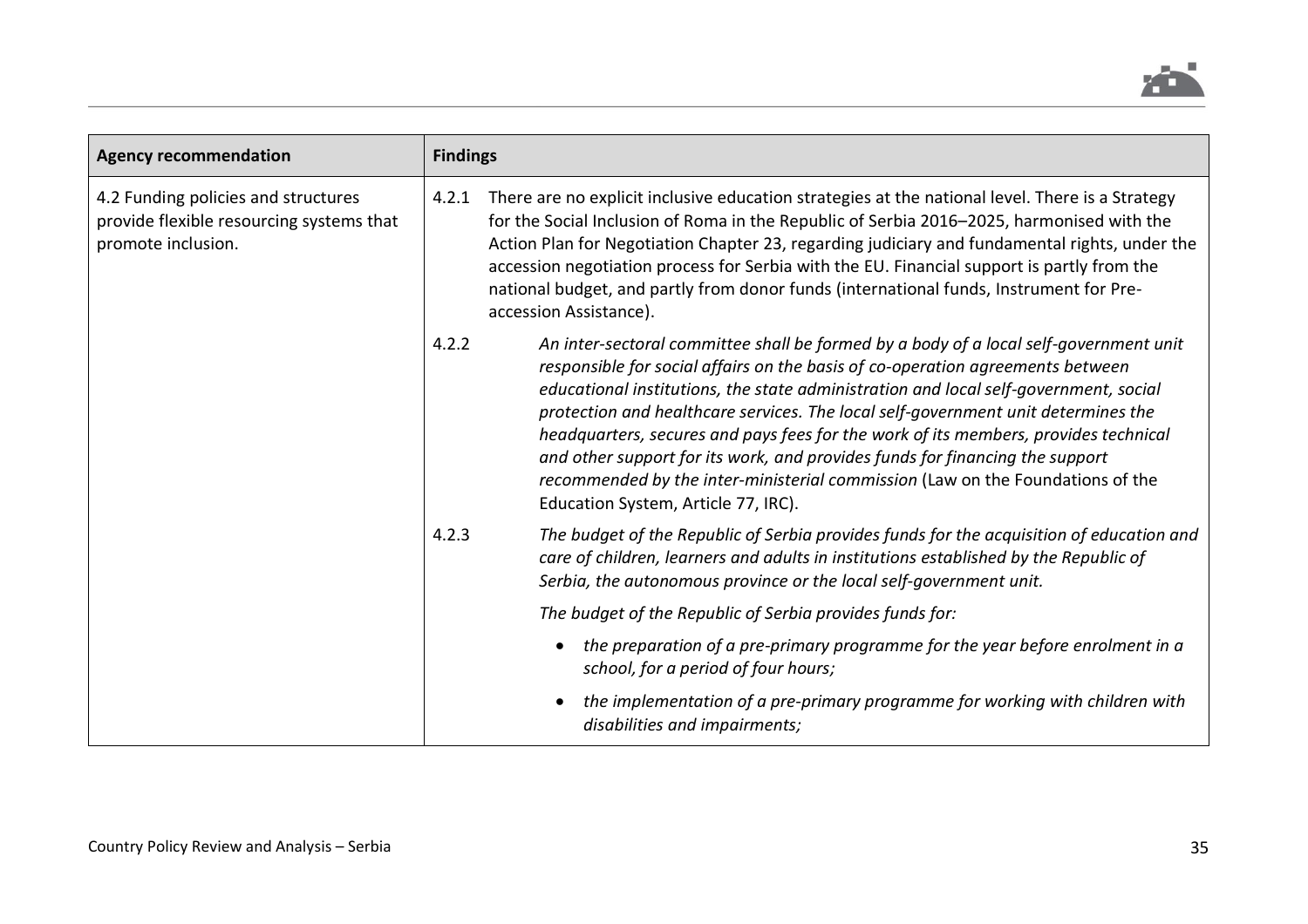| Agency recommendation | Findings |
|---|---|
| 4.2 Funding policies and structures provide flexible resourcing systems that promote inclusion. | 4.2.1 There are no explicit inclusive education strategies at the national level. There is a Strategy for the Social Inclusion of Roma in the Republic of Serbia 2016–2025, harmonised with the Action Plan for Negotiation Chapter 23, regarding judiciary and fundamental rights, under the accession negotiation process for Serbia with the EU. Financial support is partly from the national budget, and partly from donor funds (international funds, Instrument for Pre-accession Assistance).<br><br>4.2.2 *An inter-sectoral committee shall be formed by a body of a local self-government unit responsible for social affairs on the basis of co-operation agreements between educational institutions, the state administration and local self-government, social protection and healthcare services. The local self-government unit determines the headquarters, secures and pays fees for the work of its members, provides technical and other support for its work, and provides funds for financing the support recommended by the inter-ministerial commission* (Law on the Foundations of the Education System, Article 77, IRC).<br><br>4.2.3 *The budget of the Republic of Serbia provides funds for the acquisition of education and care of children, learners and adults in institutions established by the Republic of Serbia, the autonomous province or the local self-government unit.*<br><br>*The budget of the Republic of Serbia provides funds for:*<br><br>• *the preparation of a pre-primary programme for the year before enrolment in a school, for a period of four hours;*<br><br>• *the implementation of a pre-primary programme for working with children with disabilities and impairments;* |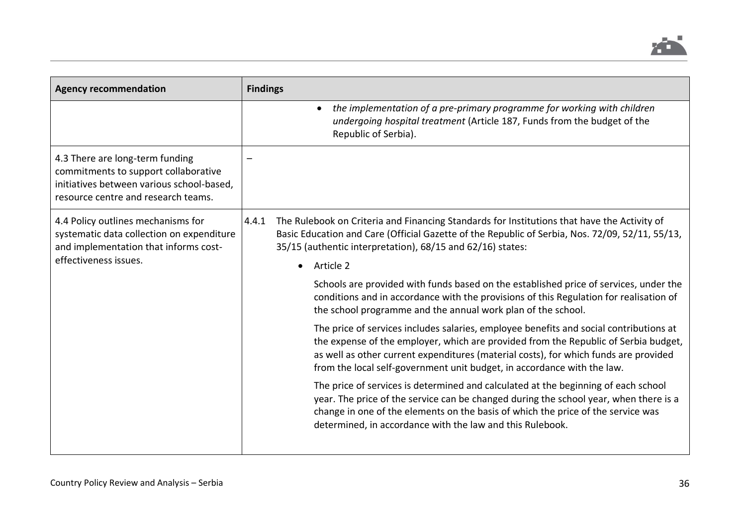| Agency recommendation | Findings |
|---|---|
| | • *the implementation of a pre-primary programme for working with children undergoing hospital treatment* (Article 187, Funds from the budget of the Republic of Serbia). |
| 4.3 There are long-term funding commitments to support collaborative initiatives between various school-based, resource centre and research teams. | – |
| 4.4 Policy outlines mechanisms for systematic data collection on expenditure and implementation that informs cost-effectiveness issues. | 4.4.1 The Rulebook on Criteria and Financing Standards for Institutions that have the Activity of Basic Education and Care (Official Gazette of the Republic of Serbia, Nos. 72/09, 52/11, 55/13, 35/15 (authentic interpretation), 68/15 and 62/16) states:<br><br>• Article 2<br><br>Schools are provided with funds based on the established price of services, under the conditions and in accordance with the provisions of this Regulation for realisation of the school programme and the annual work plan of the school.<br><br>The price of services includes salaries, employee benefits and social contributions at the expense of the employer, which are provided from the Republic of Serbia budget, as well as other current expenditures (material costs), for which funds are provided from the local self-government unit budget, in accordance with the law.<br><br>The price of services is determined and calculated at the beginning of each school year. The price of the service can be changed during the school year, when there is a change in one of the elements on the basis of which the price of the service was determined, in accordance with the law and this Rulebook. |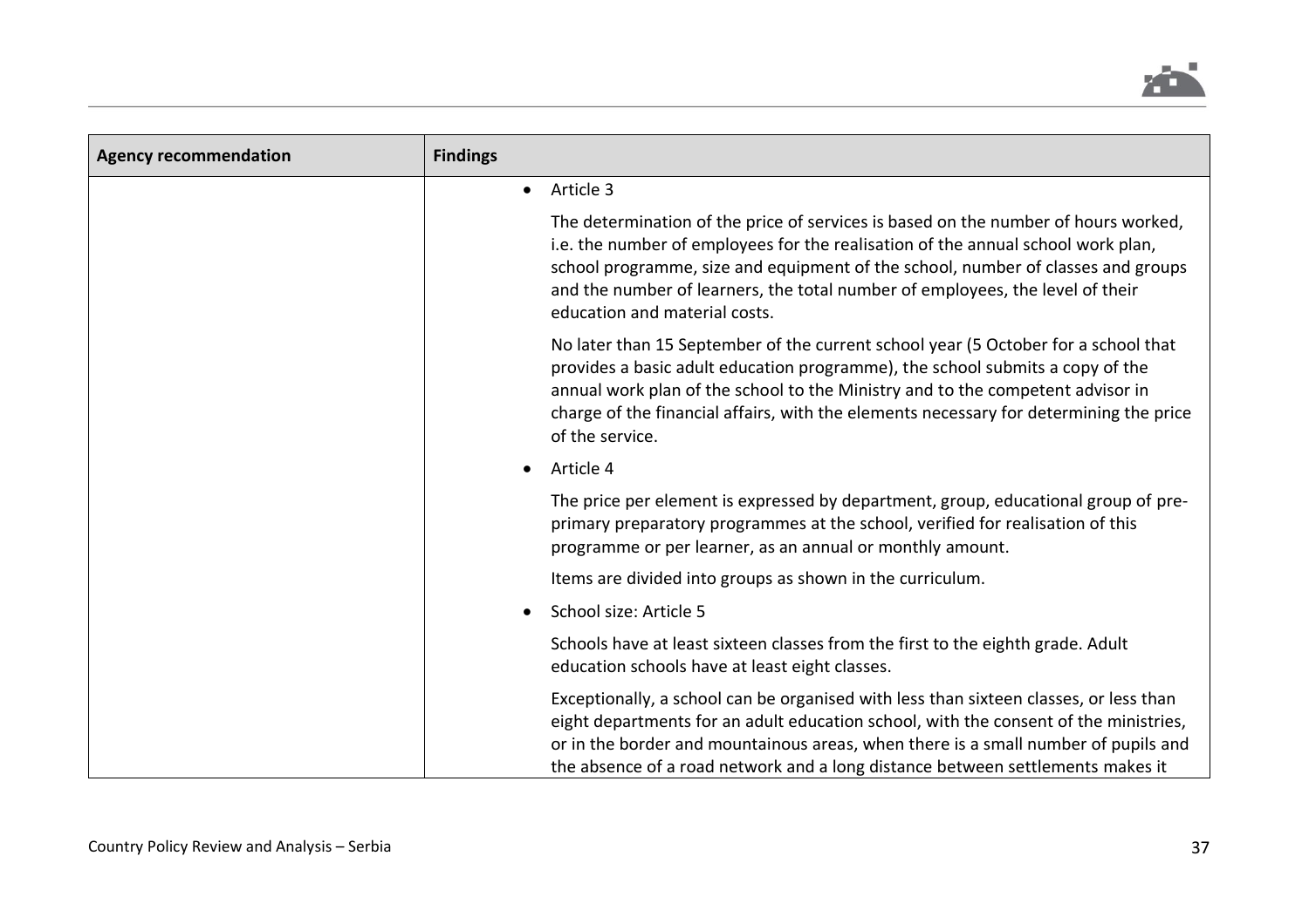| Agency recommendation | Findings |
|---|---|
| | • Article 3<br><br>The determination of the price of services is based on the number of hours worked, i.e. the number of employees for the realisation of the annual school work plan, school programme, size and equipment of the school, number of classes and groups and the number of learners, the total number of employees, the level of their education and material costs.<br><br>No later than 15 September of the current school year (5 October for a school that provides a basic adult education programme), the school submits a copy of the annual work plan of the school to the Ministry and to the competent advisor in charge of the financial affairs, with the elements necessary for determining the price of the service.<br><br>• Article 4<br><br>The price per element is expressed by department, group, educational group of pre-primary preparatory programmes at the school, verified for realisation of this programme or per learner, as an annual or monthly amount.<br><br>Items are divided into groups as shown in the curriculum.<br><br>• School size: Article 5<br><br>Schools have at least sixteen classes from the first to the eighth grade. Adult education schools have at least eight classes.<br><br>Exceptionally, a school can be organised with less than sixteen classes, or less than eight departments for an adult education school, with the consent of the ministries, or in the border and mountainous areas, when there is a small number of pupils and the absence of a road network and a long distance between settlements makes it |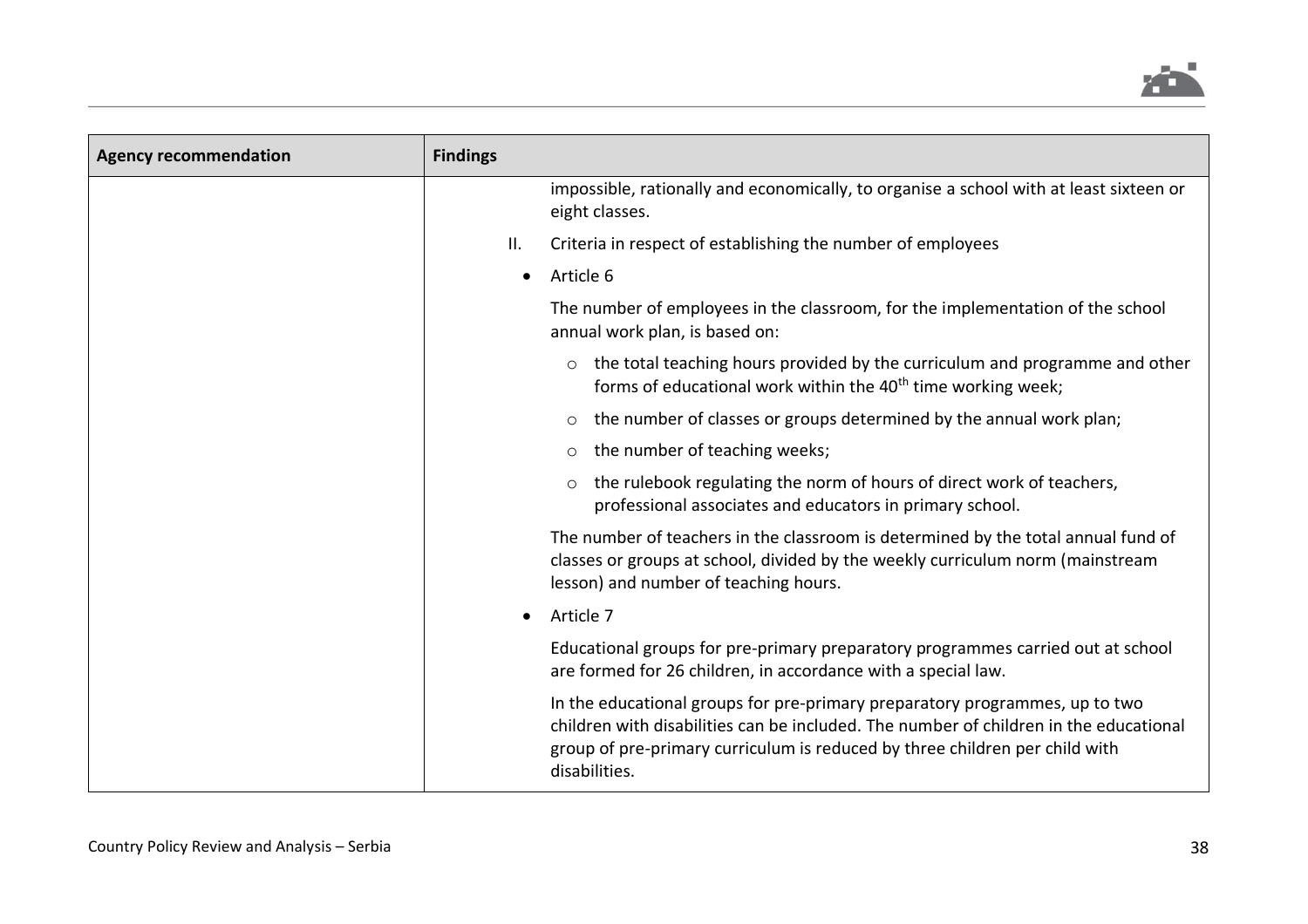| Agency recommendation | Findings |
|---|---|
| | impossible, rationally and economically, to organise a school with at least sixteen or eight classes.<br><br>II. Criteria in respect of establishing the number of employees<br><br>• Article 6<br><br>The number of employees in the classroom, for the implementation of the school annual work plan, is based on:<br><br>o the total teaching hours provided by the curriculum and programme and other forms of educational work within the 40th time working week;<br><br>o the number of classes or groups determined by the annual work plan;<br><br>o the number of teaching weeks;<br><br>o the rulebook regulating the norm of hours of direct work of teachers, professional associates and educators in primary school.<br><br>The number of teachers in the classroom is determined by the total annual fund of classes or groups at school, divided by the weekly curriculum norm (mainstream lesson) and number of teaching hours.<br><br>• Article 7<br><br>Educational groups for pre-primary preparatory programmes carried out at school are formed for 26 children, in accordance with a special law.<br><br>In the educational groups for pre-primary preparatory programmes, up to two children with disabilities can be included. The number of children in the educational group of pre-primary curriculum is reduced by three children per child with disabilities. |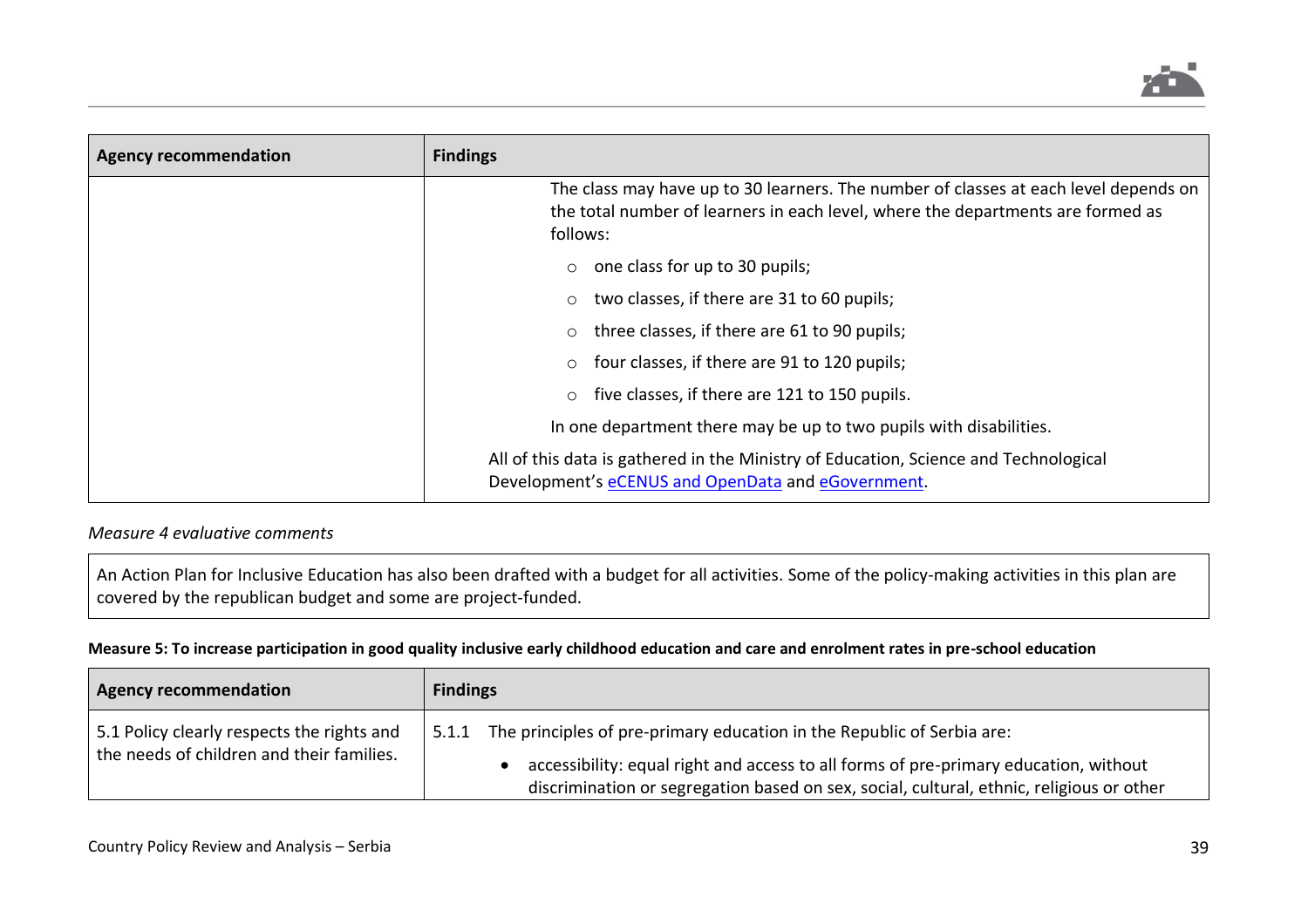| Agency recommendation | Findings |
|---|---|
| | The class may have up to 30 learners. The number of classes at each level depends on the total number of learners in each level, where the departments are formed as follows:<br>○ one class for up to 30 pupils;<br>○ two classes, if there are 31 to 60 pupils;<br>○ three classes, if there are 61 to 90 pupils;<br>○ four classes, if there are 91 to 120 pupils;<br>○ five classes, if there are 121 to 150 pupils.<br>In one department there may be up to two pupils with disabilities.<br>All of this data is gathered in the Ministry of Education, Science and Technological Development's [eCENUS and OpenData]() and [eGovernment](). |

*Measure 4 evaluative comments*

| |
|---|
| An Action Plan for Inclusive Education has also been drafted with a budget for all activities. Some of the policy-making activities in this plan are covered by the republican budget and some are project-funded. |

**Measure 5: To increase participation in good quality inclusive early childhood education and care and enrolment rates in pre-school education**

| Agency recommendation | Findings |
|---|---|
| 5.1 Policy clearly respects the rights and the needs of children and their families. | 5.1.1 The principles of pre-primary education in the Republic of Serbia are:<br>• accessibility: equal right and access to all forms of pre-primary education, without discrimination or segregation based on sex, social, cultural, ethnic, religious or other |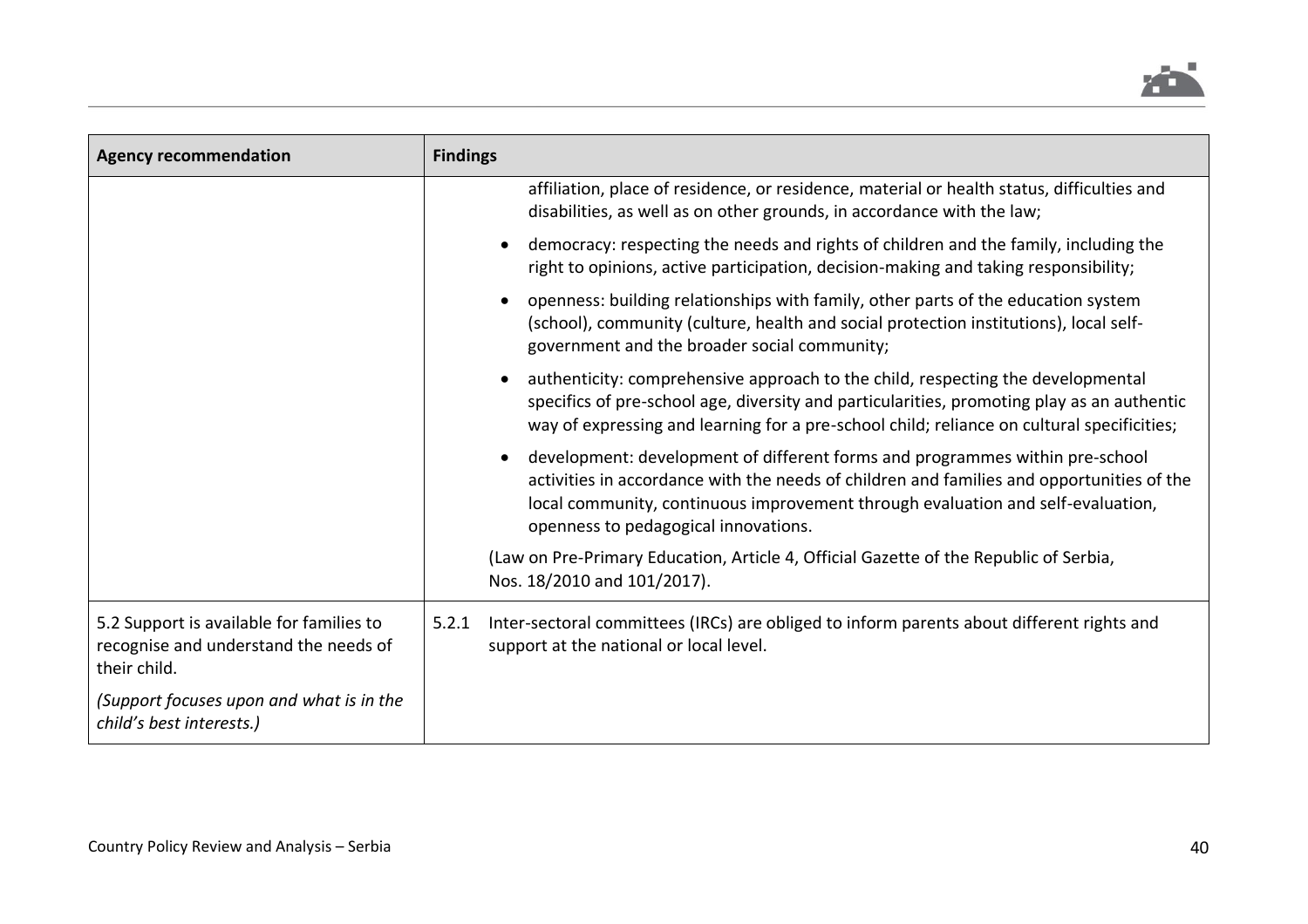| Agency recommendation | Findings |
| --- | --- |
| | affiliation, place of residence, or residence, material or health status, difficulties and disabilities, as well as on other grounds, in accordance with the law;<br>• democracy: respecting the needs and rights of children and the family, including the right to opinions, active participation, decision-making and taking responsibility;<br>• openness: building relationships with family, other parts of the education system (school), community (culture, health and social protection institutions), local self-government and the broader social community;<br>• authenticity: comprehensive approach to the child, respecting the developmental specifics of pre-school age, diversity and particularities, promoting play as an authentic way of expressing and learning for a pre-school child; reliance on cultural specificities;<br>• development: development of different forms and programmes within pre-school activities in accordance with the needs of children and families and opportunities of the local community, continuous improvement through evaluation and self-evaluation, openness to pedagogical innovations.<br>(Law on Pre-Primary Education, Article 4, Official Gazette of the Republic of Serbia, Nos. 18/2010 and 101/2017). |
| 5.2 Support is available for families to recognise and understand the needs of their child.<br>*(Support focuses upon and what is in the child's best interests.)* | 5.2.1 Inter-sectoral committees (IRCs) are obliged to inform parents about different rights and support at the national or local level. |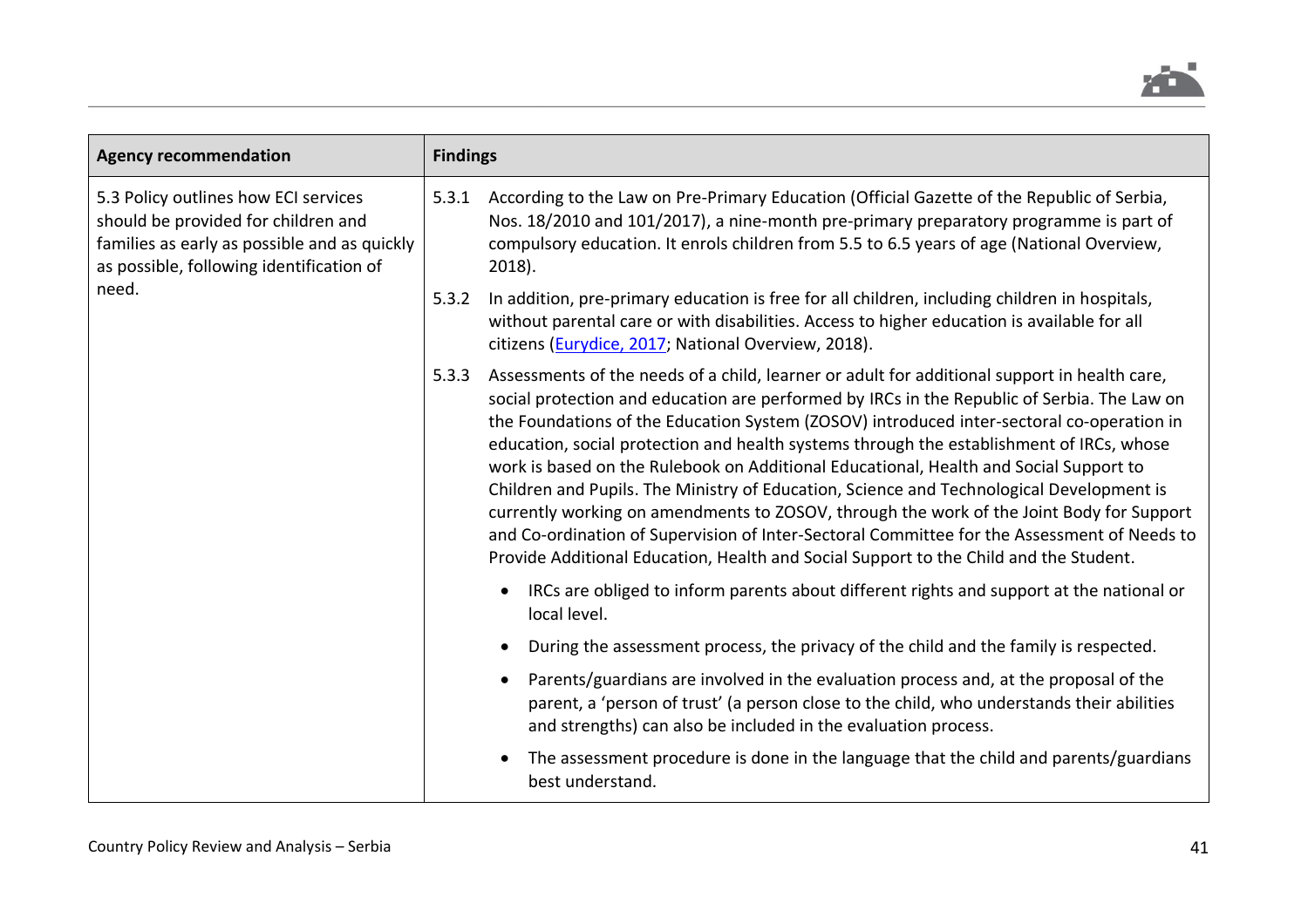| Agency recommendation | Findings |
|---|---|
| 5.3 Policy outlines how ECI services should be provided for children and families as early as possible and as quickly as possible, following identification of need. | 5.3.1 According to the Law on Pre-Primary Education (Official Gazette of the Republic of Serbia, Nos. 18/2010 and 101/2017), a nine-month pre-primary preparatory programme is part of compulsory education. It enrols children from 5.5 to 6.5 years of age (National Overview, 2018).<br><br>5.3.2 In addition, pre-primary education is free for all children, including children in hospitals, without parental care or with disabilities. Access to higher education is available for all citizens ([Eurydice, 2017](); National Overview, 2018).<br><br>5.3.3 Assessments of the needs of a child, learner or adult for additional support in health care, social protection and education are performed by IRCs in the Republic of Serbia. The Law on the Foundations of the Education System (ZOSOV) introduced inter-sectoral co-operation in education, social protection and health systems through the establishment of IRCs, whose work is based on the Rulebook on Additional Educational, Health and Social Support to Children and Pupils. The Ministry of Education, Science and Technological Development is currently working on amendments to ZOSOV, through the work of the Joint Body for Support and Co-ordination of Supervision of Inter-Sectoral Committee for the Assessment of Needs to Provide Additional Education, Health and Social Support to the Child and the Student.<br><br>• IRCs are obliged to inform parents about different rights and support at the national or local level.<br>• During the assessment process, the privacy of the child and the family is respected.<br>• Parents/guardians are involved in the evaluation process and, at the proposal of the parent, a 'person of trust' (a person close to the child, who understands their abilities and strengths) can also be included in the evaluation process.<br>• The assessment procedure is done in the language that the child and parents/guardians best understand. |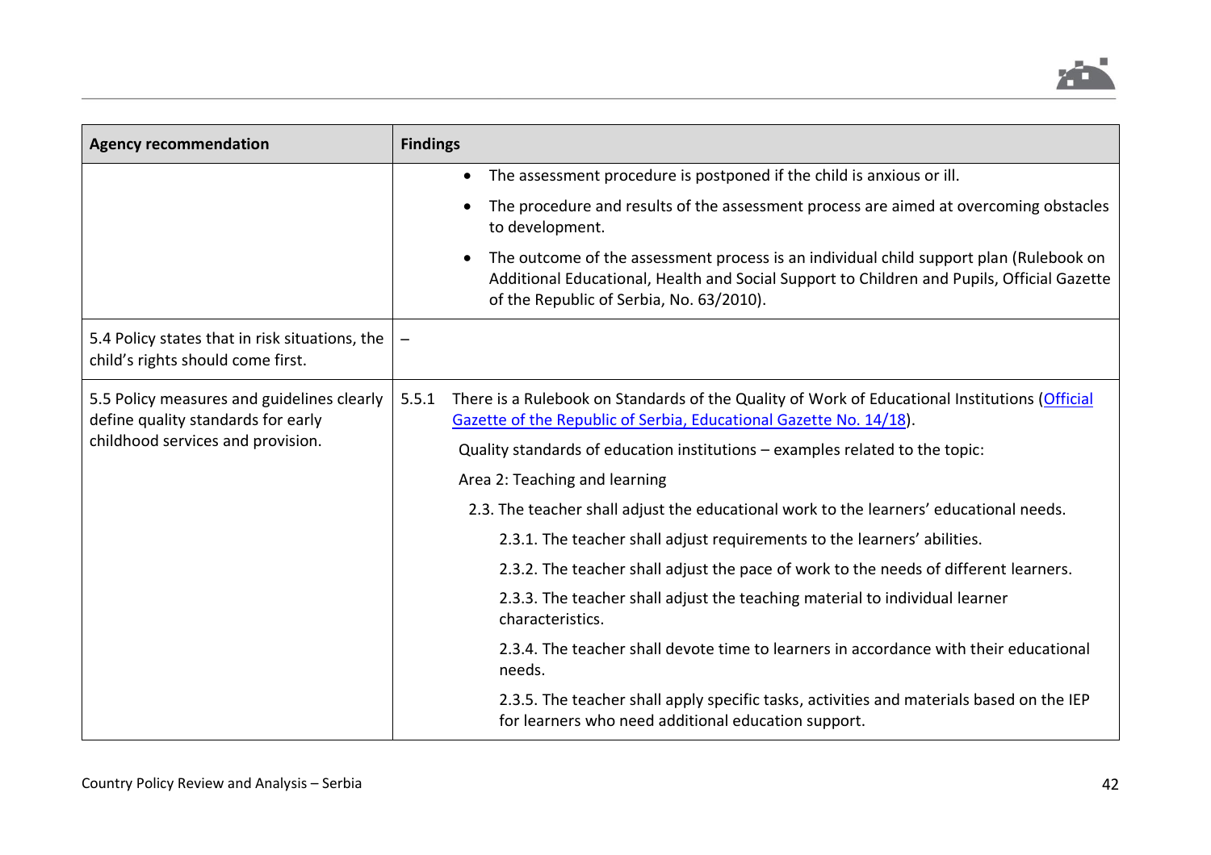| Agency recommendation | Findings |
|---|---|
| | • The assessment procedure is postponed if the child is anxious or ill.<br>• The procedure and results of the assessment process are aimed at overcoming obstacles to development.<br>• The outcome of the assessment process is an individual child support plan (Rulebook on Additional Educational, Health and Social Support to Children and Pupils, Official Gazette of the Republic of Serbia, No. 63/2010). |
| 5.4 Policy states that in risk situations, the child's rights should come first. | – |
| 5.5 Policy measures and guidelines clearly define quality standards for early childhood services and provision. | 5.5.1 There is a Rulebook on Standards of the Quality of Work of Educational Institutions (Official Gazette of the Republic of Serbia, Educational Gazette No. 14/18).<br>Quality standards of education institutions – examples related to the topic:<br>Area 2: Teaching and learning<br>2.3. The teacher shall adjust the educational work to the learners' educational needs.<br>2.3.1. The teacher shall adjust requirements to the learners' abilities.<br>2.3.2. The teacher shall adjust the pace of work to the needs of different learners.<br>2.3.3. The teacher shall adjust the teaching material to individual learner characteristics.<br>2.3.4. The teacher shall devote time to learners in accordance with their educational needs.<br>2.3.5. The teacher shall apply specific tasks, activities and materials based on the IEP for learners who need additional education support. |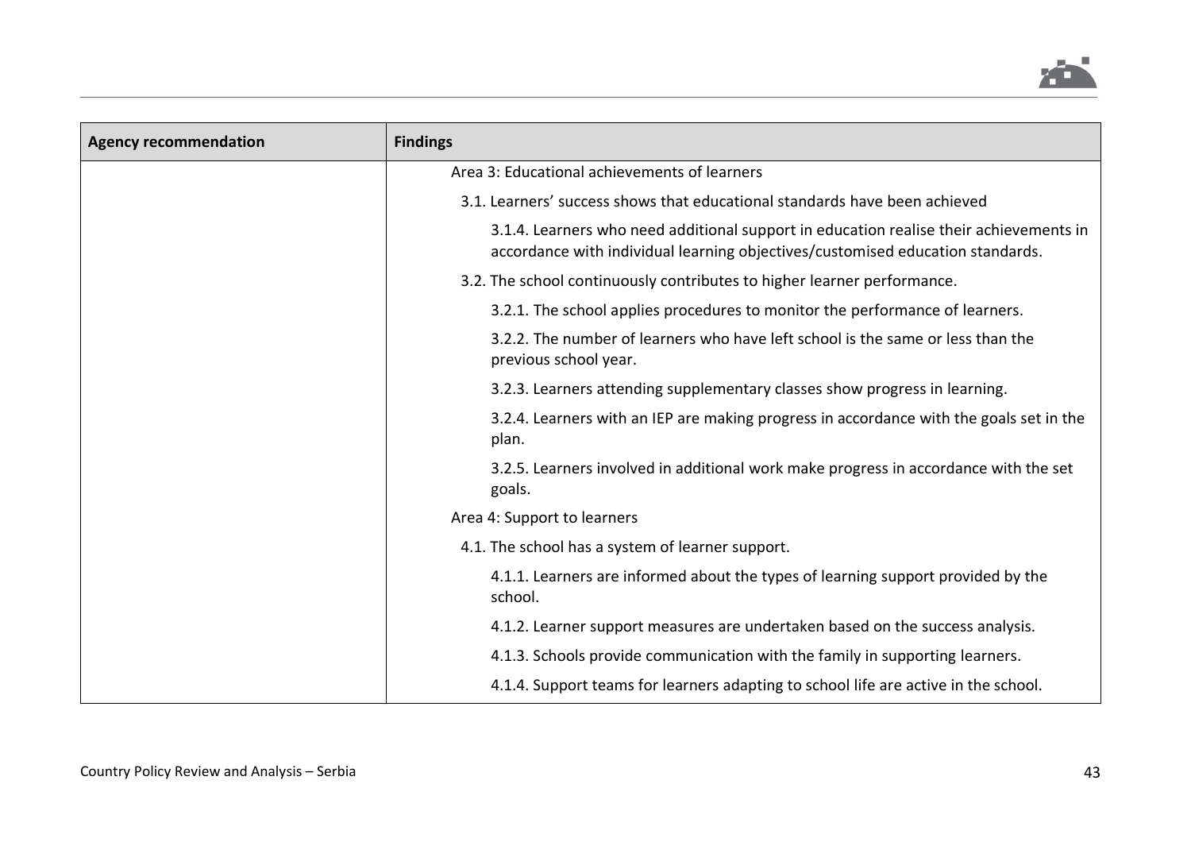| Agency recommendation | Findings |
|---|---|
| | Area 3: Educational achievements of learners |
| | 3.1. Learners' success shows that educational standards have been achieved |
| | 3.1.4. Learners who need additional support in education realise their achievements in accordance with individual learning objectives/customised education standards. |
| | 3.2. The school continuously contributes to higher learner performance. |
| | 3.2.1. The school applies procedures to monitor the performance of learners. |
| | 3.2.2. The number of learners who have left school is the same or less than the previous school year. |
| | 3.2.3. Learners attending supplementary classes show progress in learning. |
| | 3.2.4. Learners with an IEP are making progress in accordance with the goals set in the plan. |
| | 3.2.5. Learners involved in additional work make progress in accordance with the set goals. |
| | Area 4: Support to learners |
| | 4.1. The school has a system of learner support. |
| | 4.1.1. Learners are informed about the types of learning support provided by the school. |
| | 4.1.2. Learner support measures are undertaken based on the success analysis. |
| | 4.1.3. Schools provide communication with the family in supporting learners. |
| | 4.1.4. Support teams for learners adapting to school life are active in the school. |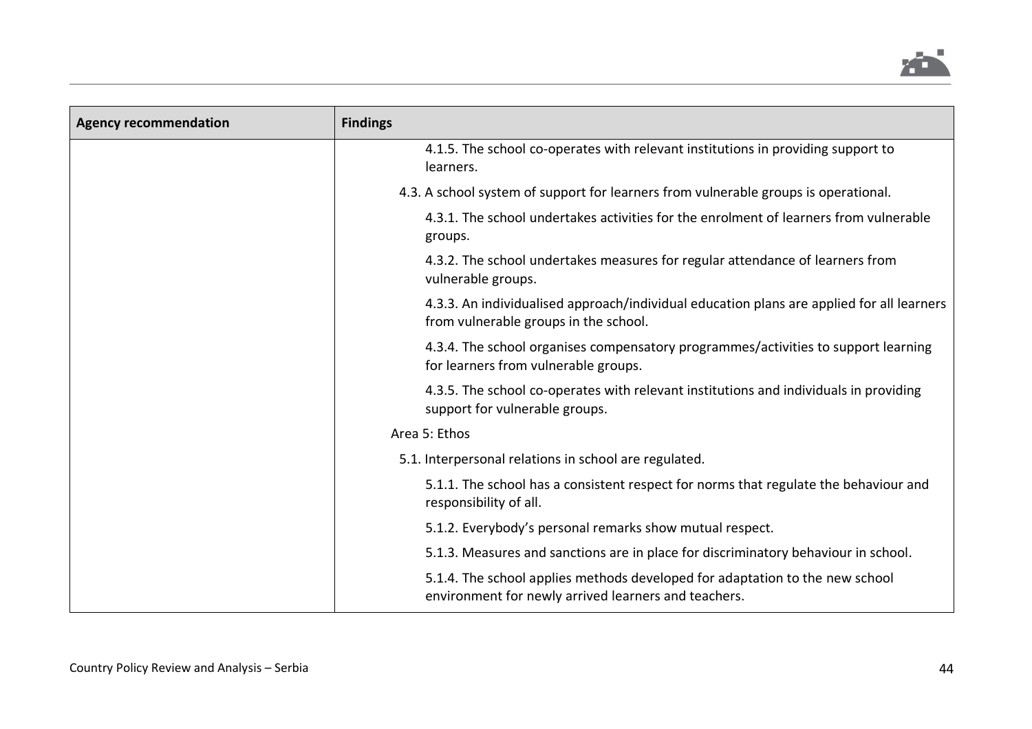| Agency recommendation | Findings |
|---|---|
| | 4.1.5. The school co-operates with relevant institutions in providing support to learners.<br>4.3. A school system of support for learners from vulnerable groups is operational.<br>4.3.1. The school undertakes activities for the enrolment of learners from vulnerable groups.<br>4.3.2. The school undertakes measures for regular attendance of learners from vulnerable groups.<br>4.3.3. An individualised approach/individual education plans are applied for all learners from vulnerable groups in the school.<br>4.3.4. The school organises compensatory programmes/activities to support learning for learners from vulnerable groups.<br>4.3.5. The school co-operates with relevant institutions and individuals in providing support for vulnerable groups.<br>Area 5: Ethos<br>5.1. Interpersonal relations in school are regulated.<br>5.1.1. The school has a consistent respect for norms that regulate the behaviour and responsibility of all.<br>5.1.2. Everybody's personal remarks show mutual respect.<br>5.1.3. Measures and sanctions are in place for discriminatory behaviour in school.<br>5.1.4. The school applies methods developed for adaptation to the new school environment for newly arrived learners and teachers. |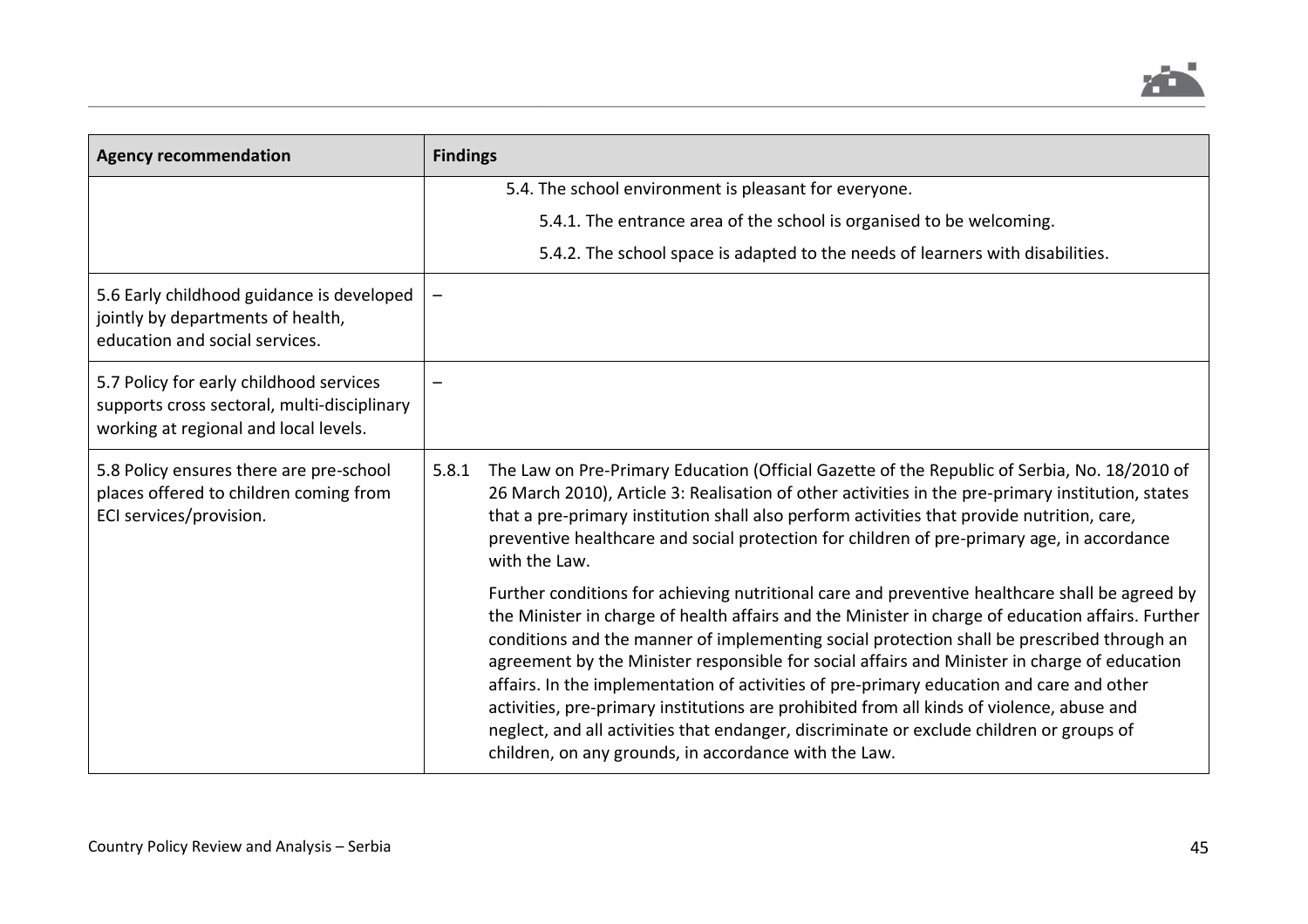| Agency recommendation | Findings |
|---|---|
| | 5.4. The school environment is pleasant for everyone.<br>5.4.1. The entrance area of the school is organised to be welcoming.<br>5.4.2. The school space is adapted to the needs of learners with disabilities. |
| 5.6 Early childhood guidance is developed jointly by departments of health, education and social services. | – |
| 5.7 Policy for early childhood services supports cross sectoral, multi-disciplinary working at regional and local levels. | – |
| 5.8 Policy ensures there are pre-school places offered to children coming from ECI services/provision. | 5.8.1 The Law on Pre-Primary Education (Official Gazette of the Republic of Serbia, No. 18/2010 of 26 March 2010), Article 3: Realisation of other activities in the pre-primary institution, states that a pre-primary institution shall also perform activities that provide nutrition, care, preventive healthcare and social protection for children of pre-primary age, in accordance with the Law.<br>Further conditions for achieving nutritional care and preventive healthcare shall be agreed by the Minister in charge of health affairs and the Minister in charge of education affairs. Further conditions and the manner of implementing social protection shall be prescribed through an agreement by the Minister responsible for social affairs and Minister in charge of education affairs. In the implementation of activities of pre-primary education and care and other activities, pre-primary institutions are prohibited from all kinds of violence, abuse and neglect, and all activities that endanger, discriminate or exclude children or groups of children, on any grounds, in accordance with the Law. |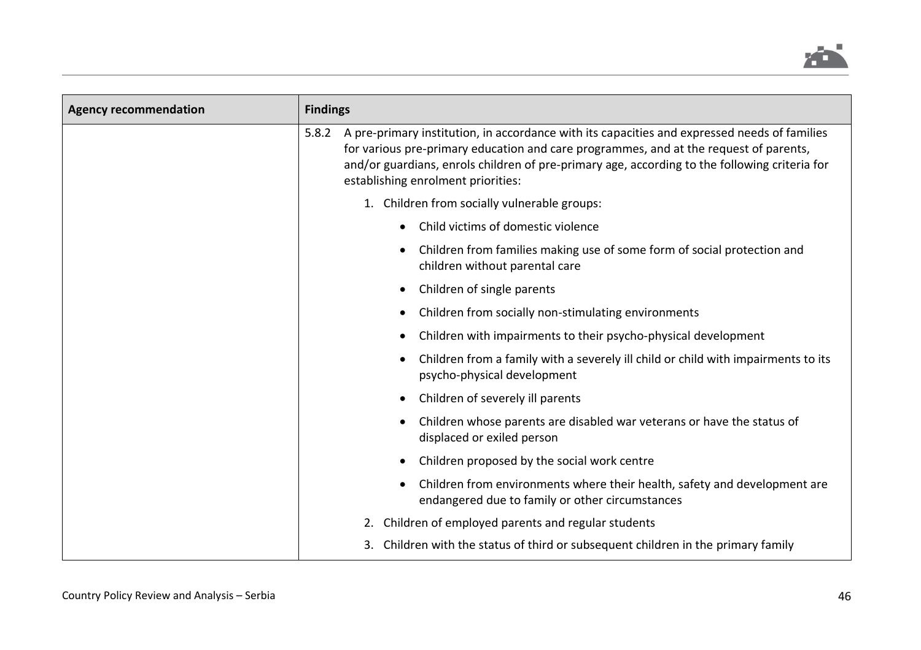| Agency recommendation | Findings |
|---|---|
| | 5.8.2 A pre-primary institution, in accordance with its capacities and expressed needs of families for various pre-primary education and care programmes, and at the request of parents, and/or guardians, enrols children of pre-primary age, according to the following criteria for establishing enrolment priorities:<br><br>1. Children from socially vulnerable groups:<br>• Child victims of domestic violence<br>• Children from families making use of some form of social protection and children without parental care<br>• Children of single parents<br>• Children from socially non-stimulating environments<br>• Children with impairments to their psycho-physical development<br>• Children from a family with a severely ill child or child with impairments to its psycho-physical development<br>• Children of severely ill parents<br>• Children whose parents are disabled war veterans or have the status of displaced or exiled person<br>• Children proposed by the social work centre<br>• Children from environments where their health, safety and development are endangered due to family or other circumstances<br><br>2. Children of employed parents and regular students<br>3. Children with the status of third or subsequent children in the primary family |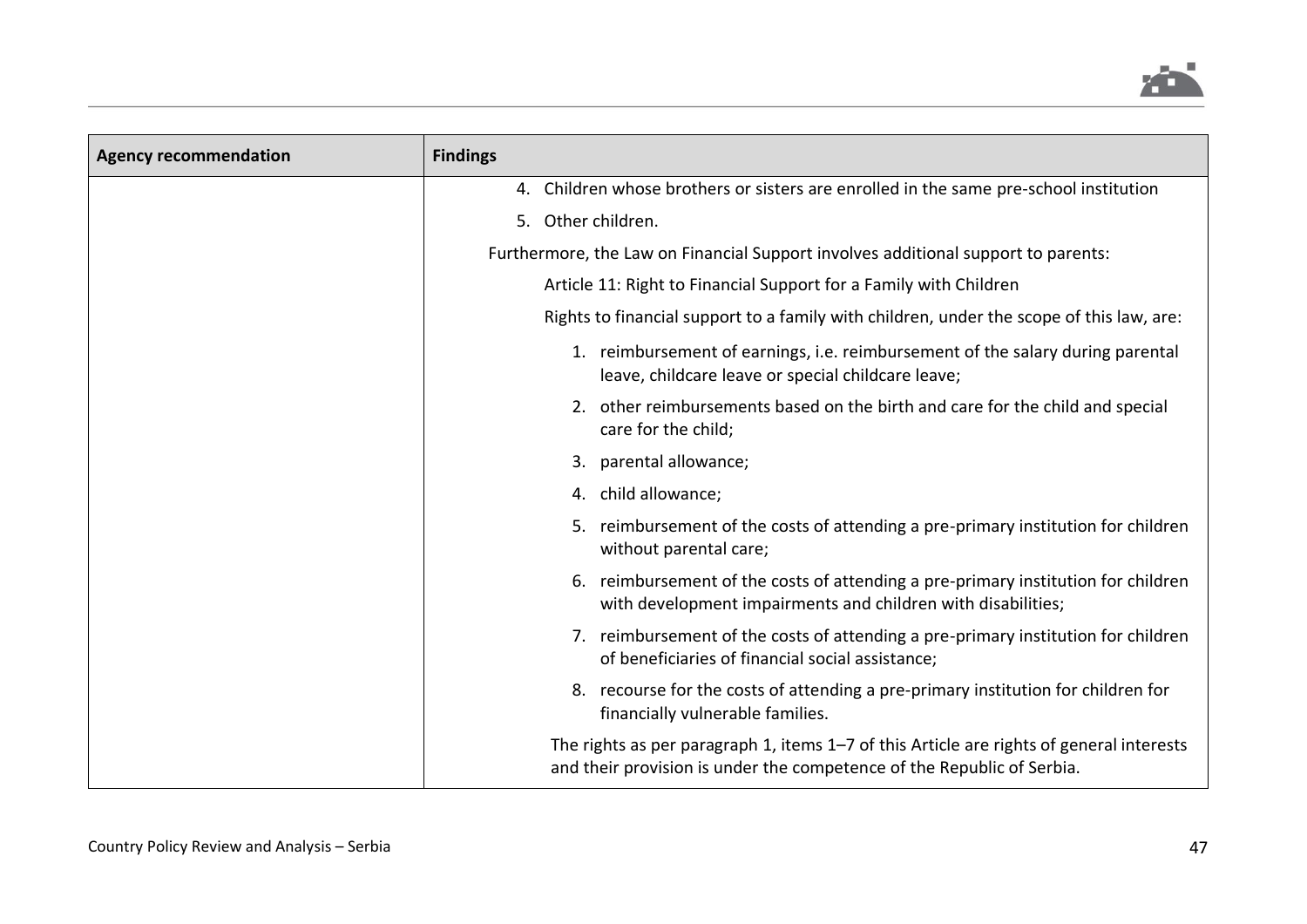| Agency recommendation | Findings |
|---|---|
| | 4. Children whose brothers or sisters are enrolled in the same pre-school institution<br>5. Other children.<br>Furthermore, the Law on Financial Support involves additional support to parents:<br>Article 11: Right to Financial Support for a Family with Children<br>Rights to financial support to a family with children, under the scope of this law, are:<br>1. reimbursement of earnings, i.e. reimbursement of the salary during parental leave, childcare leave or special childcare leave;<br>2. other reimbursements based on the birth and care for the child and special care for the child;<br>3. parental allowance;<br>4. child allowance;<br>5. reimbursement of the costs of attending a pre-primary institution for children without parental care;<br>6. reimbursement of the costs of attending a pre-primary institution for children with development impairments and children with disabilities;<br>7. reimbursement of the costs of attending a pre-primary institution for children of beneficiaries of financial social assistance;<br>8. recourse for the costs of attending a pre-primary institution for children for financially vulnerable families.<br>The rights as per paragraph 1, items 1–7 of this Article are rights of general interests and their provision is under the competence of the Republic of Serbia. |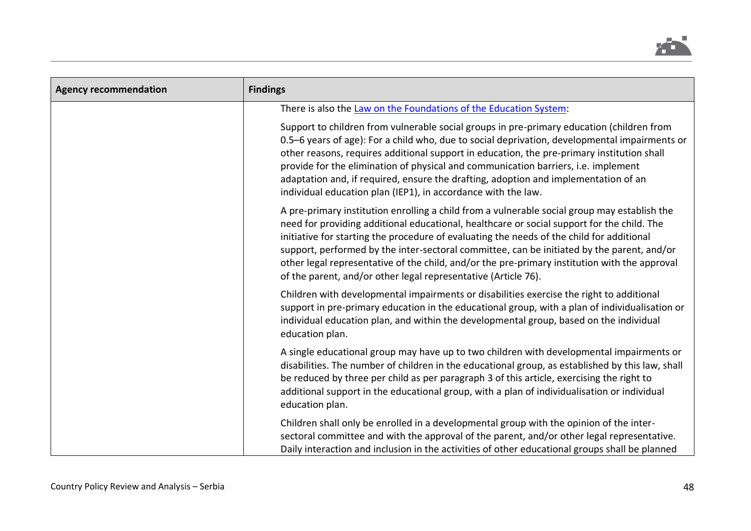| Agency recommendation | Findings |
|---|---|
| | There is also the [Law on the Foundations of the Education System](): <br><br> Support to children from vulnerable social groups in pre-primary education (children from 0.5–6 years of age): For a child who, due to social deprivation, developmental impairments or other reasons, requires additional support in education, the pre-primary institution shall provide for the elimination of physical and communication barriers, i.e. implement adaptation and, if required, ensure the drafting, adoption and implementation of an individual education plan (IEP1), in accordance with the law. <br><br> A pre-primary institution enrolling a child from a vulnerable social group may establish the need for providing additional educational, healthcare or social support for the child. The initiative for starting the procedure of evaluating the needs of the child for additional support, performed by the inter-sectoral committee, can be initiated by the parent, and/or other legal representative of the child, and/or the pre-primary institution with the approval of the parent, and/or other legal representative (Article 76). <br><br> Children with developmental impairments or disabilities exercise the right to additional support in pre-primary education in the educational group, with a plan of individualisation or individual education plan, and within the developmental group, based on the individual education plan. <br><br> A single educational group may have up to two children with developmental impairments or disabilities. The number of children in the educational group, as established by this law, shall be reduced by three per child as per paragraph 3 of this article, exercising the right to additional support in the educational group, with a plan of individualisation or individual education plan. <br><br> Children shall only be enrolled in a developmental group with the opinion of the inter-sectoral committee and with the approval of the parent, and/or other legal representative. Daily interaction and inclusion in the activities of other educational groups shall be planned |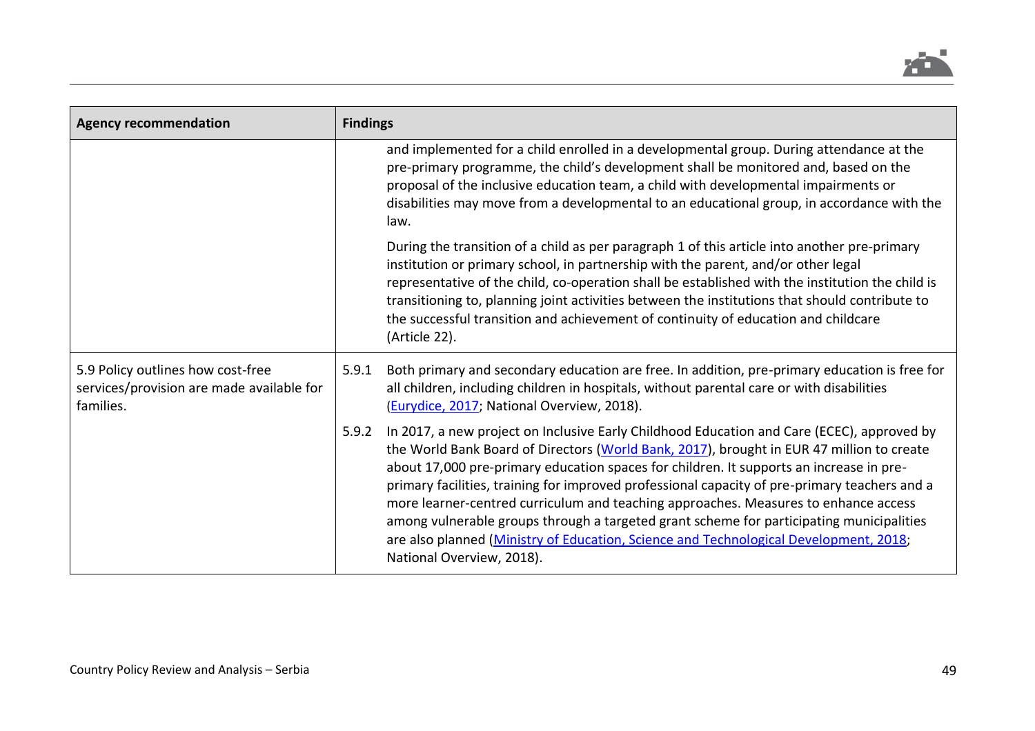| Agency recommendation | Findings |
|---|---|
| | and implemented for a child enrolled in a developmental group. During attendance at the pre-primary programme, the child's development shall be monitored and, based on the proposal of the inclusive education team, a child with developmental impairments or disabilities may move from a developmental to an educational group, in accordance with the law.<br><br>During the transition of a child as per paragraph 1 of this article into another pre-primary institution or primary school, in partnership with the parent, and/or other legal representative of the child, co-operation shall be established with the institution the child is transitioning to, planning joint activities between the institutions that should contribute to the successful transition and achievement of continuity of education and childcare (Article 22). |
| 5.9 Policy outlines how cost-free services/provision are made available for families. | 5.9.1 Both primary and secondary education are free. In addition, pre-primary education is free for all children, including children in hospitals, without parental care or with disabilities (Eurydice, 2017; National Overview, 2018).<br><br>5.9.2 In 2017, a new project on Inclusive Early Childhood Education and Care (ECEC), approved by the World Bank Board of Directors (World Bank, 2017), brought in EUR 47 million to create about 17,000 pre-primary education spaces for children. It supports an increase in pre-primary facilities, training for improved professional capacity of pre-primary teachers and a more learner-centred curriculum and teaching approaches. Measures to enhance access among vulnerable groups through a targeted grant scheme for participating municipalities are also planned (Ministry of Education, Science and Technological Development, 2018; National Overview, 2018). |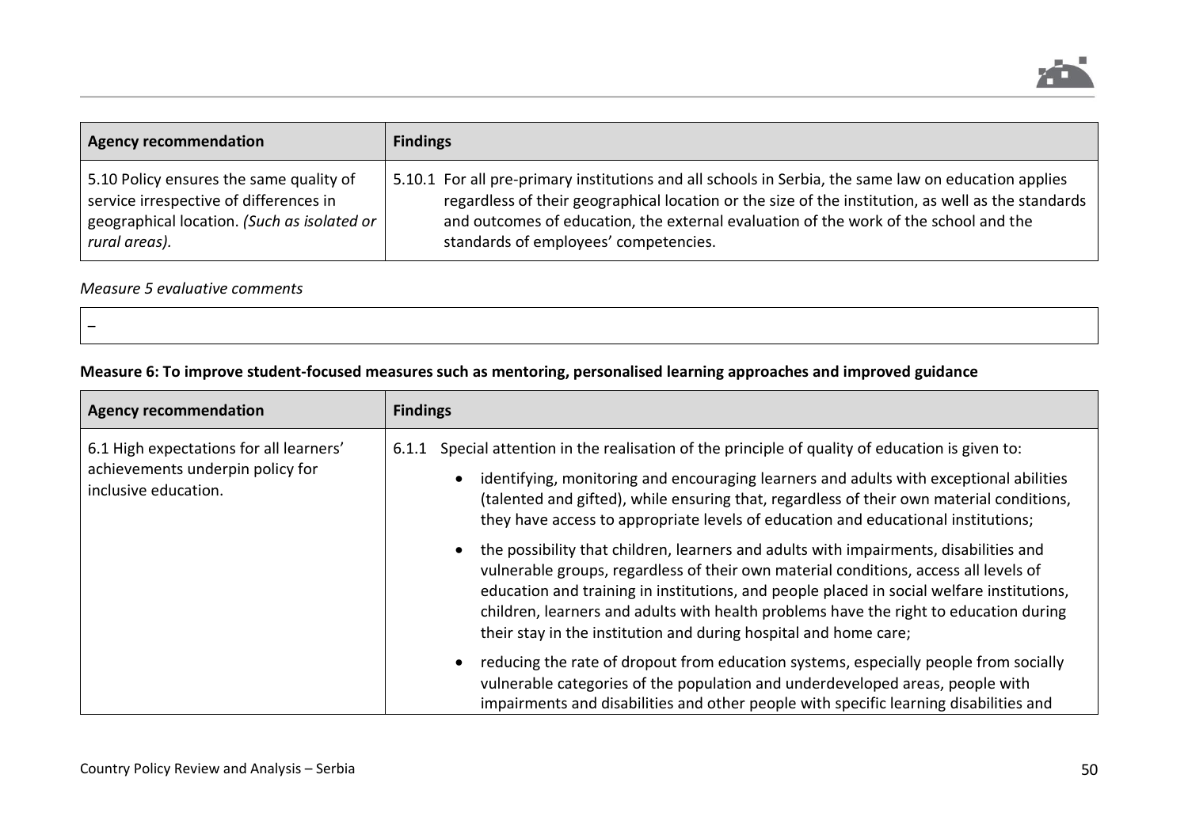| Agency recommendation | Findings |
|---|---|
| 5.10 Policy ensures the same quality of service irrespective of differences in geographical location. *(Such as isolated or rural areas).* | 5.10.1 For all pre-primary institutions and all schools in Serbia, the same law on education applies regardless of their geographical location or the size of the institution, as well as the standards and outcomes of education, the external evaluation of the work of the school and the standards of employees' competencies. |

*Measure 5 evaluative comments*

| – |
|---|

**Measure 6: To improve student-focused measures such as mentoring, personalised learning approaches and improved guidance**

| Agency recommendation | Findings |
|---|---|
| 6.1 High expectations for all learners' achievements underpin policy for inclusive education. | 6.1.1 Special attention in the realisation of the principle of quality of education is given to:<br>• identifying, monitoring and encouraging learners and adults with exceptional abilities (talented and gifted), while ensuring that, regardless of their own material conditions, they have access to appropriate levels of education and educational institutions;<br>• the possibility that children, learners and adults with impairments, disabilities and vulnerable groups, regardless of their own material conditions, access all levels of education and training in institutions, and people placed in social welfare institutions, children, learners and adults with health problems have the right to education during their stay in the institution and during hospital and home care;<br>• reducing the rate of dropout from education systems, especially people from socially vulnerable categories of the population and underdeveloped areas, people with impairments and disabilities and other people with specific learning disabilities and |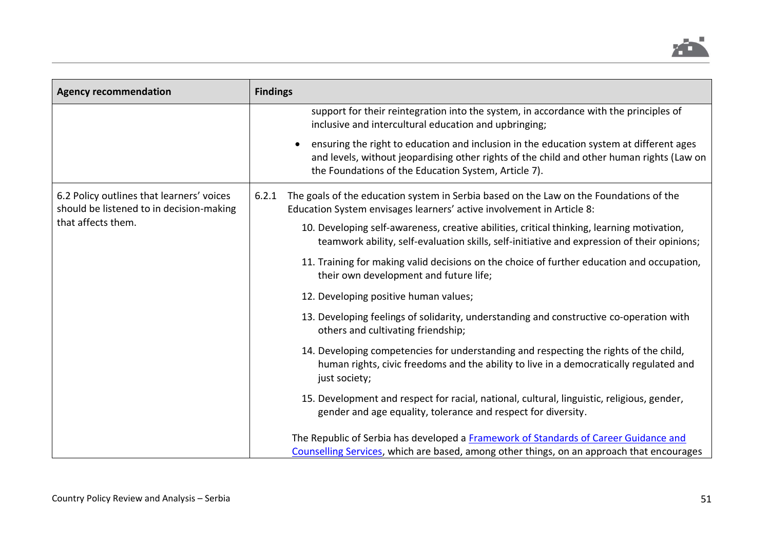| Agency recommendation | Findings |
|---|---|
| | support for their reintegration into the system, in accordance with the principles of inclusive and intercultural education and upbringing;<br><br>• ensuring the right to education and inclusion in the education system at different ages and levels, without jeopardising other rights of the child and other human rights (Law on the Foundations of the Education System, Article 7). |
| 6.2 Policy outlines that learners' voices should be listened to in decision-making that affects them. | 6.2.1 The goals of the education system in Serbia based on the Law on the Foundations of the Education System envisages learners' active involvement in Article 8:<br><br>10. Developing self-awareness, creative abilities, critical thinking, learning motivation, teamwork ability, self-evaluation skills, self-initiative and expression of their opinions;<br><br>11. Training for making valid decisions on the choice of further education and occupation, their own development and future life;<br><br>12. Developing positive human values;<br><br>13. Developing feelings of solidarity, understanding and constructive co-operation with others and cultivating friendship;<br><br>14. Developing competencies for understanding and respecting the rights of the child, human rights, civic freedoms and the ability to live in a democratically regulated and just society;<br><br>15. Development and respect for racial, national, cultural, linguistic, religious, gender, gender and age equality, tolerance and respect for diversity.<br><br>The Republic of Serbia has developed a Framework of Standards of Career Guidance and Counselling Services, which are based, among other things, on an approach that encourages |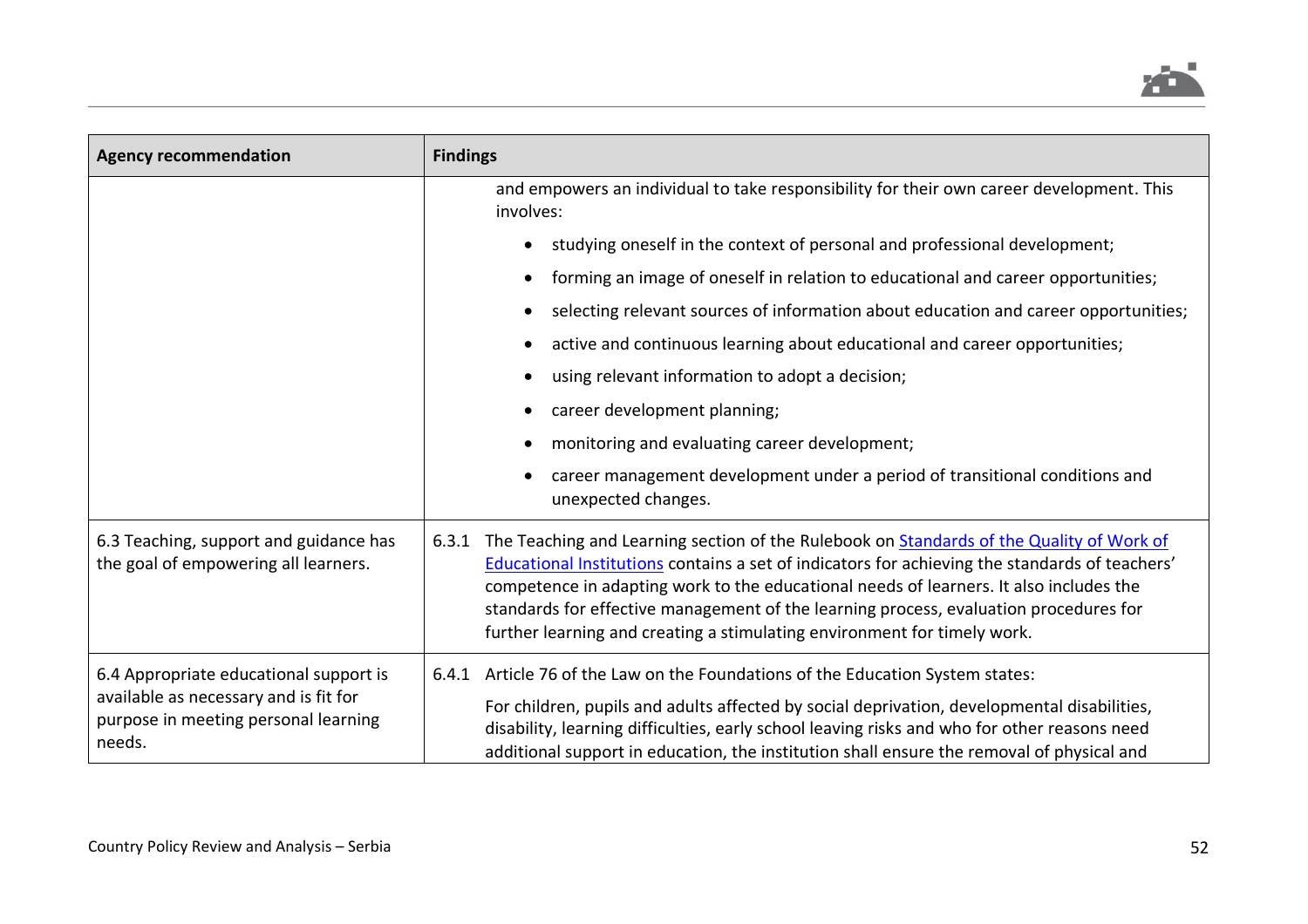| Agency recommendation | Findings |
|---|---|
| | and empowers an individual to take responsibility for their own career development. This involves:<br>• studying oneself in the context of personal and professional development;<br>• forming an image of oneself in relation to educational and career opportunities;<br>• selecting relevant sources of information about education and career opportunities;<br>• active and continuous learning about educational and career opportunities;<br>• using relevant information to adopt a decision;<br>• career development planning;<br>• monitoring and evaluating career development;<br>• career management development under a period of transitional conditions and unexpected changes. |
| 6.3 Teaching, support and guidance has the goal of empowering all learners. | 6.3.1 The Teaching and Learning section of the Rulebook on [Standards of the Quality of Work of Educational Institutions] contains a set of indicators for achieving the standards of teachers' competence in adapting work to the educational needs of learners. It also includes the standards for effective management of the learning process, evaluation procedures for further learning and creating a stimulating environment for timely work. |
| 6.4 Appropriate educational support is available as necessary and is fit for purpose in meeting personal learning needs. | 6.4.1 Article 76 of the Law on the Foundations of the Education System states:<br>For children, pupils and adults affected by social deprivation, developmental disabilities, disability, learning difficulties, early school leaving risks and who for other reasons need additional support in education, the institution shall ensure the removal of physical and |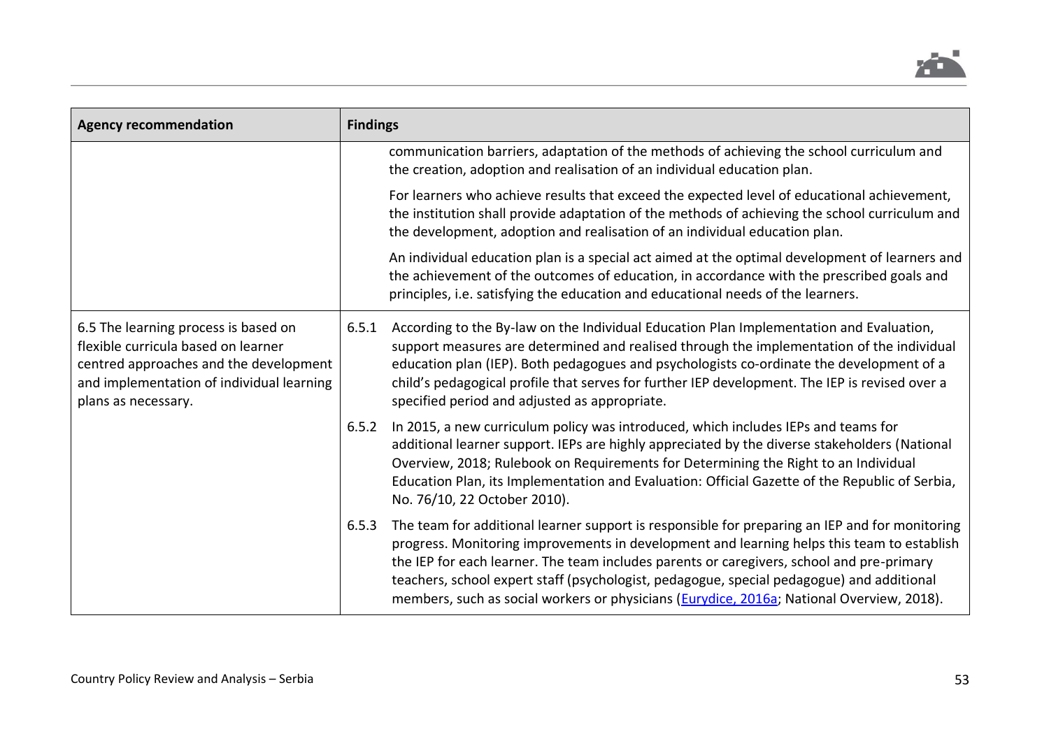| Agency recommendation | Findings |
|---|---|
| | communication barriers, adaptation of the methods of achieving the school curriculum and the creation, adoption and realisation of an individual education plan.<br><br>For learners who achieve results that exceed the expected level of educational achievement, the institution shall provide adaptation of the methods of achieving the school curriculum and the development, adoption and realisation of an individual education plan.<br><br>An individual education plan is a special act aimed at the optimal development of learners and the achievement of the outcomes of education, in accordance with the prescribed goals and principles, i.e. satisfying the education and educational needs of the learners. |
| 6.5 The learning process is based on flexible curricula based on learner centred approaches and the development and implementation of individual learning plans as necessary. | 6.5.1 According to the By-law on the Individual Education Plan Implementation and Evaluation, support measures are determined and realised through the implementation of the individual education plan (IEP). Both pedagogues and psychologists co-ordinate the development of a child's pedagogical profile that serves for further IEP development. The IEP is revised over a specified period and adjusted as appropriate.<br><br>6.5.2 In 2015, a new curriculum policy was introduced, which includes IEPs and teams for additional learner support. IEPs are highly appreciated by the diverse stakeholders (National Overview, 2018; Rulebook on Requirements for Determining the Right to an Individual Education Plan, its Implementation and Evaluation: Official Gazette of the Republic of Serbia, No. 76/10, 22 October 2010).<br><br>6.5.3 The team for additional learner support is responsible for preparing an IEP and for monitoring progress. Monitoring improvements in development and learning helps this team to establish the IEP for each learner. The team includes parents or caregivers, school and pre-primary teachers, school expert staff (psychologist, pedagogue, special pedagogue) and additional members, such as social workers or physicians (Eurydice, 2016a; National Overview, 2018). |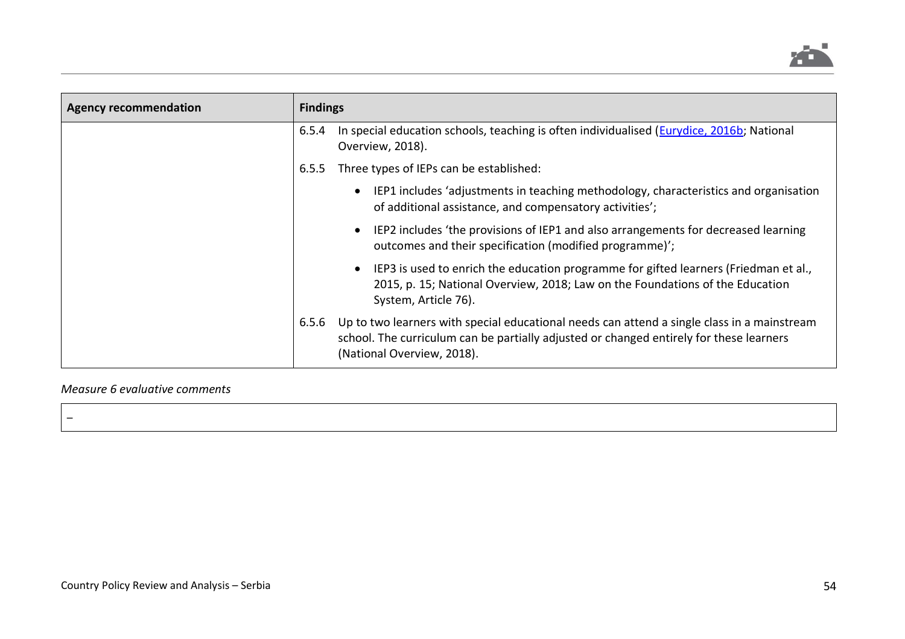| Agency recommendation | Findings |
|---|---|
| | 6.5.4 In special education schools, teaching is often individualised (Eurydice, 2016b; National Overview, 2018).<br><br>6.5.5 Three types of IEPs can be established:<br>• IEP1 includes 'adjustments in teaching methodology, characteristics and organisation of additional assistance, and compensatory activities';<br>• IEP2 includes 'the provisions of IEP1 and also arrangements for decreased learning outcomes and their specification (modified programme)';<br>• IEP3 is used to enrich the education programme for gifted learners (Friedman et al., 2015, p. 15; National Overview, 2018; Law on the Foundations of the Education System, Article 76).<br><br>6.5.6 Up to two learners with special educational needs can attend a single class in a mainstream school. The curriculum can be partially adjusted or changed entirely for these learners (National Overview, 2018). |

*Measure 6 evaluative comments*

| – |
|---|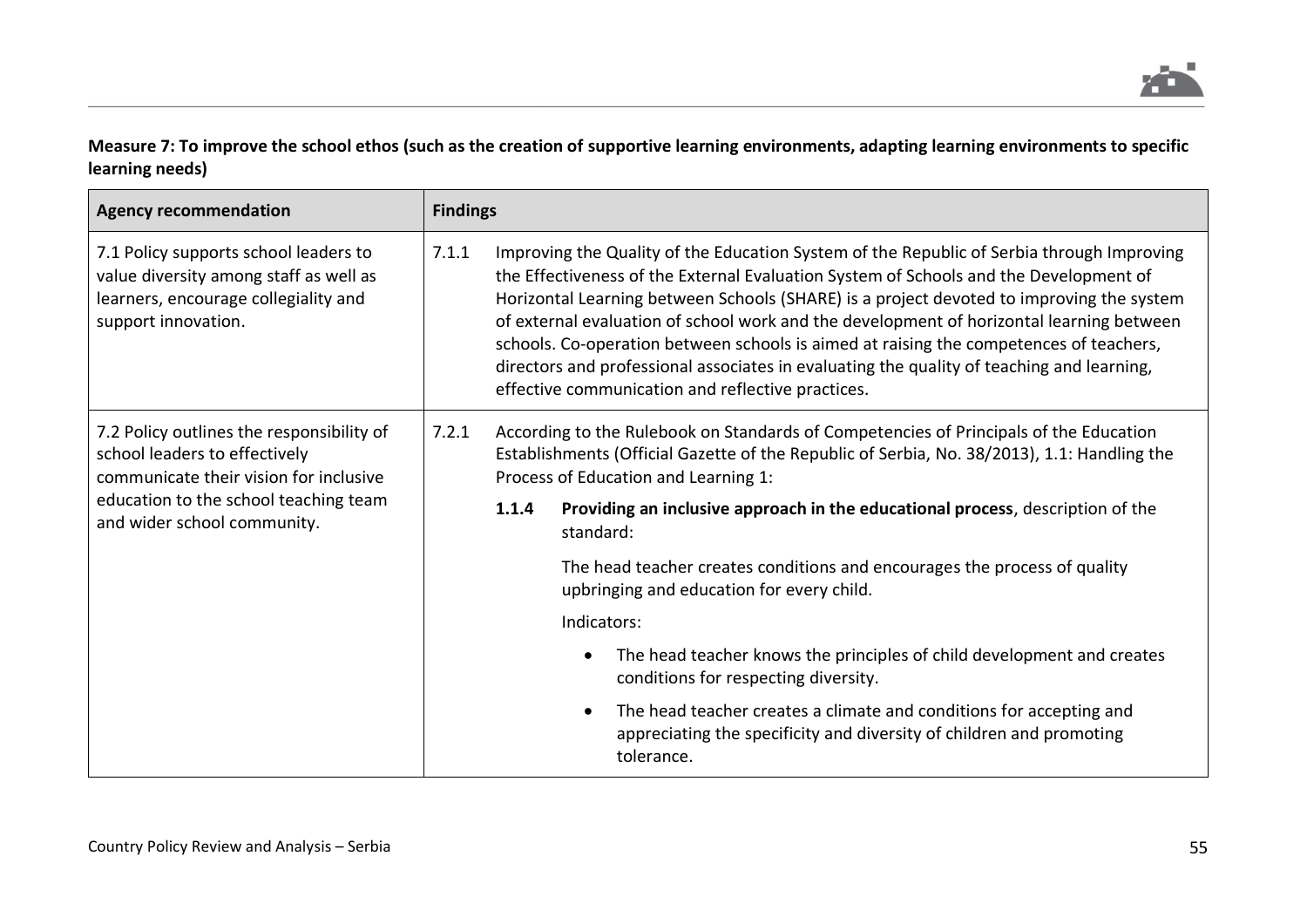**Measure 7: To improve the school ethos (such as the creation of supportive learning environments, adapting learning environments to specific learning needs)**

| Agency recommendation | Findings |
|---|---|
| 7.1 Policy supports school leaders to value diversity among staff as well as learners, encourage collegiality and support innovation. | 7.1.1 Improving the Quality of the Education System of the Republic of Serbia through Improving the Effectiveness of the External Evaluation System of Schools and the Development of Horizontal Learning between Schools (SHARE) is a project devoted to improving the system of external evaluation of school work and the development of horizontal learning between schools. Co-operation between schools is aimed at raising the competences of teachers, directors and professional associates in evaluating the quality of teaching and learning, effective communication and reflective practices. |
| 7.2 Policy outlines the responsibility of school leaders to effectively communicate their vision for inclusive education to the school teaching team and wider school community. | 7.2.1 According to the Rulebook on Standards of Competencies of Principals of the Education Establishments (Official Gazette of the Republic of Serbia, No. 38/2013), 1.1: Handling the Process of Education and Learning 1:<br><br>**1.1.4 Providing an inclusive approach in the educational process**, description of the standard:<br><br>The head teacher creates conditions and encourages the process of quality upbringing and education for every child.<br><br>Indicators:<br><br>• The head teacher knows the principles of child development and creates conditions for respecting diversity.<br><br>• The head teacher creates a climate and conditions for accepting and appreciating the specificity and diversity of children and promoting tolerance. |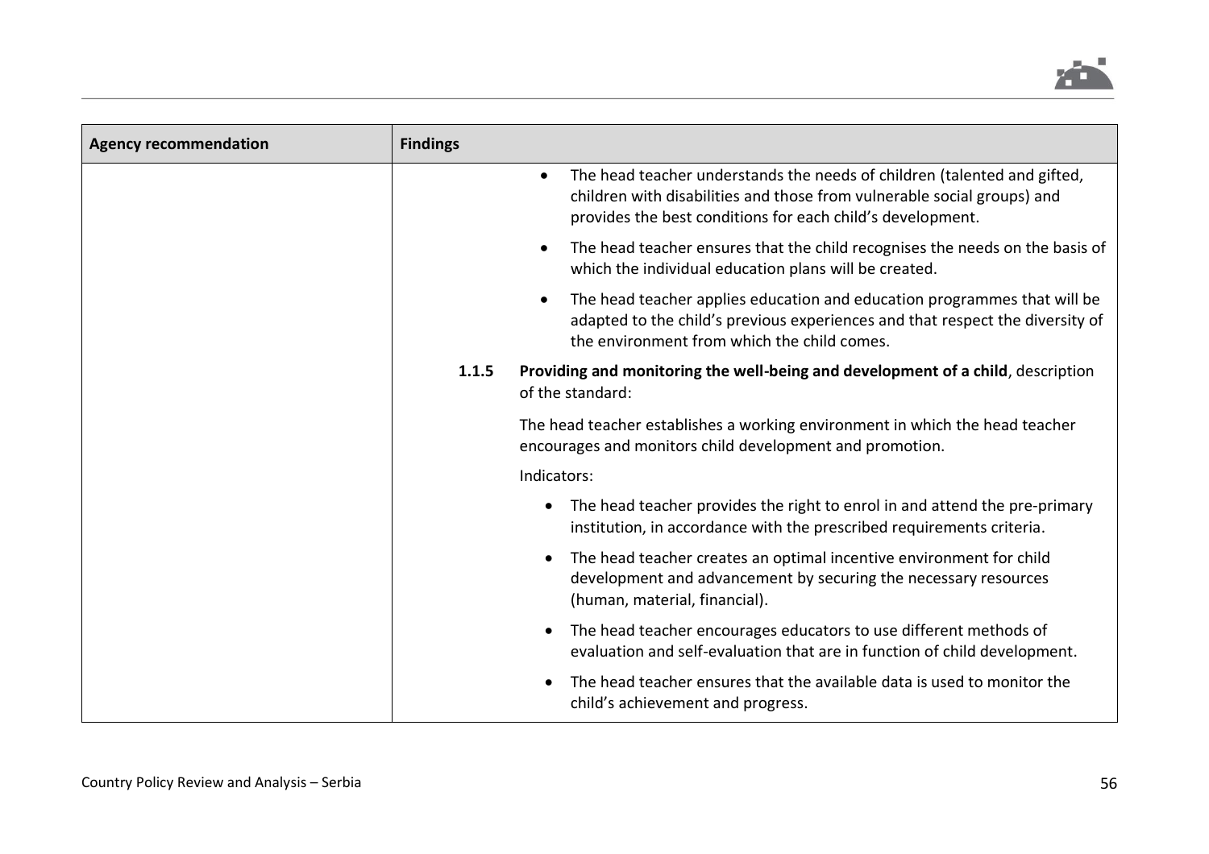| Agency recommendation | Findings |
|---|---|
| | • The head teacher understands the needs of children (talented and gifted, children with disabilities and those from vulnerable social groups) and provides the best conditions for each child's development.<br><br>• The head teacher ensures that the child recognises the needs on the basis of which the individual education plans will be created.<br><br>• The head teacher applies education and education programmes that will be adapted to the child's previous experiences and that respect the diversity of the environment from which the child comes.<br><br>**1.1.5 Providing and monitoring the well-being and development of a child**, description of the standard:<br><br>The head teacher establishes a working environment in which the head teacher encourages and monitors child development and promotion.<br><br>Indicators:<br><br>• The head teacher provides the right to enrol in and attend the pre-primary institution, in accordance with the prescribed requirements criteria.<br><br>• The head teacher creates an optimal incentive environment for child development and advancement by securing the necessary resources (human, material, financial).<br><br>• The head teacher encourages educators to use different methods of evaluation and self-evaluation that are in function of child development.<br><br>• The head teacher ensures that the available data is used to monitor the child's achievement and progress. |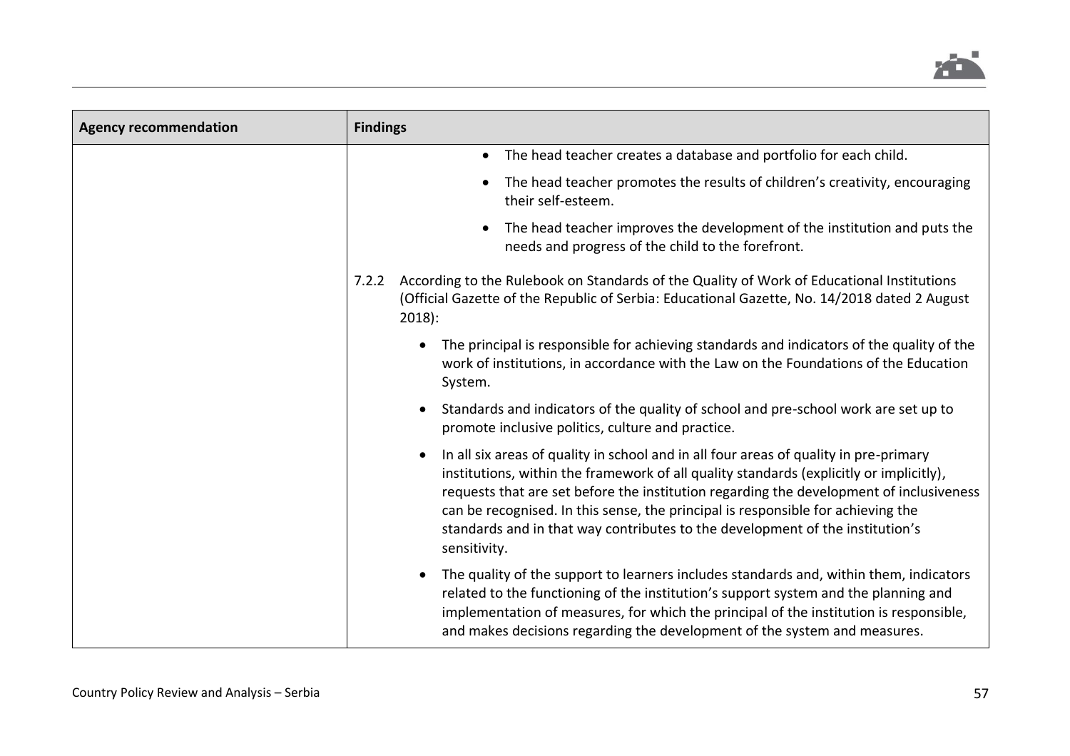| Agency recommendation | Findings |
|---|---|
| | • The head teacher creates a database and portfolio for each child.<br>• The head teacher promotes the results of children's creativity, encouraging their self-esteem.<br>• The head teacher improves the development of the institution and puts the needs and progress of the child to the forefront.<br><br>7.2.2 According to the Rulebook on Standards of the Quality of Work of Educational Institutions (Official Gazette of the Republic of Serbia: Educational Gazette, No. 14/2018 dated 2 August 2018):<br>• The principal is responsible for achieving standards and indicators of the quality of the work of institutions, in accordance with the Law on the Foundations of the Education System.<br>• Standards and indicators of the quality of school and pre-school work are set up to promote inclusive politics, culture and practice.<br>• In all six areas of quality in school and in all four areas of quality in pre-primary institutions, within the framework of all quality standards (explicitly or implicitly), requests that are set before the institution regarding the development of inclusiveness can be recognised. In this sense, the principal is responsible for achieving the standards and in that way contributes to the development of the institution's sensitivity.<br>• The quality of the support to learners includes standards and, within them, indicators related to the functioning of the institution's support system and the planning and implementation of measures, for which the principal of the institution is responsible, and makes decisions regarding the development of the system and measures. |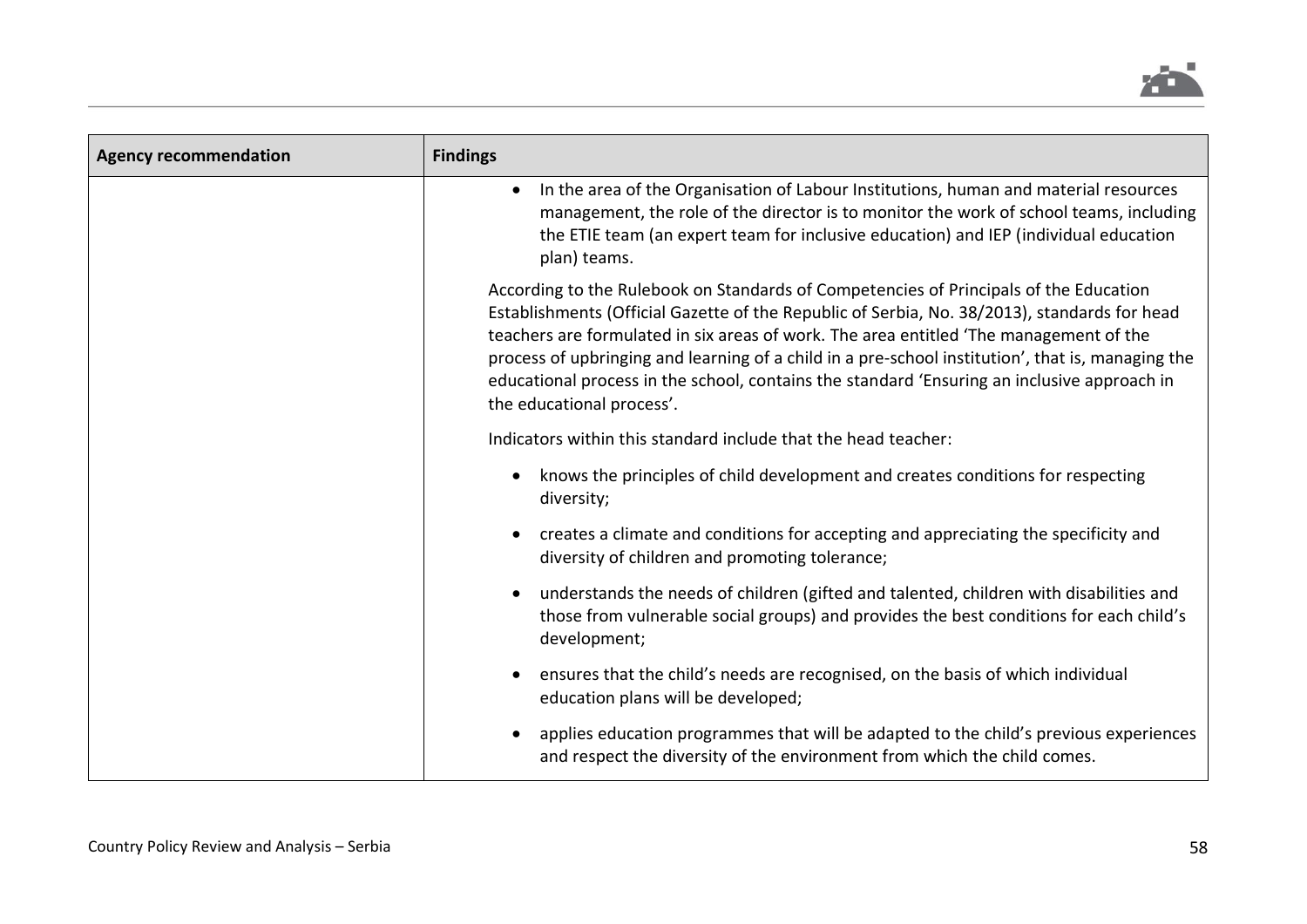| Agency recommendation | Findings |
| --- | --- |
| | • In the area of the Organisation of Labour Institutions, human and material resources management, the role of the director is to monitor the work of school teams, including the ETIE team (an expert team for inclusive education) and IEP (individual education plan) teams.<br><br>According to the Rulebook on Standards of Competencies of Principals of the Education Establishments (Official Gazette of the Republic of Serbia, No. 38/2013), standards for head teachers are formulated in six areas of work. The area entitled 'The management of the process of upbringing and learning of a child in a pre-school institution', that is, managing the educational process in the school, contains the standard 'Ensuring an inclusive approach in the educational process'.<br><br>Indicators within this standard include that the head teacher:<br><br>• knows the principles of child development and creates conditions for respecting diversity;<br><br>• creates a climate and conditions for accepting and appreciating the specificity and diversity of children and promoting tolerance;<br><br>• understands the needs of children (gifted and talented, children with disabilities and those from vulnerable social groups) and provides the best conditions for each child's development;<br><br>• ensures that the child's needs are recognised, on the basis of which individual education plans will be developed;<br><br>• applies education programmes that will be adapted to the child's previous experiences and respect the diversity of the environment from which the child comes. |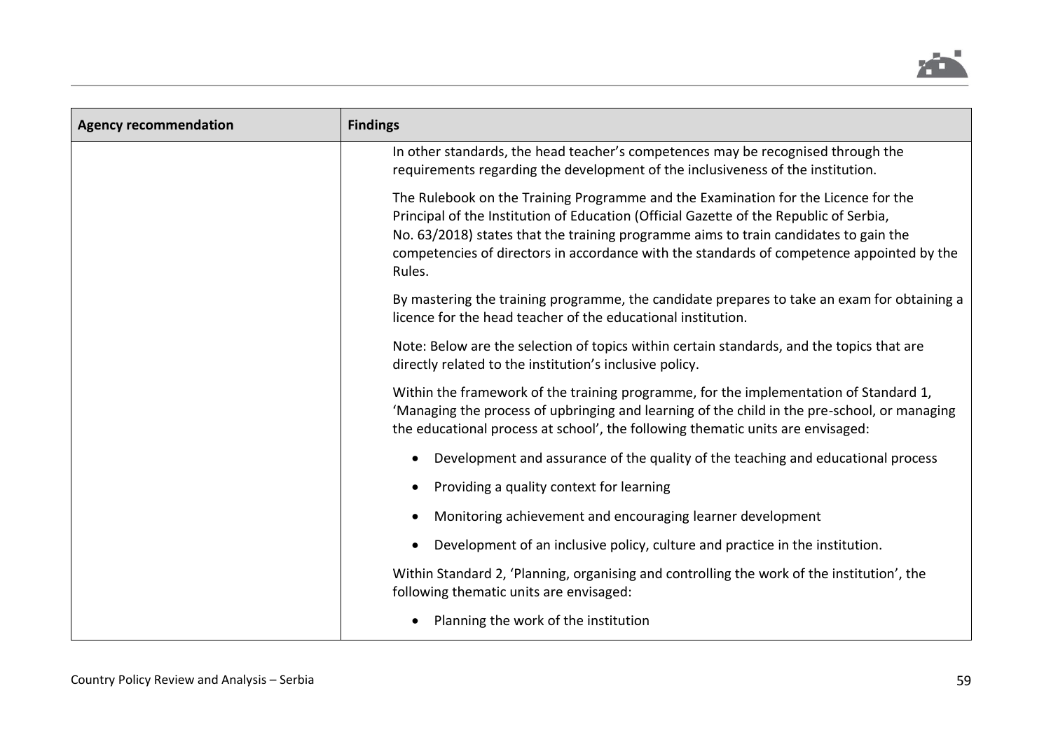| Agency recommendation | Findings |
|---|---|
| | In other standards, the head teacher's competences may be recognised through the requirements regarding the development of the inclusiveness of the institution.<br><br>The Rulebook on the Training Programme and the Examination for the Licence for the Principal of the Institution of Education (Official Gazette of the Republic of Serbia, No. 63/2018) states that the training programme aims to train candidates to gain the competencies of directors in accordance with the standards of competence appointed by the Rules.<br><br>By mastering the training programme, the candidate prepares to take an exam for obtaining a licence for the head teacher of the educational institution.<br><br>Note: Below are the selection of topics within certain standards, and the topics that are directly related to the institution's inclusive policy.<br><br>Within the framework of the training programme, for the implementation of Standard 1, 'Managing the process of upbringing and learning of the child in the pre-school, or managing the educational process at school', the following thematic units are envisaged:<br><br>• Development and assurance of the quality of the teaching and educational process<br>• Providing a quality context for learning<br>• Monitoring achievement and encouraging learner development<br>• Development of an inclusive policy, culture and practice in the institution.<br><br>Within Standard 2, 'Planning, organising and controlling the work of the institution', the following thematic units are envisaged:<br><br>• Planning the work of the institution |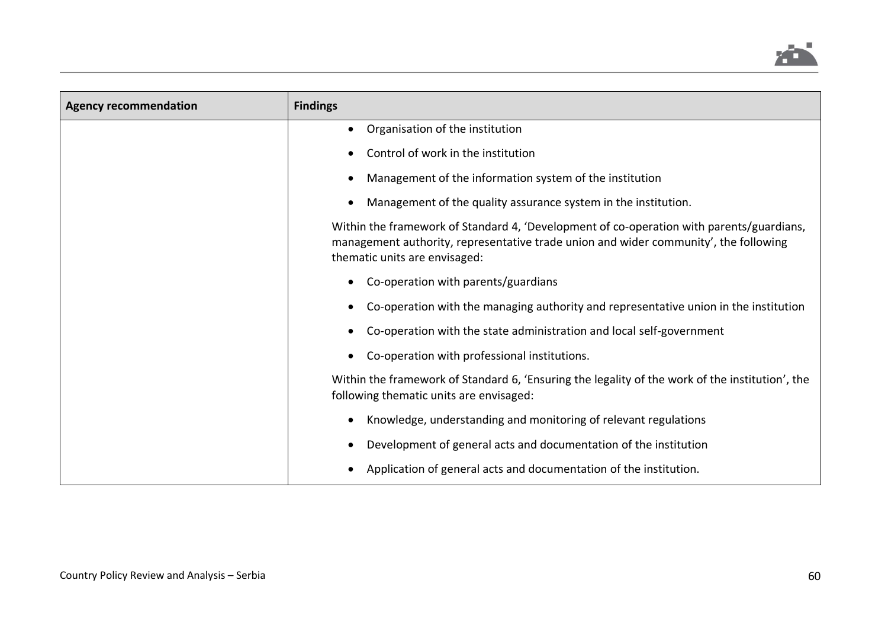| Agency recommendation | Findings |
|---|---|
| | • Organisation of the institution<br>• Control of work in the institution<br>• Management of the information system of the institution<br>• Management of the quality assurance system in the institution.<br><br>Within the framework of Standard 4, 'Development of co-operation with parents/guardians, management authority, representative trade union and wider community', the following thematic units are envisaged:<br><br>• Co-operation with parents/guardians<br>• Co-operation with the managing authority and representative union in the institution<br>• Co-operation with the state administration and local self-government<br>• Co-operation with professional institutions.<br><br>Within the framework of Standard 6, 'Ensuring the legality of the work of the institution', the following thematic units are envisaged:<br><br>• Knowledge, understanding and monitoring of relevant regulations<br>• Development of general acts and documentation of the institution<br>• Application of general acts and documentation of the institution. |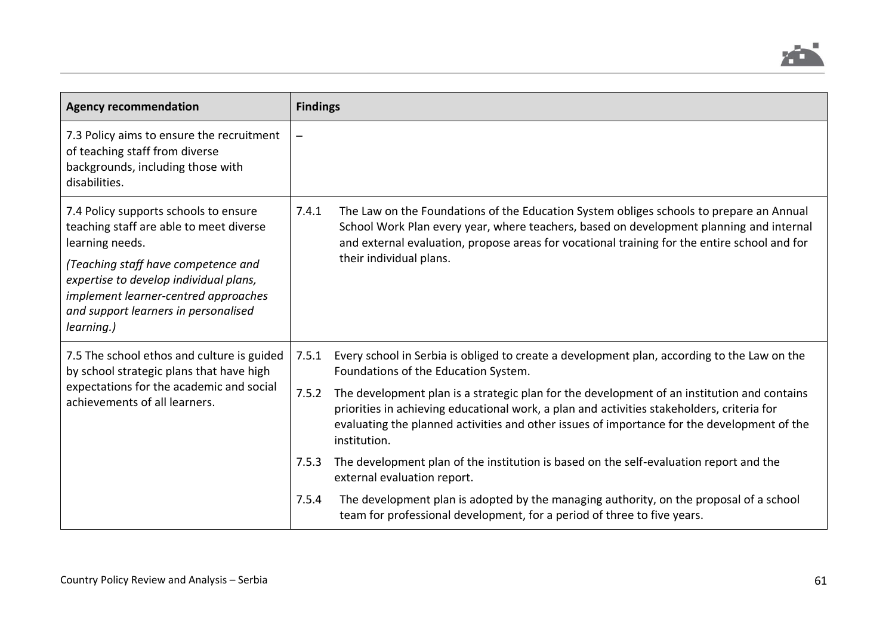| Agency recommendation | Findings |
|---|---|
| 7.3 Policy aims to ensure the recruitment of teaching staff from diverse backgrounds, including those with disabilities. | – |
| 7.4 Policy supports schools to ensure teaching staff are able to meet diverse learning needs.<br><br>*(Teaching staff have competence and expertise to develop individual plans, implement learner-centred approaches and support learners in personalised learning.)* | 7.4.1 The Law on the Foundations of the Education System obliges schools to prepare an Annual School Work Plan every year, where teachers, based on development planning and internal and external evaluation, propose areas for vocational training for the entire school and for their individual plans. |
| 7.5 The school ethos and culture is guided by school strategic plans that have high expectations for the academic and social achievements of all learners. | 7.5.1 Every school in Serbia is obliged to create a development plan, according to the Law on the Foundations of the Education System.<br><br>7.5.2 The development plan is a strategic plan for the development of an institution and contains priorities in achieving educational work, a plan and activities stakeholders, criteria for evaluating the planned activities and other issues of importance for the development of the institution.<br><br>7.5.3 The development plan of the institution is based on the self-evaluation report and the external evaluation report.<br><br>7.5.4 The development plan is adopted by the managing authority, on the proposal of a school team for professional development, for a period of three to five years. |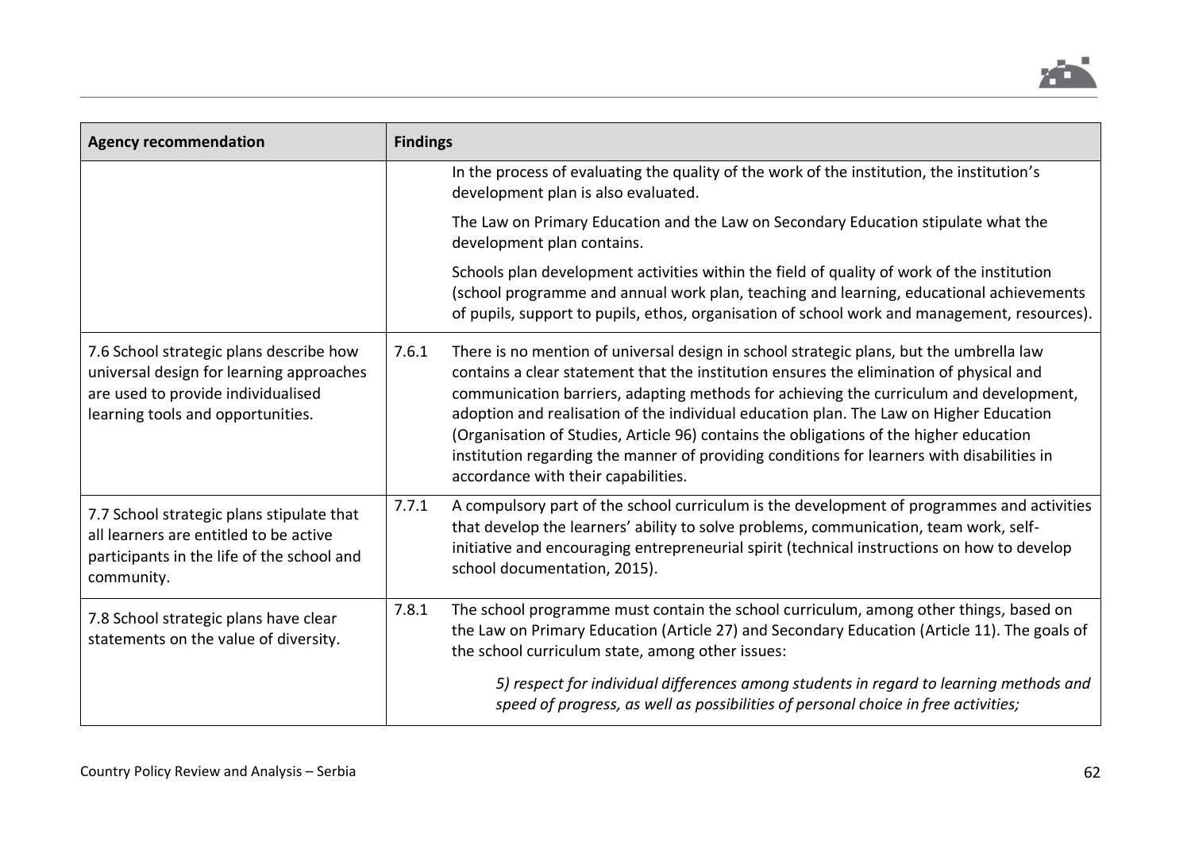| Agency recommendation | Findings |
|---|---|
| | In the process of evaluating the quality of the work of the institution, the institution's development plan is also evaluated.<br><br>The Law on Primary Education and the Law on Secondary Education stipulate what the development plan contains.<br><br>Schools plan development activities within the field of quality of work of the institution (school programme and annual work plan, teaching and learning, educational achievements of pupils, support to pupils, ethos, organisation of school work and management, resources). |
| 7.6 School strategic plans describe how universal design for learning approaches are used to provide individualised learning tools and opportunities. | 7.6.1 There is no mention of universal design in school strategic plans, but the umbrella law contains a clear statement that the institution ensures the elimination of physical and communication barriers, adapting methods for achieving the curriculum and development, adoption and realisation of the individual education plan. The Law on Higher Education (Organisation of Studies, Article 96) contains the obligations of the higher education institution regarding the manner of providing conditions for learners with disabilities in accordance with their capabilities. |
| 7.7 School strategic plans stipulate that all learners are entitled to be active participants in the life of the school and community. | 7.7.1 A compulsory part of the school curriculum is the development of programmes and activities that develop the learners' ability to solve problems, communication, team work, self-initiative and encouraging entrepreneurial spirit (technical instructions on how to develop school documentation, 2015). |
| 7.8 School strategic plans have clear statements on the value of diversity. | 7.8.1 The school programme must contain the school curriculum, among other things, based on the Law on Primary Education (Article 27) and Secondary Education (Article 11). The goals of the school curriculum state, among other issues:<br><br>*5) respect for individual differences among students in regard to learning methods and speed of progress, as well as possibilities of personal choice in free activities;* |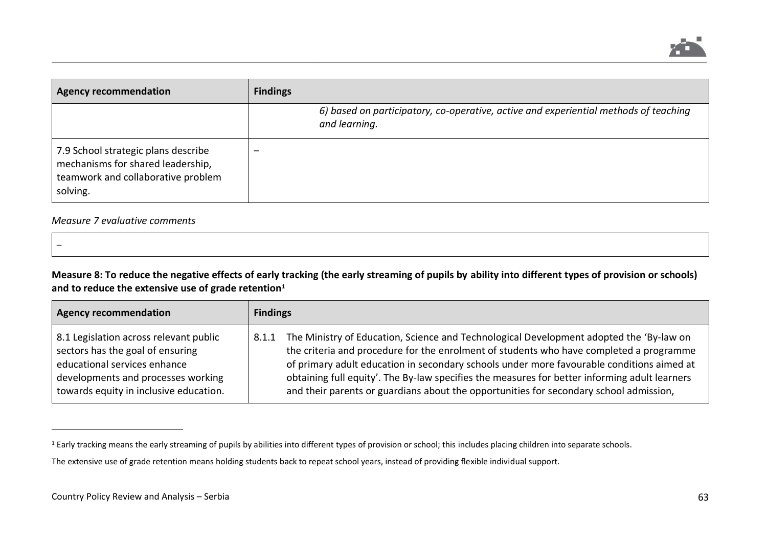| Agency recommendation | Findings |
| --- | --- |
| | *6) based on participatory, co-operative, active and experiential methods of teaching and learning.* |
| 7.9 School strategic plans describe mechanisms for shared leadership, teamwork and collaborative problem solving. | – |

*Measure 7 evaluative comments*

| – |
| --- |

**Measure 8: To reduce the negative effects of early tracking (the early streaming of pupils by ability into different types of provision or schools) and to reduce the extensive use of grade retention[1]**

| Agency recommendation | Findings |
| --- | --- |
| 8.1 Legislation across relevant public sectors has the goal of ensuring educational services enhance developments and processes working towards equity in inclusive education. | 8.1.1 The Ministry of Education, Science and Technological Development adopted the 'By-law on the criteria and procedure for the enrolment of students who have completed a programme of primary adult education in secondary schools under more favourable conditions aimed at obtaining full equity'. The By-law specifies the measures for better informing adult learners and their parents or guardians about the opportunities for secondary school admission, |

[1] Early tracking means the early streaming of pupils by abilities into different types of provision or school; this includes placing children into separate schools.

The extensive use of grade retention means holding students back to repeat school years, instead of providing flexible individual support.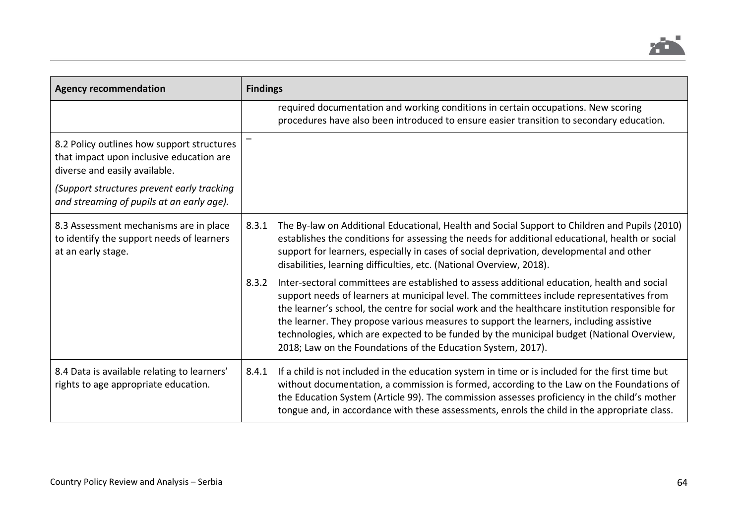| Agency recommendation | Findings |
|---|---|
| | required documentation and working conditions in certain occupations. New scoring procedures have also been introduced to ensure easier transition to secondary education. |
| 8.2 Policy outlines how support structures that impact upon inclusive education are diverse and easily available. *(Support structures prevent early tracking and streaming of pupils at an early age).* | – |
| 8.3 Assessment mechanisms are in place to identify the support needs of learners at an early stage. | 8.3.1 The By-law on Additional Educational, Health and Social Support to Children and Pupils (2010) establishes the conditions for assessing the needs for additional educational, health or social support for learners, especially in cases of social deprivation, developmental and other disabilities, learning difficulties, etc. (National Overview, 2018). |
| | 8.3.2 Inter-sectoral committees are established to assess additional education, health and social support needs of learners at municipal level. The committees include representatives from the learner's school, the centre for social work and the healthcare institution responsible for the learner. They propose various measures to support the learners, including assistive technologies, which are expected to be funded by the municipal budget (National Overview, 2018; Law on the Foundations of the Education System, 2017). |
| 8.4 Data is available relating to learners' rights to age appropriate education. | 8.4.1 If a child is not included in the education system in time or is included for the first time but without documentation, a commission is formed, according to the Law on the Foundations of the Education System (Article 99). The commission assesses proficiency in the child's mother tongue and, in accordance with these assessments, enrols the child in the appropriate class. |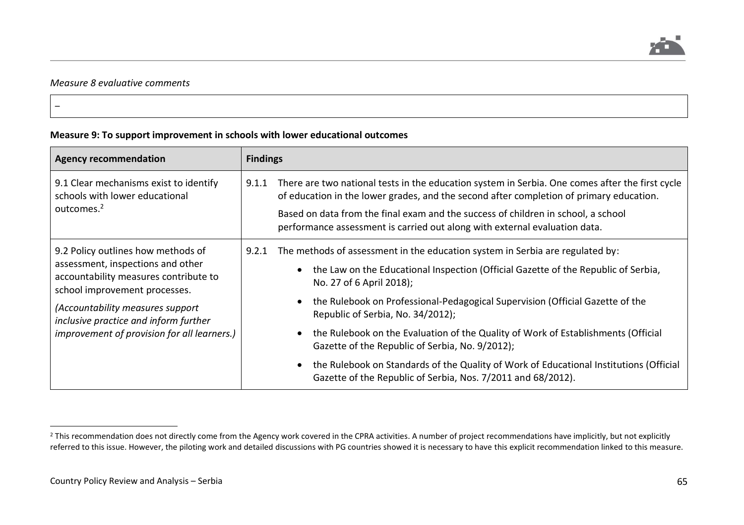*Measure 8 evaluative comments*

| – |
|---|

**Measure 9: To support improvement in schools with lower educational outcomes**

| Agency recommendation | Findings |
|---|---|
| 9.1 Clear mechanisms exist to identify schools with lower educational outcomes.[2] | 9.1.1 There are two national tests in the education system in Serbia. One comes after the first cycle of education in the lower grades, and the second after completion of primary education.<br><br>Based on data from the final exam and the success of children in school, a school performance assessment is carried out along with external evaluation data. |
| 9.2 Policy outlines how methods of assessment, inspections and other accountability measures contribute to school improvement processes.<br><br>*(Accountability measures support inclusive practice and inform further improvement of provision for all learners.)* | 9.2.1 The methods of assessment in the education system in Serbia are regulated by:<br><br>• the Law on the Educational Inspection (Official Gazette of the Republic of Serbia, No. 27 of 6 April 2018);<br><br>• the Rulebook on Professional-Pedagogical Supervision (Official Gazette of the Republic of Serbia, No. 34/2012);<br><br>• the Rulebook on the Evaluation of the Quality of Work of Establishments (Official Gazette of the Republic of Serbia, No. 9/2012);<br><br>• the Rulebook on Standards of the Quality of Work of Educational Institutions (Official Gazette of the Republic of Serbia, Nos. 7/2011 and 68/2012). |

[2] This recommendation does not directly come from the Agency work covered in the CPRA activities. A number of project recommendations have implicitly, but not explicitly referred to this issue. However, the piloting work and detailed discussions with PG countries showed it is necessary to have this explicit recommendation linked to this measure.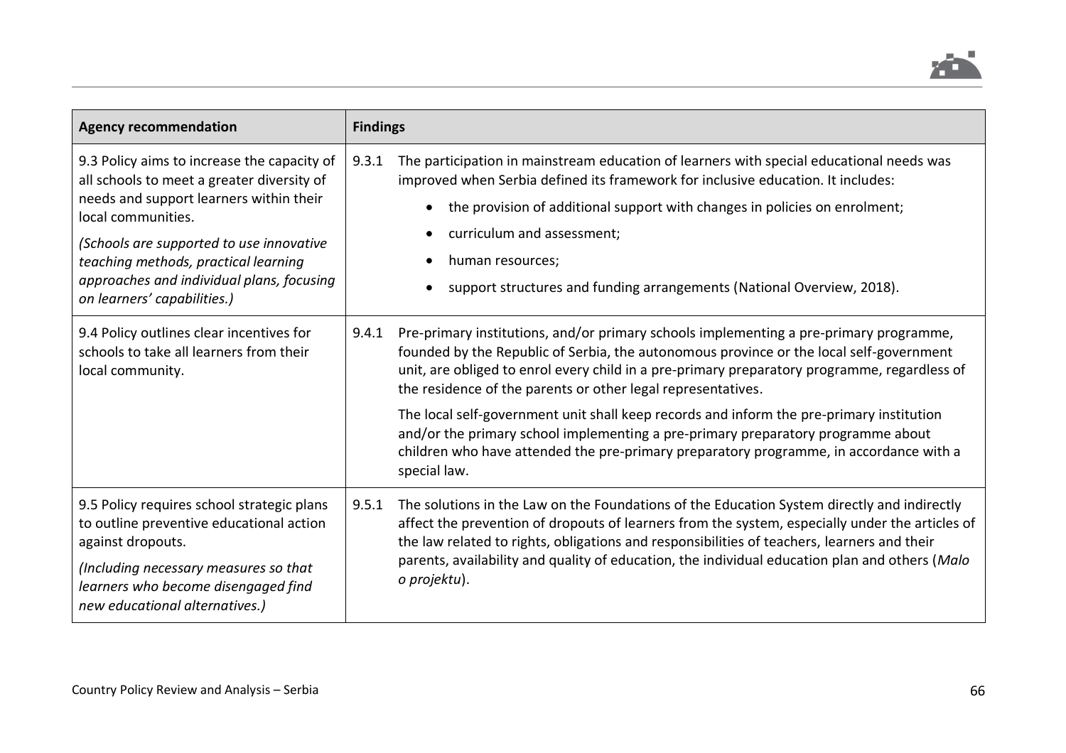| Agency recommendation | Findings |
| --- | --- |
| 9.3 Policy aims to increase the capacity of all schools to meet a greater diversity of needs and support learners within their local communities.<br><br>*(Schools are supported to use innovative teaching methods, practical learning approaches and individual plans, focusing on learners' capabilities.)* | 9.3.1 The participation in mainstream education of learners with special educational needs was improved when Serbia defined its framework for inclusive education. It includes:<br>• the provision of additional support with changes in policies on enrolment;<br>• curriculum and assessment;<br>• human resources;<br>• support structures and funding arrangements (National Overview, 2018). |
| 9.4 Policy outlines clear incentives for schools to take all learners from their local community. | 9.4.1 Pre-primary institutions, and/or primary schools implementing a pre-primary programme, founded by the Republic of Serbia, the autonomous province or the local self-government unit, are obliged to enrol every child in a pre-primary preparatory programme, regardless of the residence of the parents or other legal representatives.<br><br>The local self-government unit shall keep records and inform the pre-primary institution and/or the primary school implementing a pre-primary preparatory programme about children who have attended the pre-primary preparatory programme, in accordance with a special law. |
| 9.5 Policy requires school strategic plans to outline preventive educational action against dropouts.<br><br>*(Including necessary measures so that learners who become disengaged find new educational alternatives.)* | 9.5.1 The solutions in the Law on the Foundations of the Education System directly and indirectly affect the prevention of dropouts of learners from the system, especially under the articles of the law related to rights, obligations and responsibilities of teachers, learners and their parents, availability and quality of education, the individual education plan and others (*Malo o projektu*). |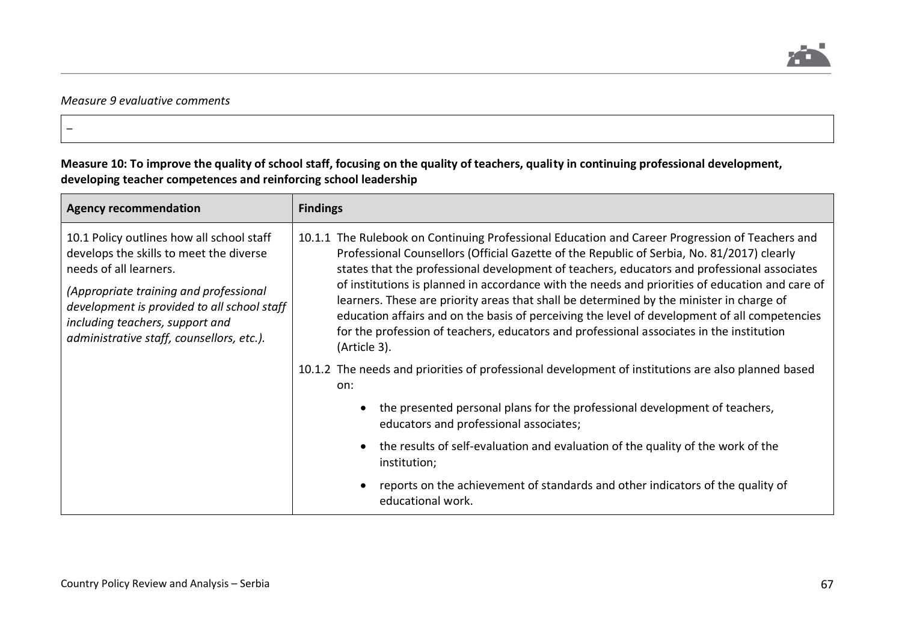*Measure 9 evaluative comments*

| – |
|---|

**Measure 10: To improve the quality of school staff, focusing on the quality of teachers, quality in continuing professional development, developing teacher competences and reinforcing school leadership**

| Agency recommendation | Findings |
|---|---|
| 10.1 Policy outlines how all school staff develops the skills to meet the diverse needs of all learners.<br><br>*(Appropriate training and professional development is provided to all school staff including teachers, support and administrative staff, counsellors, etc.).* | 10.1.1 The Rulebook on Continuing Professional Education and Career Progression of Teachers and Professional Counsellors (Official Gazette of the Republic of Serbia, No. 81/2017) clearly states that the professional development of teachers, educators and professional associates of institutions is planned in accordance with the needs and priorities of education and care of learners. These are priority areas that shall be determined by the minister in charge of education affairs and on the basis of perceiving the level of development of all competencies for the profession of teachers, educators and professional associates in the institution (Article 3).<br><br>10.1.2 The needs and priorities of professional development of institutions are also planned based on:<br>• the presented personal plans for the professional development of teachers, educators and professional associates;<br>• the results of self-evaluation and evaluation of the quality of the work of the institution;<br>• reports on the achievement of standards and other indicators of the quality of educational work. |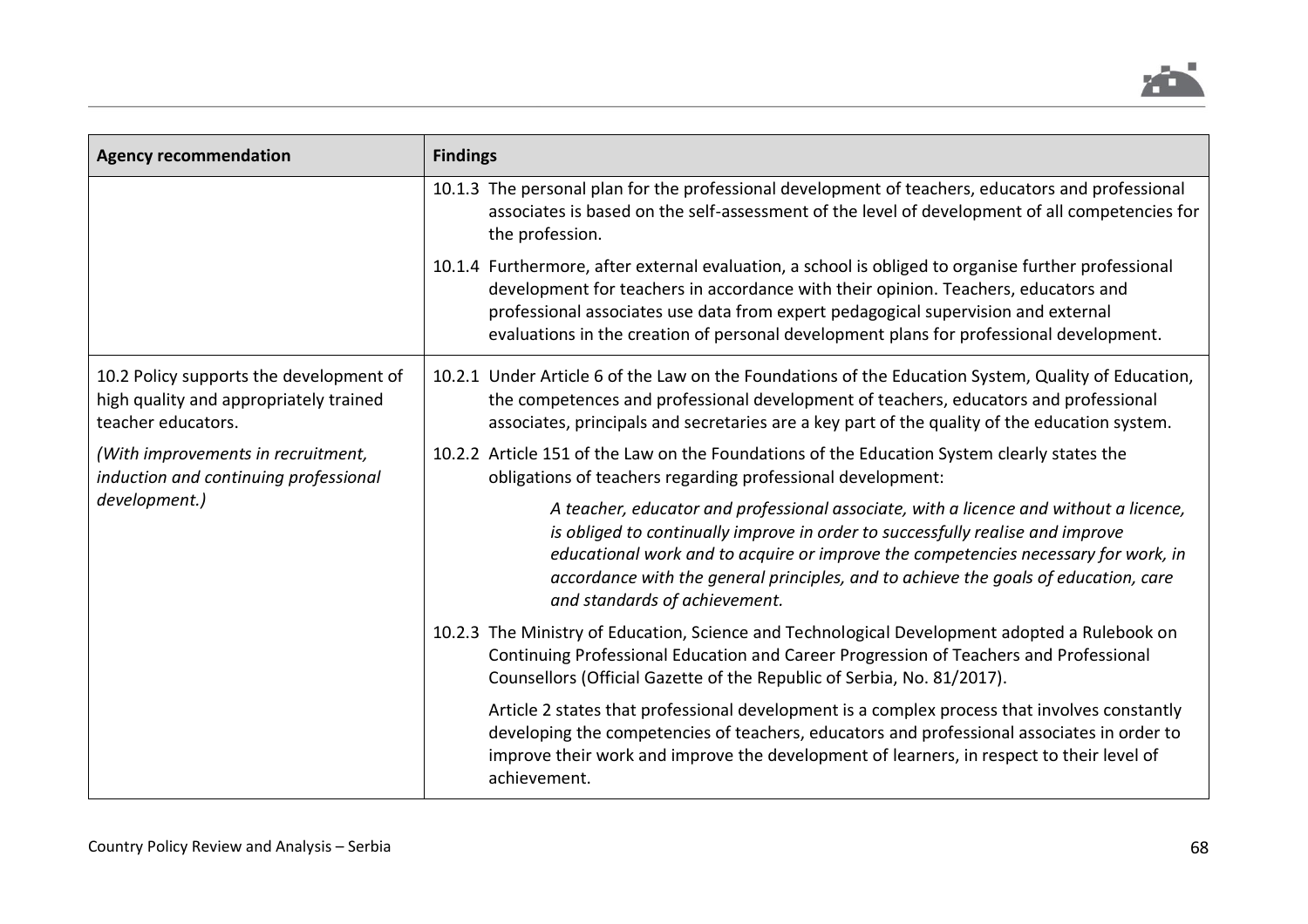| Agency recommendation | Findings |
| --- | --- |
| | 10.1.3 The personal plan for the professional development of teachers, educators and professional associates is based on the self-assessment of the level of development of all competencies for the profession.<br><br>10.1.4 Furthermore, after external evaluation, a school is obliged to organise further professional development for teachers in accordance with their opinion. Teachers, educators and professional associates use data from expert pedagogical supervision and external evaluations in the creation of personal development plans for professional development. |
| 10.2 Policy supports the development of high quality and appropriately trained teacher educators.<br><br>*(With improvements in recruitment, induction and continuing professional development.)* | 10.2.1 Under Article 6 of the Law on the Foundations of the Education System, Quality of Education, the competences and professional development of teachers, educators and professional associates, principals and secretaries are a key part of the quality of the education system.<br><br>10.2.2 Article 151 of the Law on the Foundations of the Education System clearly states the obligations of teachers regarding professional development:<br><br>*A teacher, educator and professional associate, with a licence and without a licence, is obliged to continually improve in order to successfully realise and improve educational work and to acquire or improve the competencies necessary for work, in accordance with the general principles, and to achieve the goals of education, care and standards of achievement.*<br><br>10.2.3 The Ministry of Education, Science and Technological Development adopted a Rulebook on Continuing Professional Education and Career Progression of Teachers and Professional Counsellors (Official Gazette of the Republic of Serbia, No. 81/2017).<br><br>Article 2 states that professional development is a complex process that involves constantly developing the competencies of teachers, educators and professional associates in order to improve their work and improve the development of learners, in respect to their level of achievement. |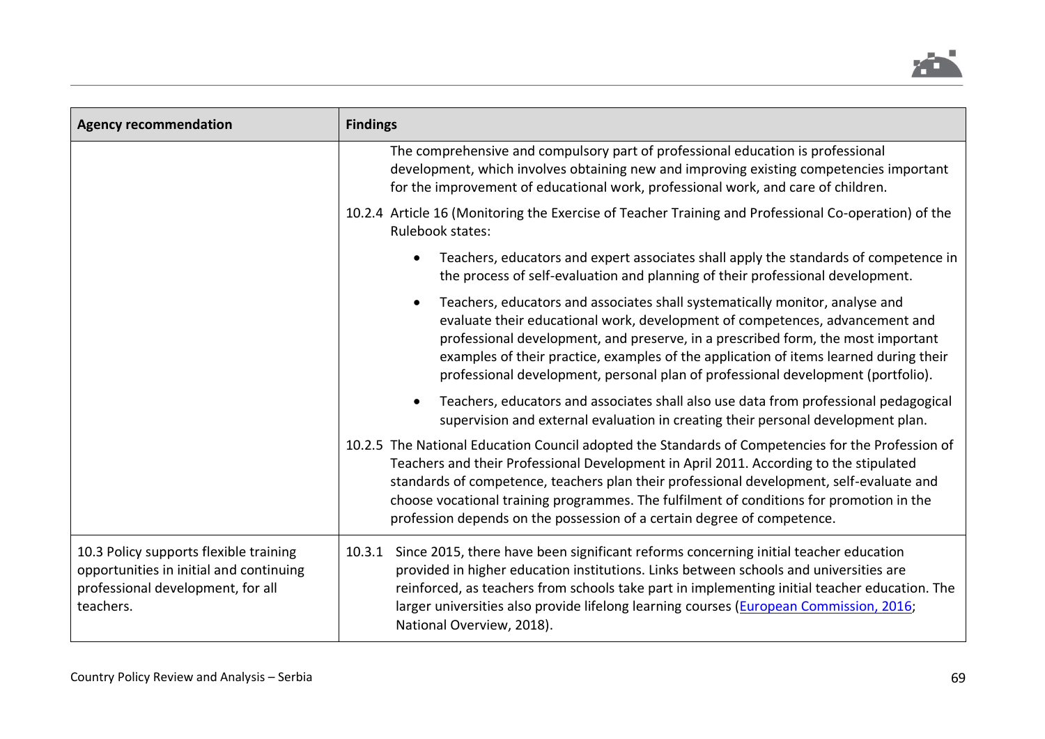| Agency recommendation | Findings |
| --- | --- |
| | The comprehensive and compulsory part of professional education is professional development, which involves obtaining new and improving existing competencies important for the improvement of educational work, professional work, and care of children.<br><br>10.2.4 Article 16 (Monitoring the Exercise of Teacher Training and Professional Co-operation) of the Rulebook states:<br><br>• Teachers, educators and expert associates shall apply the standards of competence in the process of self-evaluation and planning of their professional development.<br><br>• Teachers, educators and associates shall systematically monitor, analyse and evaluate their educational work, development of competences, advancement and professional development, and preserve, in a prescribed form, the most important examples of their practice, examples of the application of items learned during their professional development, personal plan of professional development (portfolio).<br><br>• Teachers, educators and associates shall also use data from professional pedagogical supervision and external evaluation in creating their personal development plan.<br><br>10.2.5 The National Education Council adopted the Standards of Competencies for the Profession of Teachers and their Professional Development in April 2011. According to the stipulated standards of competence, teachers plan their professional development, self-evaluate and choose vocational training programmes. The fulfilment of conditions for promotion in the profession depends on the possession of a certain degree of competence. |
| 10.3 Policy supports flexible training opportunities in initial and continuing professional development, for all teachers. | 10.3.1 Since 2015, there have been significant reforms concerning initial teacher education provided in higher education institutions. Links between schools and universities are reinforced, as teachers from schools take part in implementing initial teacher education. The larger universities also provide lifelong learning courses (European Commission, 2016; National Overview, 2018). |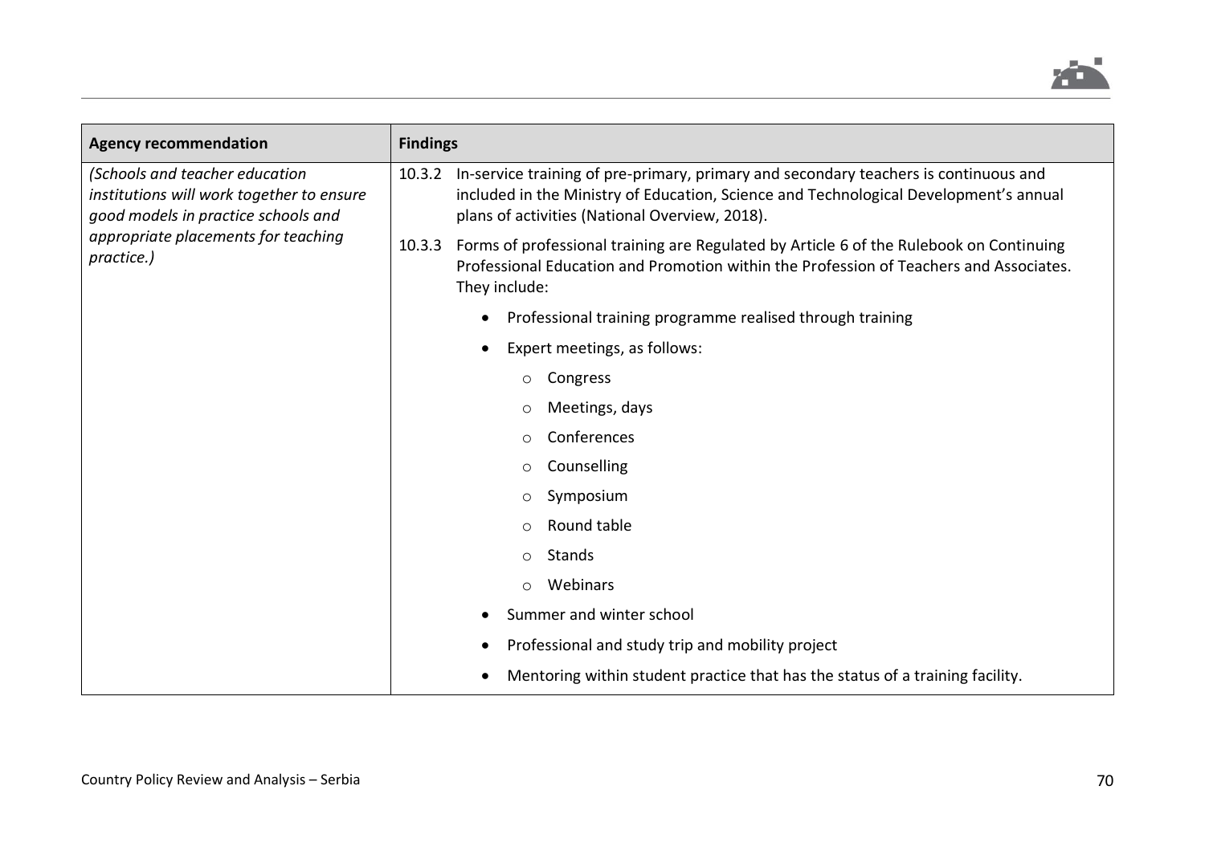| Agency recommendation | Findings |
| --- | --- |
| *(Schools and teacher education institutions will work together to ensure good models in practice schools and appropriate placements for teaching practice.)* | 10.3.2 In-service training of pre-primary, primary and secondary teachers is continuous and included in the Ministry of Education, Science and Technological Development's annual plans of activities (National Overview, 2018).<br><br>10.3.3 Forms of professional training are Regulated by Article 6 of the Rulebook on Continuing Professional Education and Promotion within the Profession of Teachers and Associates. They include:<br>• Professional training programme realised through training<br>• Expert meetings, as follows:<br>  ○ Congress<br>  ○ Meetings, days<br>  ○ Conferences<br>  ○ Counselling<br>  ○ Symposium<br>  ○ Round table<br>  ○ Stands<br>  ○ Webinars<br>• Summer and winter school<br>• Professional and study trip and mobility project<br>• Mentoring within student practice that has the status of a training facility. |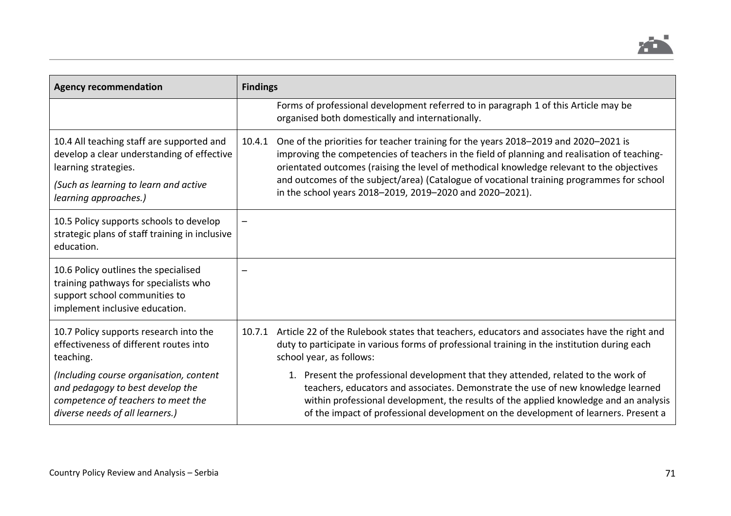| Agency recommendation | Findings |
|---|---|
| | Forms of professional development referred to in paragraph 1 of this Article may be organised both domestically and internationally. |
| 10.4 All teaching staff are supported and develop a clear understanding of effective learning strategies.<br>*(Such as learning to learn and active learning approaches.)* | 10.4.1 One of the priorities for teacher training for the years 2018–2019 and 2020–2021 is improving the competencies of teachers in the field of planning and realisation of teaching-orientated outcomes (raising the level of methodical knowledge relevant to the objectives and outcomes of the subject/area) (Catalogue of vocational training programmes for school in the school years 2018–2019, 2019–2020 and 2020–2021). |
| 10.5 Policy supports schools to develop strategic plans of staff training in inclusive education. | – |
| 10.6 Policy outlines the specialised training pathways for specialists who support school communities to implement inclusive education. | – |
| 10.7 Policy supports research into the effectiveness of different routes into teaching.<br>*(Including course organisation, content and pedagogy to best develop the competence of teachers to meet the diverse needs of all learners.)* | 10.7.1 Article 22 of the Rulebook states that teachers, educators and associates have the right and duty to participate in various forms of professional training in the institution during each school year, as follows:<br>1. Present the professional development that they attended, related to the work of teachers, educators and associates. Demonstrate the use of new knowledge learned within professional development, the results of the applied knowledge and an analysis of the impact of professional development on the development of learners. Present a |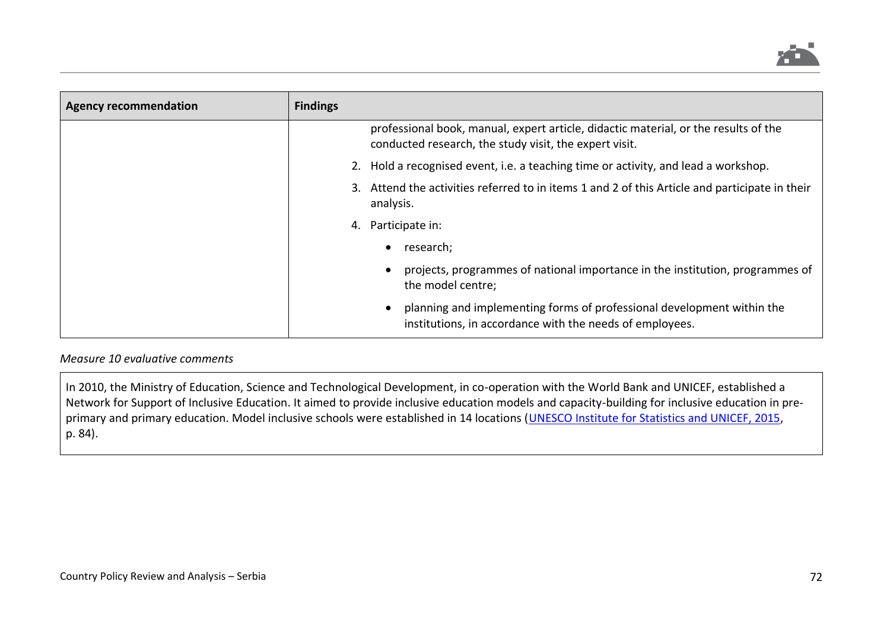| Agency recommendation | Findings |
|---|---|
| | professional book, manual, expert article, didactic material, or the results of the conducted research, the study visit, the expert visit.<br>2. Hold a recognised event, i.e. a teaching time or activity, and lead a workshop.<br>3. Attend the activities referred to in items 1 and 2 of this Article and participate in their analysis.<br>4. Participate in:<br>• research;<br>• projects, programmes of national importance in the institution, programmes of the model centre;<br>• planning and implementing forms of professional development within the institutions, in accordance with the needs of employees. |

*Measure 10 evaluative comments*

In 2010, the Ministry of Education, Science and Technological Development, in co-operation with the World Bank and UNICEF, established a Network for Support of Inclusive Education. It aimed to provide inclusive education models and capacity-building for inclusive education in pre-primary and primary education. Model inclusive schools were established in 14 locations (UNESCO Institute for Statistics and UNICEF, 2015, p. 84).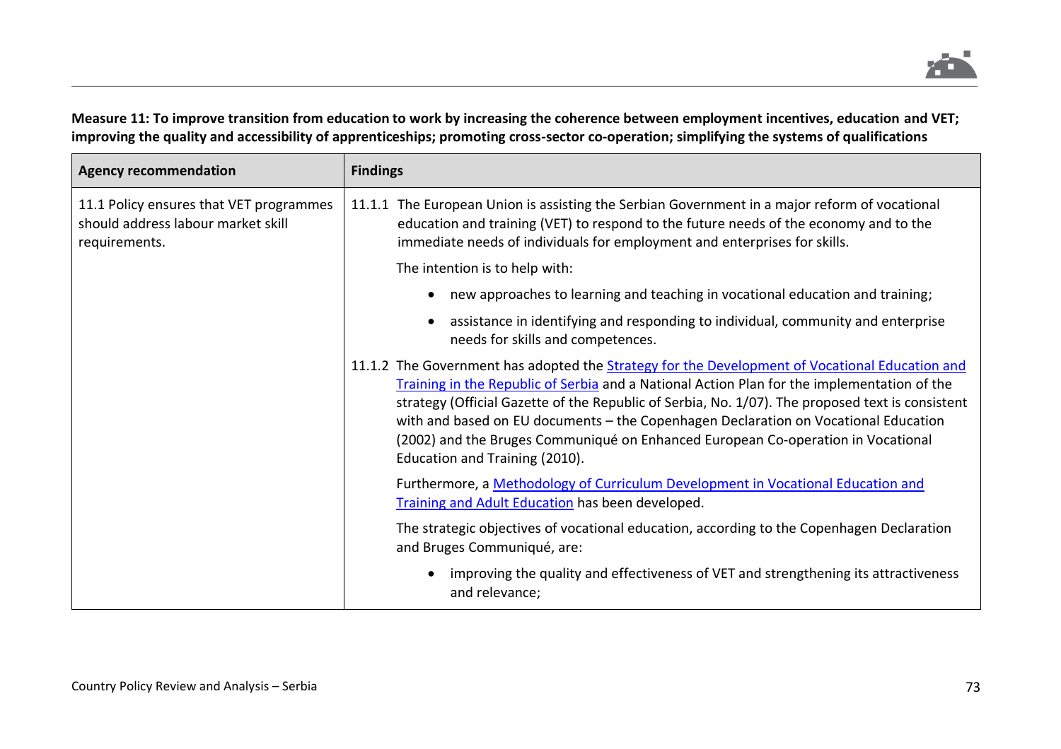**Measure 11: To improve transition from education to work by increasing the coherence between employment incentives, education and VET; improving the quality and accessibility of apprenticeships; promoting cross-sector co-operation; simplifying the systems of qualifications**

| Agency recommendation | Findings |
| --- | --- |
| 11.1 Policy ensures that VET programmes should address labour market skill requirements. | 11.1.1 The European Union is assisting the Serbian Government in a major reform of vocational education and training (VET) to respond to the future needs of the economy and to the immediate needs of individuals for employment and enterprises for skills.<br><br>The intention is to help with:<br><br>• new approaches to learning and teaching in vocational education and training;<br>• assistance in identifying and responding to individual, community and enterprise needs for skills and competences.<br><br>11.1.2 The Government has adopted the Strategy for the Development of Vocational Education and Training in the Republic of Serbia and a National Action Plan for the implementation of the strategy (Official Gazette of the Republic of Serbia, No. 1/07). The proposed text is consistent with and based on EU documents – the Copenhagen Declaration on Vocational Education (2002) and the Bruges Communiqué on Enhanced European Co-operation in Vocational Education and Training (2010).<br><br>Furthermore, a Methodology of Curriculum Development in Vocational Education and Training and Adult Education has been developed.<br><br>The strategic objectives of vocational education, according to the Copenhagen Declaration and Bruges Communiqué, are:<br><br>• improving the quality and effectiveness of VET and strengthening its attractiveness and relevance; |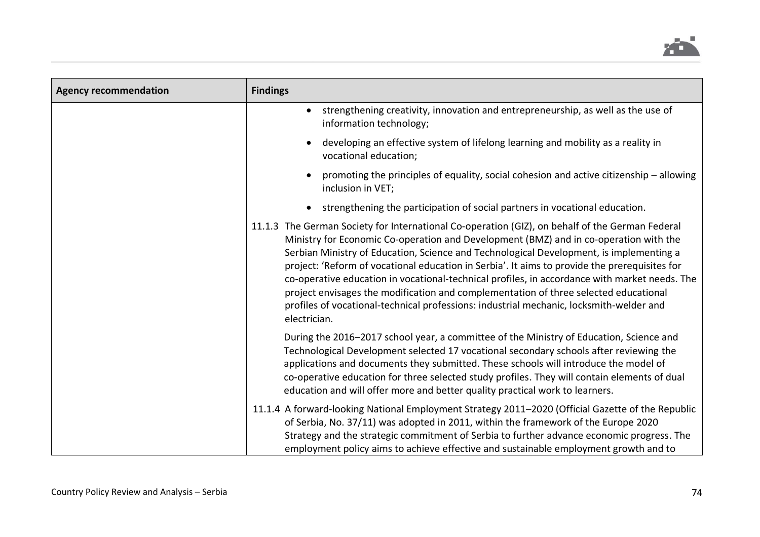| Agency recommendation | Findings |
|---|---|
| | • strengthening creativity, innovation and entrepreneurship, as well as the use of information technology;<br><br>• developing an effective system of lifelong learning and mobility as a reality in vocational education;<br><br>• promoting the principles of equality, social cohesion and active citizenship – allowing inclusion in VET;<br><br>• strengthening the participation of social partners in vocational education.<br><br>11.1.3 The German Society for International Co-operation (GIZ), on behalf of the German Federal Ministry for Economic Co-operation and Development (BMZ) and in co-operation with the Serbian Ministry of Education, Science and Technological Development, is implementing a project: 'Reform of vocational education in Serbia'. It aims to provide the prerequisites for co-operative education in vocational-technical profiles, in accordance with market needs. The project envisages the modification and complementation of three selected educational profiles of vocational-technical professions: industrial mechanic, locksmith-welder and electrician.<br><br>During the 2016–2017 school year, a committee of the Ministry of Education, Science and Technological Development selected 17 vocational secondary schools after reviewing the applications and documents they submitted. These schools will introduce the model of co-operative education for three selected study profiles. They will contain elements of dual education and will offer more and better quality practical work to learners.<br><br>11.1.4 A forward-looking National Employment Strategy 2011–2020 (Official Gazette of the Republic of Serbia, No. 37/11) was adopted in 2011, within the framework of the Europe 2020 Strategy and the strategic commitment of Serbia to further advance economic progress. The employment policy aims to achieve effective and sustainable employment growth and to |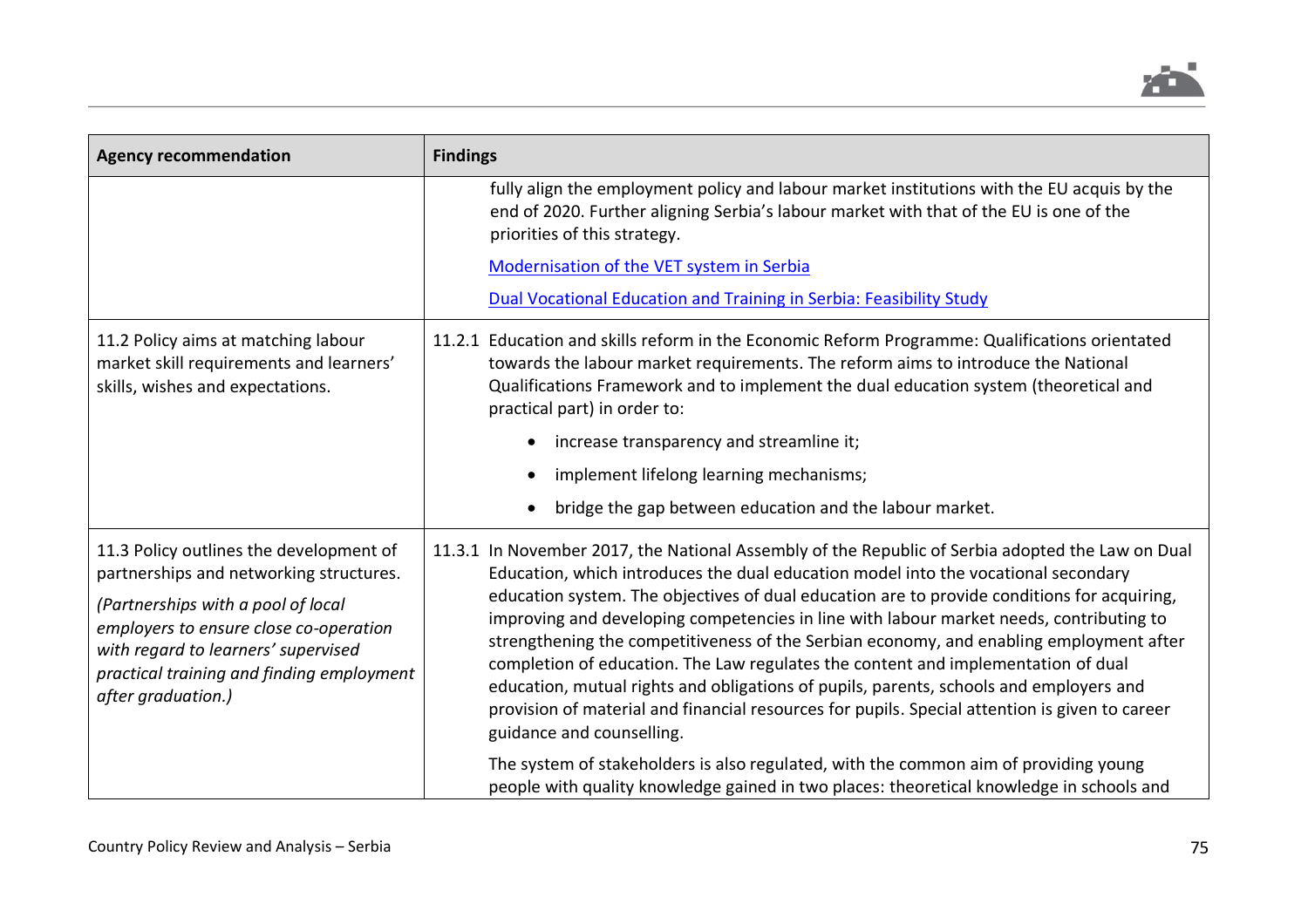| Agency recommendation | Findings |
|---|---|
| | fully align the employment policy and labour market institutions with the EU acquis by the end of 2020. Further aligning Serbia's labour market with that of the EU is one of the priorities of this strategy.<br><br>Modernisation of the VET system in Serbia<br><br>Dual Vocational Education and Training in Serbia: Feasibility Study |
| 11.2 Policy aims at matching labour market skill requirements and learners' skills, wishes and expectations. | 11.2.1 Education and skills reform in the Economic Reform Programme: Qualifications orientated towards the labour market requirements. The reform aims to introduce the National Qualifications Framework and to implement the dual education system (theoretical and practical part) in order to:<br><br>• increase transparency and streamline it;<br>• implement lifelong learning mechanisms;<br>• bridge the gap between education and the labour market. |
| 11.3 Policy outlines the development of partnerships and networking structures.<br><br>*(Partnerships with a pool of local employers to ensure close co-operation with regard to learners' supervised practical training and finding employment after graduation.)* | 11.3.1 In November 2017, the National Assembly of the Republic of Serbia adopted the Law on Dual Education, which introduces the dual education model into the vocational secondary education system. The objectives of dual education are to provide conditions for acquiring, improving and developing competencies in line with labour market needs, contributing to strengthening the competitiveness of the Serbian economy, and enabling employment after completion of education. The Law regulates the content and implementation of dual education, mutual rights and obligations of pupils, parents, schools and employers and provision of material and financial resources for pupils. Special attention is given to career guidance and counselling.<br><br>The system of stakeholders is also regulated, with the common aim of providing young people with quality knowledge gained in two places: theoretical knowledge in schools and |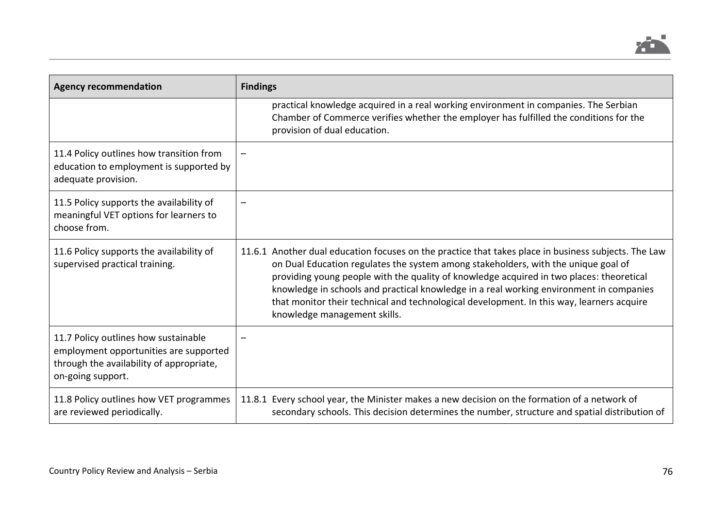| Agency recommendation | Findings |
|---|---|
| | practical knowledge acquired in a real working environment in companies. The Serbian Chamber of Commerce verifies whether the employer has fulfilled the conditions for the provision of dual education. |
| 11.4 Policy outlines how transition from education to employment is supported by adequate provision. | – |
| 11.5 Policy supports the availability of meaningful VET options for learners to choose from. | – |
| 11.6 Policy supports the availability of supervised practical training. | 11.6.1 Another dual education focuses on the practice that takes place in business subjects. The Law on Dual Education regulates the system among stakeholders, with the unique goal of providing young people with the quality of knowledge acquired in two places: theoretical knowledge in schools and practical knowledge in a real working environment in companies that monitor their technical and technological development. In this way, learners acquire knowledge management skills. |
| 11.7 Policy outlines how sustainable employment opportunities are supported through the availability of appropriate, on-going support. | – |
| 11.8 Policy outlines how VET programmes are reviewed periodically. | 11.8.1 Every school year, the Minister makes a new decision on the formation of a network of secondary schools. This decision determines the number, structure and spatial distribution of |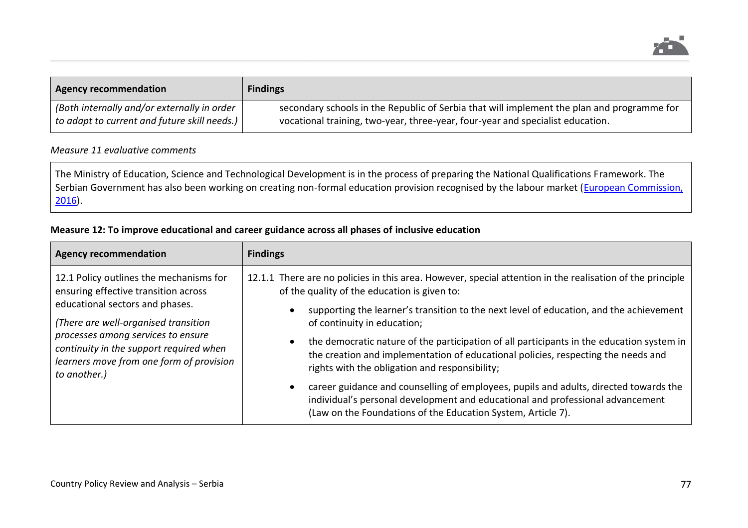| Agency recommendation | Findings |
| --- | --- |
| *(Both internally and/or externally in order to adapt to current and future skill needs.)* | secondary schools in the Republic of Serbia that will implement the plan and programme for vocational training, two-year, three-year, four-year and specialist education. |

*Measure 11 evaluative comments*

The Ministry of Education, Science and Technological Development is in the process of preparing the National Qualifications Framework. The Serbian Government has also been working on creating non-formal education provision recognised by the labour market (European Commission, 2016).

**Measure 12: To improve educational and career guidance across all phases of inclusive education**

| Agency recommendation | Findings |
| --- | --- |
| 12.1 Policy outlines the mechanisms for ensuring effective transition across educational sectors and phases. *(There are well-organised transition processes among services to ensure continuity in the support required when learners move from one form of provision to another.)* | 12.1.1 There are no policies in this area. However, special attention in the realisation of the principle of the quality of the education is given to: • supporting the learner's transition to the next level of education, and the achievement of continuity in education; • the democratic nature of the participation of all participants in the education system in the creation and implementation of educational policies, respecting the needs and rights with the obligation and responsibility; • career guidance and counselling of employees, pupils and adults, directed towards the individual's personal development and educational and professional advancement (Law on the Foundations of the Education System, Article 7). |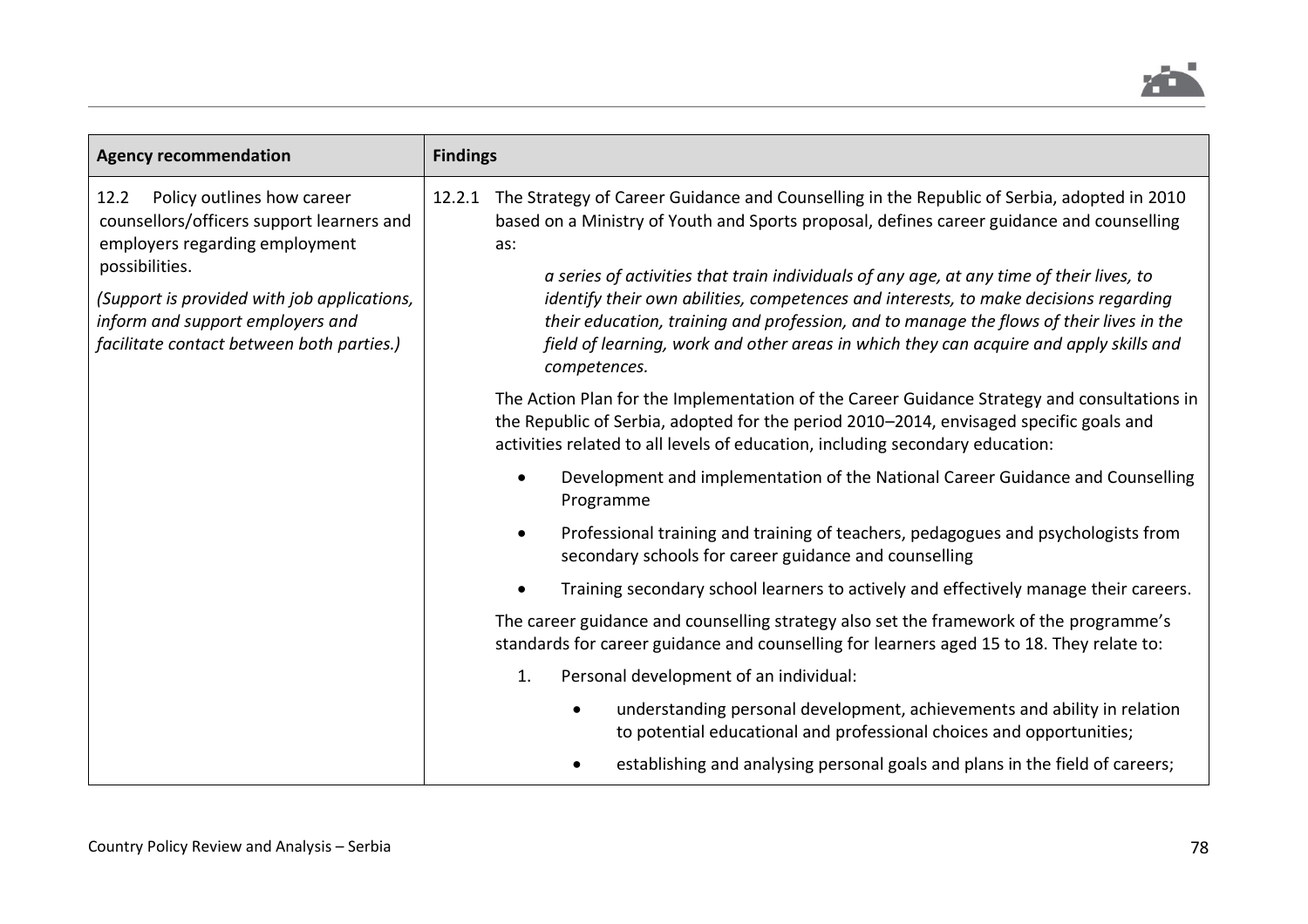| Agency recommendation | Findings |
| --- | --- |
| 12.2 Policy outlines how career counsellors/officers support learners and employers regarding employment possibilities.<br><br>*(Support is provided with job applications, inform and support employers and facilitate contact between both parties.)* | 12.2.1 The Strategy of Career Guidance and Counselling in the Republic of Serbia, adopted in 2010 based on a Ministry of Youth and Sports proposal, defines career guidance and counselling as:<br><br>*a series of activities that train individuals of any age, at any time of their lives, to identify their own abilities, competences and interests, to make decisions regarding their education, training and profession, and to manage the flows of their lives in the field of learning, work and other areas in which they can acquire and apply skills and competences.*<br><br>The Action Plan for the Implementation of the Career Guidance Strategy and consultations in the Republic of Serbia, adopted for the period 2010–2014, envisaged specific goals and activities related to all levels of education, including secondary education:<br><br>• Development and implementation of the National Career Guidance and Counselling Programme<br><br>• Professional training and training of teachers, pedagogues and psychologists from secondary schools for career guidance and counselling<br><br>• Training secondary school learners to actively and effectively manage their careers.<br><br>The career guidance and counselling strategy also set the framework of the programme's standards for career guidance and counselling for learners aged 15 to 18. They relate to:<br><br>1. Personal development of an individual:<br><br>• understanding personal development, achievements and ability in relation to potential educational and professional choices and opportunities;<br><br>• establishing and analysing personal goals and plans in the field of careers; |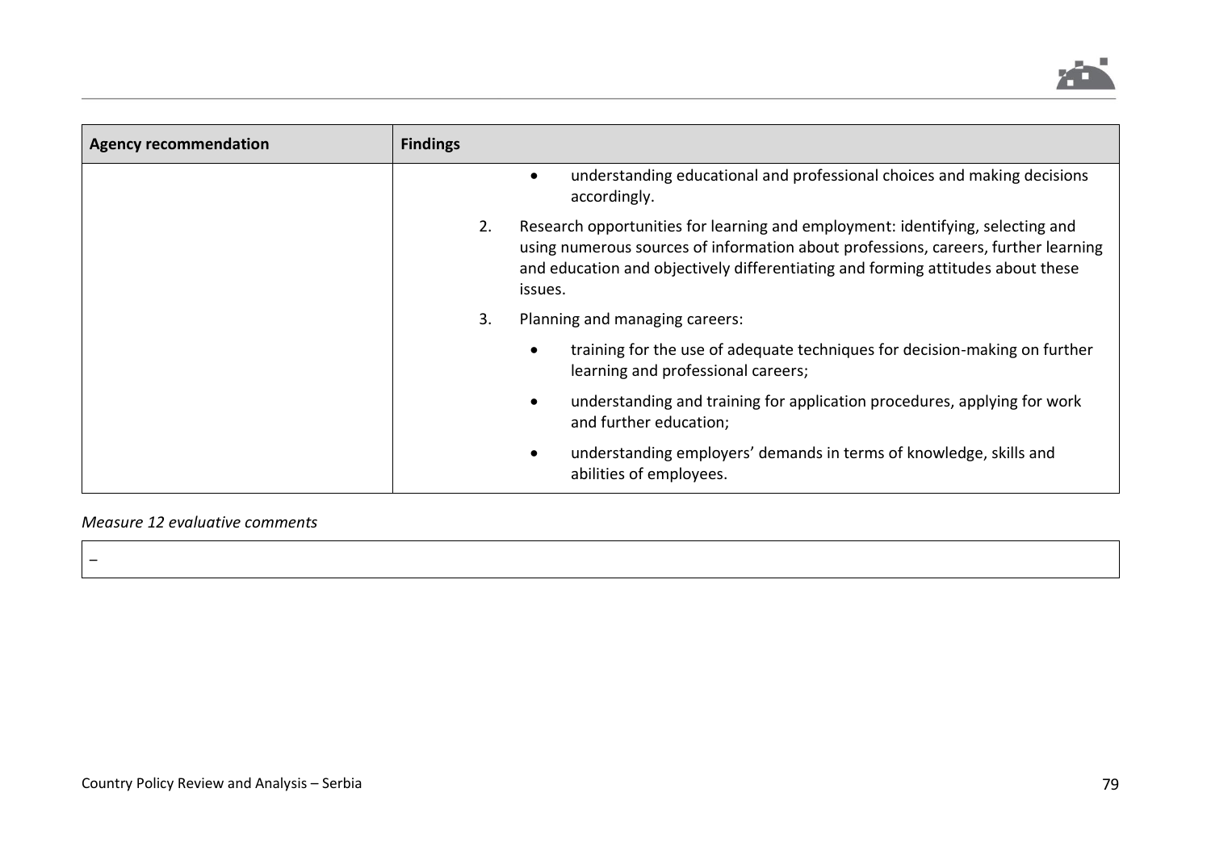| Agency recommendation | Findings |
|---|---|
| | • understanding educational and professional choices and making decisions accordingly.<br>2. Research opportunities for learning and employment: identifying, selecting and using numerous sources of information about professions, careers, further learning and education and objectively differentiating and forming attitudes about these issues.<br>3. Planning and managing careers:<br>• training for the use of adequate techniques for decision-making on further learning and professional careers;<br>• understanding and training for application procedures, applying for work and further education;<br>• understanding employers' demands in terms of knowledge, skills and abilities of employees. |

*Measure 12 evaluative comments*

| |
|---|
| – |